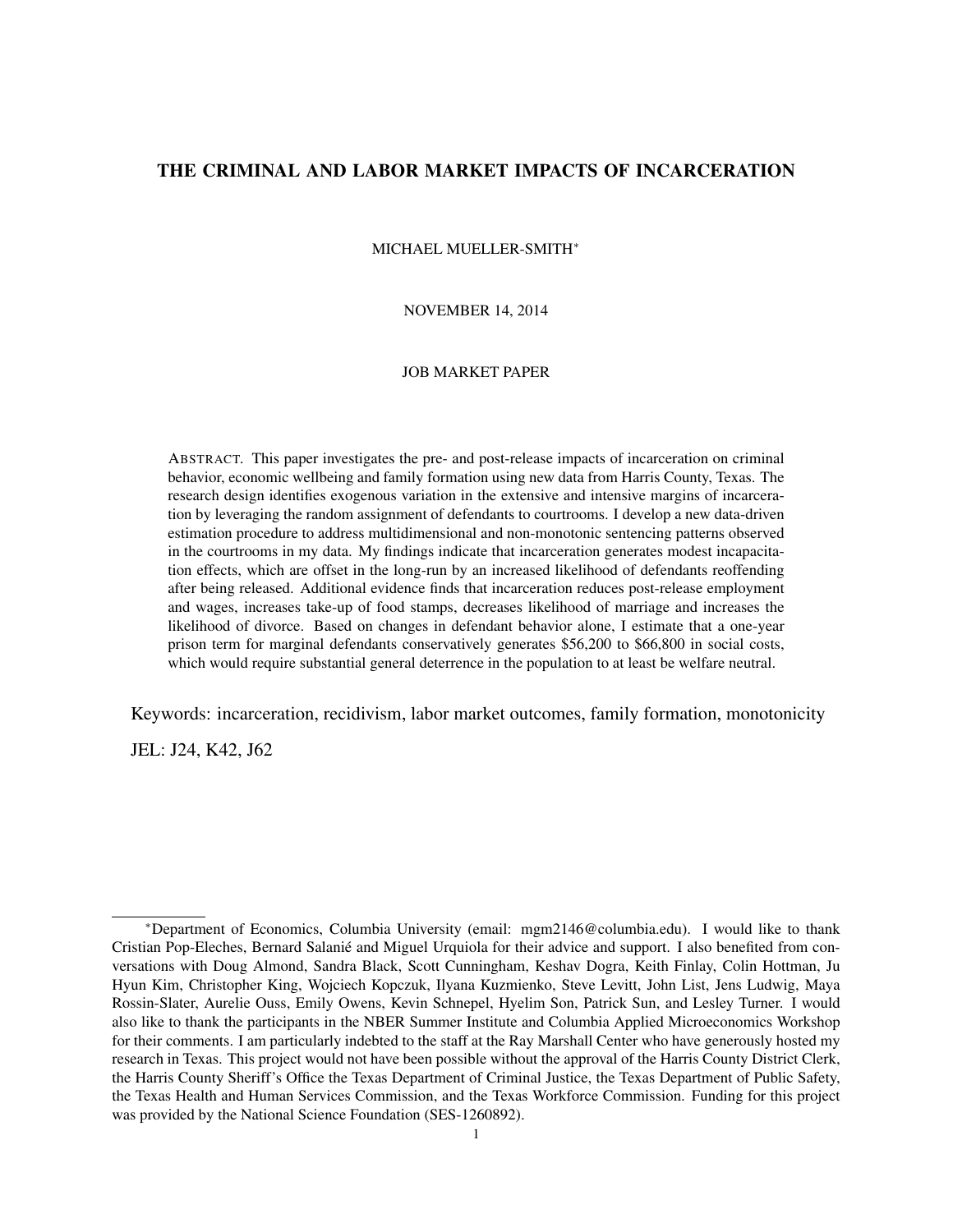# THE CRIMINAL AND LABOR MARKET IMPACTS OF INCARCERATION

MICHAEL MUELLER-SMITH*

NOVEMBER 14, 2014

JOB MARKET PAPER

ABSTRACT. This paper investigates the pre- and post-release impacts of incarceration on criminal behavior, economic wellbeing and family formation using new data from Harris County, Texas. The research design identifies exogenous variation in the extensive and intensive margins of incarceration by leveraging the random assignment of defendants to courtrooms. I develop a new data-driven estimation procedure to address multidimensional and non-monotonic sentencing patterns observed in the courtrooms in my data. My findings indicate that incarceration generates modest incapacitation effects, which are offset in the long-run by an increased likelihood of defendants reoffending after being released. Additional evidence finds that incarceration reduces post-release employment and wages, increases take-up of food stamps, decreases likelihood of marriage and increases the likelihood of divorce. Based on changes in defendant behavior alone, I estimate that a one-year prison term for marginal defendants conservatively generates $56,200 to $66,800 in social costs, which would require substantial general deterrence in the population to at least be welfare neutral.

Keywords: incarceration, recidivism, labor market outcomes, family formation, monotonicity

JEL: J24, K42, J62

---

*Department of Economics, Columbia University (email: mgm2146@columbia.edu). I would like to thank Cristian Pop-Eleches, Bernard Salanié and Miguel Urquiola for their advice and support. I also benefited from conversations with Doug Almond, Sandra Black, Scott Cunningham, Keshav Dogra, Keith Finlay, Colin Hottman, Ju Hyun Kim, Christopher King, Wojciech Kopczuk, Ilyana Kuzmienko, Steve Levitt, John List, Jens Ludwig, Maya Rossin-Slater, Aurelie Ouss, Emily Owens, Kevin Schnepel, Hyelim Son, Patrick Sun, and Lesley Turner. I would also like to thank the participants in the NBER Summer Institute and Columbia Applied Microeconomics Workshop for their comments. I am particularly indebted to the staff at the Ray Marshall Center who have generously hosted my research in Texas. This project would not have been possible without the approval of the Harris County District Clerk, the Harris County Sheriff's Office the Texas Department of Criminal Justice, the Texas Department of Public Safety, the Texas Health and Human Services Commission, and the Texas Workforce Commission. Funding for this project was provided by the National Science Foundation (SES-1260892).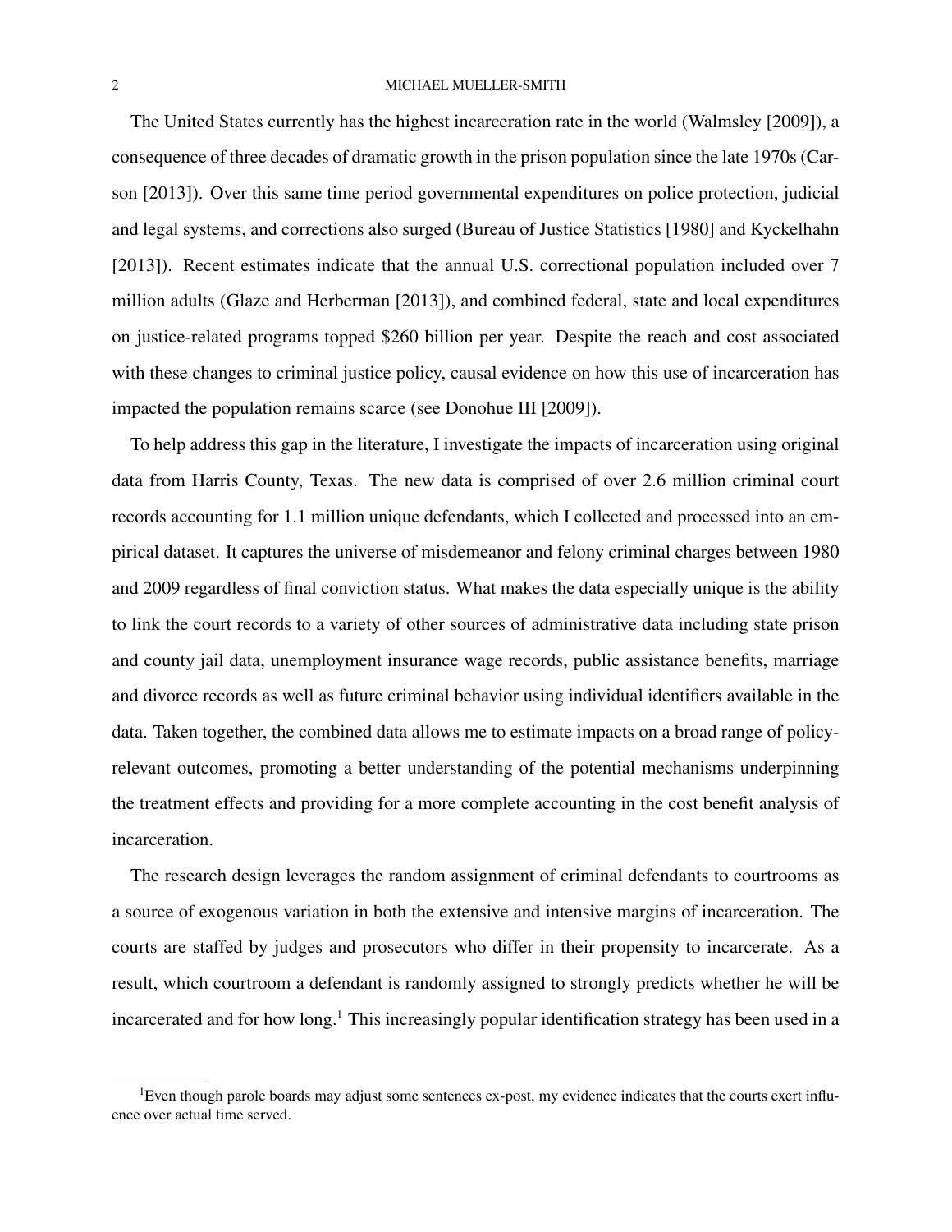The United States currently has the highest incarceration rate in the world (Walmsley [2009]), a consequence of three decades of dramatic growth in the prison population since the late 1970s (Carson [2013]). Over this same time period governmental expenditures on police protection, judicial and legal systems, and corrections also surged (Bureau of Justice Statistics [1980] and Kyckelhahn [2013]). Recent estimates indicate that the annual U.S. correctional population included over 7 million adults (Glaze and Herberman [2013]), and combined federal, state and local expenditures on justice-related programs topped $260 billion per year. Despite the reach and cost associated with these changes to criminal justice policy, causal evidence on how this use of incarceration has impacted the population remains scarce (see Donohue III [2009]).

To help address this gap in the literature, I investigate the impacts of incarceration using original data from Harris County, Texas. The new data is comprised of over 2.6 million criminal court records accounting for 1.1 million unique defendants, which I collected and processed into an empirical dataset. It captures the universe of misdemeanor and felony criminal charges between 1980 and 2009 regardless of final conviction status. What makes the data especially unique is the ability to link the court records to a variety of other sources of administrative data including state prison and county jail data, unemployment insurance wage records, public assistance benefits, marriage and divorce records as well as future criminal behavior using individual identifiers available in the data. Taken together, the combined data allows me to estimate impacts on a broad range of policy-relevant outcomes, promoting a better understanding of the potential mechanisms underpinning the treatment effects and providing for a more complete accounting in the cost benefit analysis of incarceration.

The research design leverages the random assignment of criminal defendants to courtrooms as a source of exogenous variation in both the extensive and intensive margins of incarceration. The courts are staffed by judges and prosecutors who differ in their propensity to incarcerate. As a result, which courtroom a defendant is randomly assigned to strongly predicts whether he will be incarcerated and for how long.[1] This increasingly popular identification strategy has been used in a

[1]Even though parole boards may adjust some sentences ex-post, my evidence indicates that the courts exert influence over actual time served.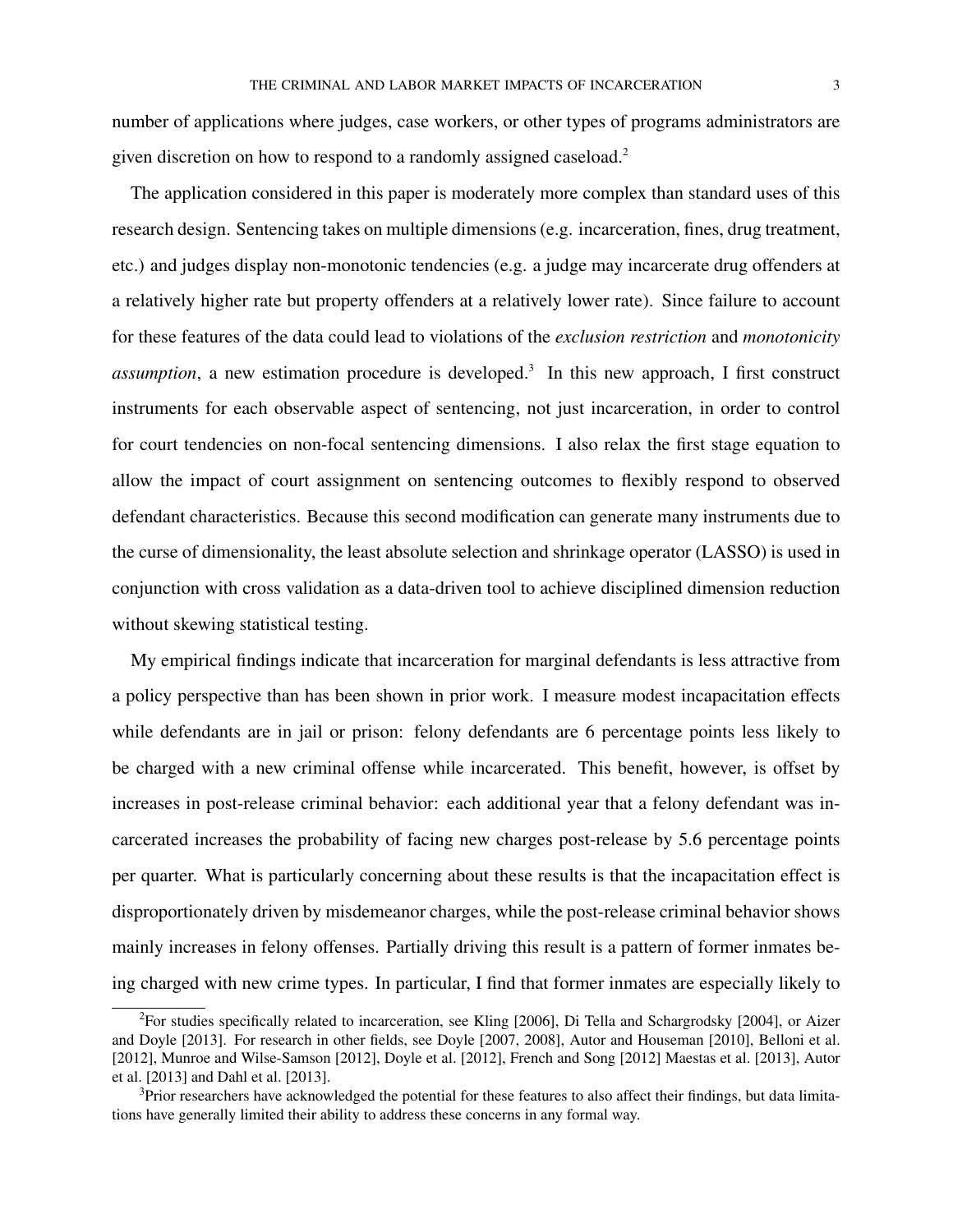number of applications where judges, case workers, or other types of programs administrators are given discretion on how to respond to a randomly assigned caseload.[2]

The application considered in this paper is moderately more complex than standard uses of this research design. Sentencing takes on multiple dimensions (e.g. incarceration, fines, drug treatment, etc.) and judges display non-monotonic tendencies (e.g. a judge may incarcerate drug offenders at a relatively higher rate but property offenders at a relatively lower rate). Since failure to account for these features of the data could lead to violations of the *exclusion restriction* and *monotonicity assumption*, a new estimation procedure is developed.[3] In this new approach, I first construct instruments for each observable aspect of sentencing, not just incarceration, in order to control for court tendencies on non-focal sentencing dimensions. I also relax the first stage equation to allow the impact of court assignment on sentencing outcomes to flexibly respond to observed defendant characteristics. Because this second modification can generate many instruments due to the curse of dimensionality, the least absolute selection and shrinkage operator (LASSO) is used in conjunction with cross validation as a data-driven tool to achieve disciplined dimension reduction without skewing statistical testing.

My empirical findings indicate that incarceration for marginal defendants is less attractive from a policy perspective than has been shown in prior work. I measure modest incapacitation effects while defendants are in jail or prison: felony defendants are 6 percentage points less likely to be charged with a new criminal offense while incarcerated. This benefit, however, is offset by increases in post-release criminal behavior: each additional year that a felony defendant was incarcerated increases the probability of facing new charges post-release by 5.6 percentage points per quarter. What is particularly concerning about these results is that the incapacitation effect is disproportionately driven by misdemeanor charges, while the post-release criminal behavior shows mainly increases in felony offenses. Partially driving this result is a pattern of former inmates being charged with new crime types. In particular, I find that former inmates are especially likely to

[2]For studies specifically related to incarceration, see Kling [2006], Di Tella and Schargrodsky [2004], or Aizer and Doyle [2013]. For research in other fields, see Doyle [2007, 2008], Autor and Houseman [2010], Belloni et al. [2012], Munroe and Wilse-Samson [2012], Doyle et al. [2012], French and Song [2012] Maestas et al. [2013], Autor et al. [2013] and Dahl et al. [2013].

[3]Prior researchers have acknowledged the potential for these features to also affect their findings, but data limitations have generally limited their ability to address these concerns in any formal way.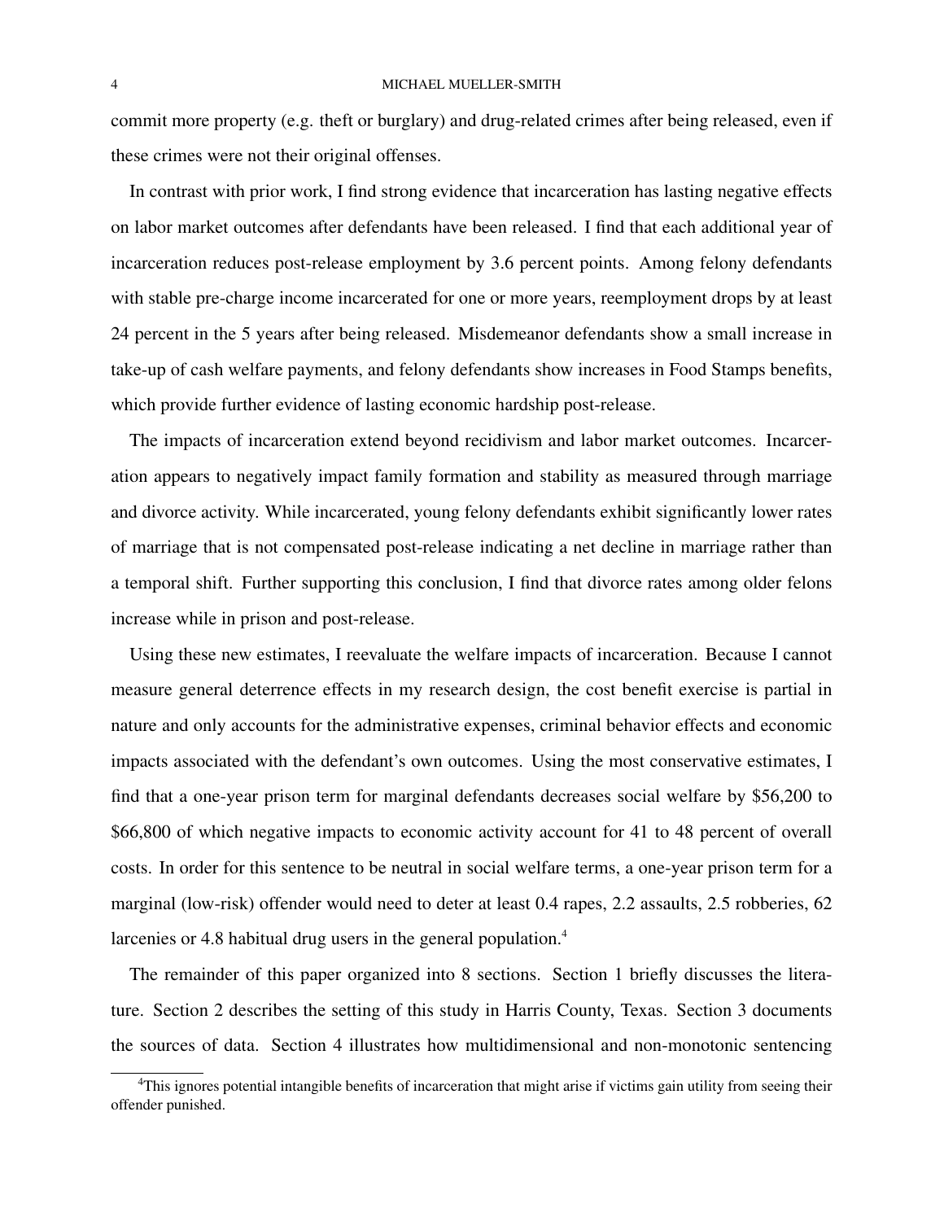commit more property (e.g. theft or burglary) and drug-related crimes after being released, even if these crimes were not their original offenses.

In contrast with prior work, I find strong evidence that incarceration has lasting negative effects on labor market outcomes after defendants have been released. I find that each additional year of incarceration reduces post-release employment by 3.6 percent points. Among felony defendants with stable pre-charge income incarcerated for one or more years, reemployment drops by at least 24 percent in the 5 years after being released. Misdemeanor defendants show a small increase in take-up of cash welfare payments, and felony defendants show increases in Food Stamps benefits, which provide further evidence of lasting economic hardship post-release.

The impacts of incarceration extend beyond recidivism and labor market outcomes. Incarceration appears to negatively impact family formation and stability as measured through marriage and divorce activity. While incarcerated, young felony defendants exhibit significantly lower rates of marriage that is not compensated post-release indicating a net decline in marriage rather than a temporal shift. Further supporting this conclusion, I find that divorce rates among older felons increase while in prison and post-release.

Using these new estimates, I reevaluate the welfare impacts of incarceration. Because I cannot measure general deterrence effects in my research design, the cost benefit exercise is partial in nature and only accounts for the administrative expenses, criminal behavior effects and economic impacts associated with the defendant's own outcomes. Using the most conservative estimates, I find that a one-year prison term for marginal defendants decreases social welfare by \$56,200 to \$66,800 of which negative impacts to economic activity account for 41 to 48 percent of overall costs. In order for this sentence to be neutral in social welfare terms, a one-year prison term for a marginal (low-risk) offender would need to deter at least 0.4 rapes, 2.2 assaults, 2.5 robberies, 62 larcenies or 4.8 habitual drug users in the general population.[4]

The remainder of this paper organized into 8 sections. Section 1 briefly discusses the literature. Section 2 describes the setting of this study in Harris County, Texas. Section 3 documents the sources of data. Section 4 illustrates how multidimensional and non-monotonic sentencing

[4]This ignores potential intangible benefits of incarceration that might arise if victims gain utility from seeing their offender punished.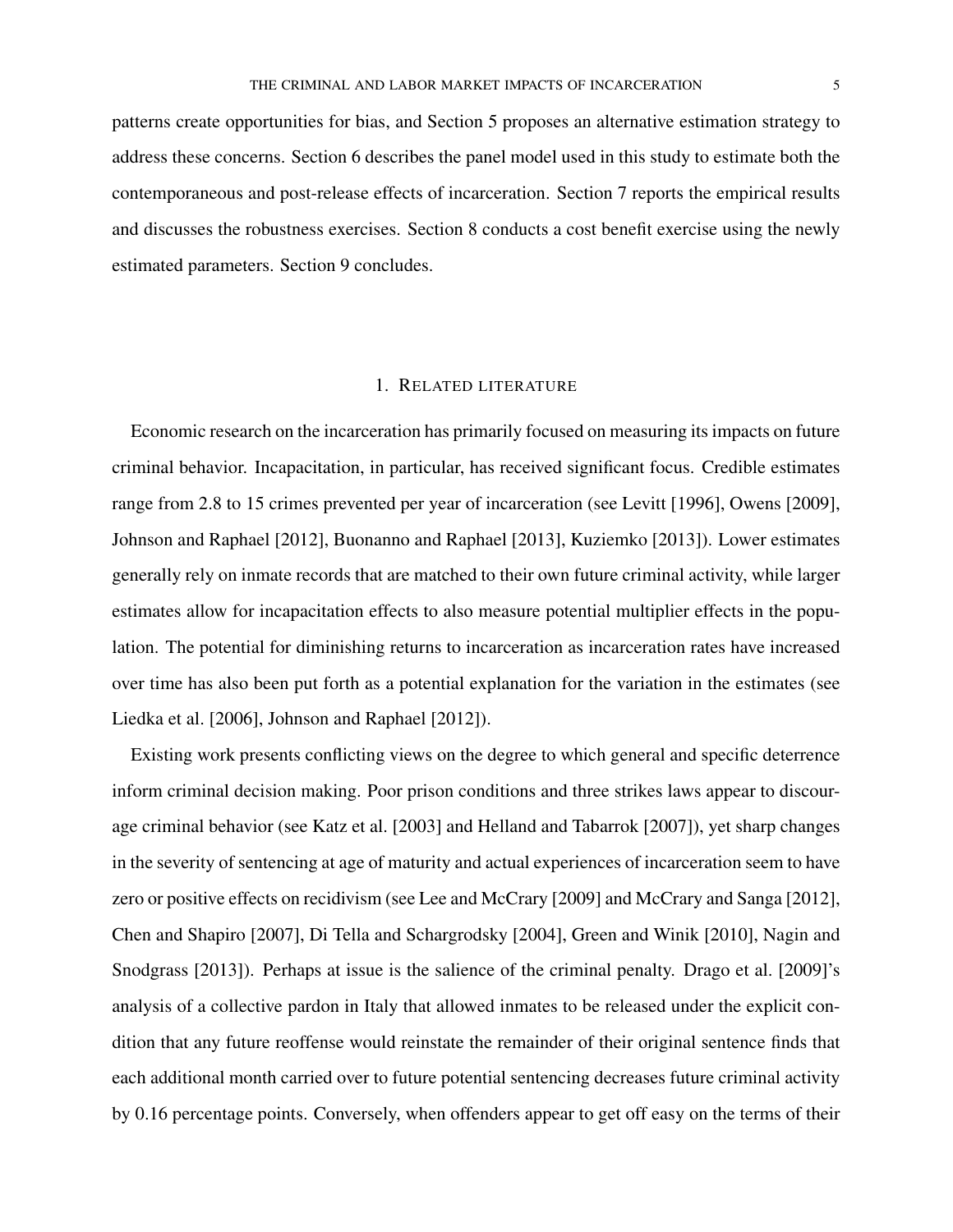patterns create opportunities for bias, and Section 5 proposes an alternative estimation strategy to address these concerns. Section 6 describes the panel model used in this study to estimate both the contemporaneous and post-release effects of incarceration. Section 7 reports the empirical results and discusses the robustness exercises. Section 8 conducts a cost benefit exercise using the newly estimated parameters. Section 9 concludes.

## 1. Related literature

Economic research on the incarceration has primarily focused on measuring its impacts on future criminal behavior. Incapacitation, in particular, has received significant focus. Credible estimates range from 2.8 to 15 crimes prevented per year of incarceration (see Levitt [1996], Owens [2009], Johnson and Raphael [2012], Buonanno and Raphael [2013], Kuziemko [2013]). Lower estimates generally rely on inmate records that are matched to their own future criminal activity, while larger estimates allow for incapacitation effects to also measure potential multiplier effects in the population. The potential for diminishing returns to incarceration as incarceration rates have increased over time has also been put forth as a potential explanation for the variation in the estimates (see Liedka et al. [2006], Johnson and Raphael [2012]).

Existing work presents conflicting views on the degree to which general and specific deterrence inform criminal decision making. Poor prison conditions and three strikes laws appear to discourage criminal behavior (see Katz et al. [2003] and Helland and Tabarrok [2007]), yet sharp changes in the severity of sentencing at age of maturity and actual experiences of incarceration seem to have zero or positive effects on recidivism (see Lee and McCrary [2009] and McCrary and Sanga [2012], Chen and Shapiro [2007], Di Tella and Schargrodsky [2004], Green and Winik [2010], Nagin and Snodgrass [2013]). Perhaps at issue is the salience of the criminal penalty. Drago et al. [2009]'s analysis of a collective pardon in Italy that allowed inmates to be released under the explicit condition that any future reoffense would reinstate the remainder of their original sentence finds that each additional month carried over to future potential sentencing decreases future criminal activity by 0.16 percentage points. Conversely, when offenders appear to get off easy on the terms of their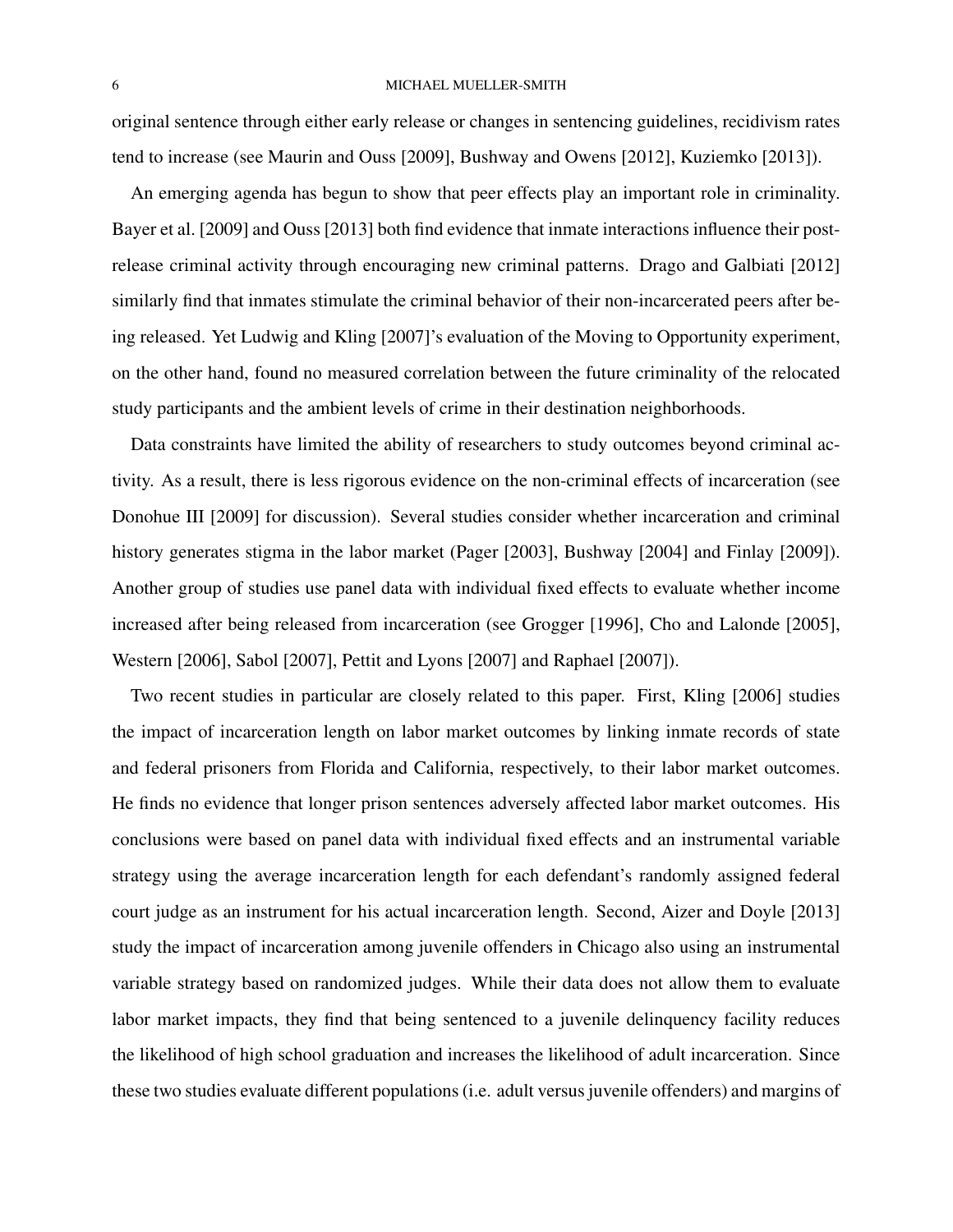original sentence through either early release or changes in sentencing guidelines, recidivism rates tend to increase (see Maurin and Ouss [2009], Bushway and Owens [2012], Kuziemko [2013]).

An emerging agenda has begun to show that peer effects play an important role in criminality. Bayer et al. [2009] and Ouss [2013] both find evidence that inmate interactions influence their post-release criminal activity through encouraging new criminal patterns. Drago and Galbiati [2012] similarly find that inmates stimulate the criminal behavior of their non-incarcerated peers after being released. Yet Ludwig and Kling [2007]'s evaluation of the Moving to Opportunity experiment, on the other hand, found no measured correlation between the future criminality of the relocated study participants and the ambient levels of crime in their destination neighborhoods.

Data constraints have limited the ability of researchers to study outcomes beyond criminal activity. As a result, there is less rigorous evidence on the non-criminal effects of incarceration (see Donohue III [2009] for discussion). Several studies consider whether incarceration and criminal history generates stigma in the labor market (Pager [2003], Bushway [2004] and Finlay [2009]). Another group of studies use panel data with individual fixed effects to evaluate whether income increased after being released from incarceration (see Grogger [1996], Cho and Lalonde [2005], Western [2006], Sabol [2007], Pettit and Lyons [2007] and Raphael [2007]).

Two recent studies in particular are closely related to this paper. First, Kling [2006] studies the impact of incarceration length on labor market outcomes by linking inmate records of state and federal prisoners from Florida and California, respectively, to their labor market outcomes. He finds no evidence that longer prison sentences adversely affected labor market outcomes. His conclusions were based on panel data with individual fixed effects and an instrumental variable strategy using the average incarceration length for each defendant's randomly assigned federal court judge as an instrument for his actual incarceration length. Second, Aizer and Doyle [2013] study the impact of incarceration among juvenile offenders in Chicago also using an instrumental variable strategy based on randomized judges. While their data does not allow them to evaluate labor market impacts, they find that being sentenced to a juvenile delinquency facility reduces the likelihood of high school graduation and increases the likelihood of adult incarceration. Since these two studies evaluate different populations (i.e. adult versus juvenile offenders) and margins of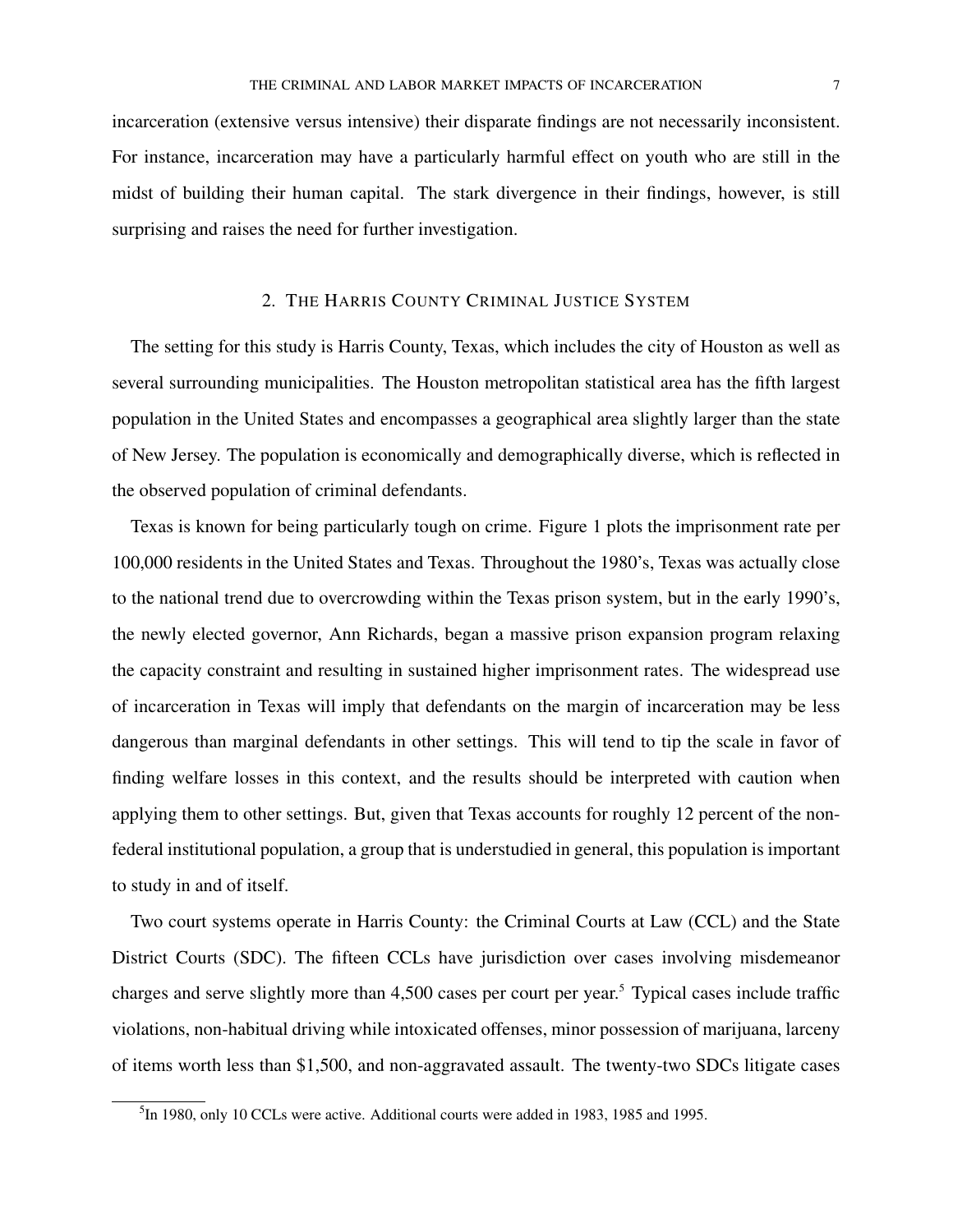incarceration (extensive versus intensive) their disparate findings are not necessarily inconsistent. For instance, incarceration may have a particularly harmful effect on youth who are still in the midst of building their human capital. The stark divergence in their findings, however, is still surprising and raises the need for further investigation.

## 2. The Harris County Criminal Justice System

The setting for this study is Harris County, Texas, which includes the city of Houston as well as several surrounding municipalities. The Houston metropolitan statistical area has the fifth largest population in the United States and encompasses a geographical area slightly larger than the state of New Jersey. The population is economically and demographically diverse, which is reflected in the observed population of criminal defendants.

Texas is known for being particularly tough on crime. Figure 1 plots the imprisonment rate per 100,000 residents in the United States and Texas. Throughout the 1980's, Texas was actually close to the national trend due to overcrowding within the Texas prison system, but in the early 1990's, the newly elected governor, Ann Richards, began a massive prison expansion program relaxing the capacity constraint and resulting in sustained higher imprisonment rates. The widespread use of incarceration in Texas will imply that defendants on the margin of incarceration may be less dangerous than marginal defendants in other settings. This will tend to tip the scale in favor of finding welfare losses in this context, and the results should be interpreted with caution when applying them to other settings. But, given that Texas accounts for roughly 12 percent of the non-federal institutional population, a group that is understudied in general, this population is important to study in and of itself.

Two court systems operate in Harris County: the Criminal Courts at Law (CCL) and the State District Courts (SDC). The fifteen CCLs have jurisdiction over cases involving misdemeanor charges and serve slightly more than 4,500 cases per court per year.[5] Typical cases include traffic violations, non-habitual driving while intoxicated offenses, minor possession of marijuana, larceny of items worth less than $1,500, and non-aggravated assault. The twenty-two SDCs litigate cases

[5] In 1980, only 10 CCLs were active. Additional courts were added in 1983, 1985 and 1995.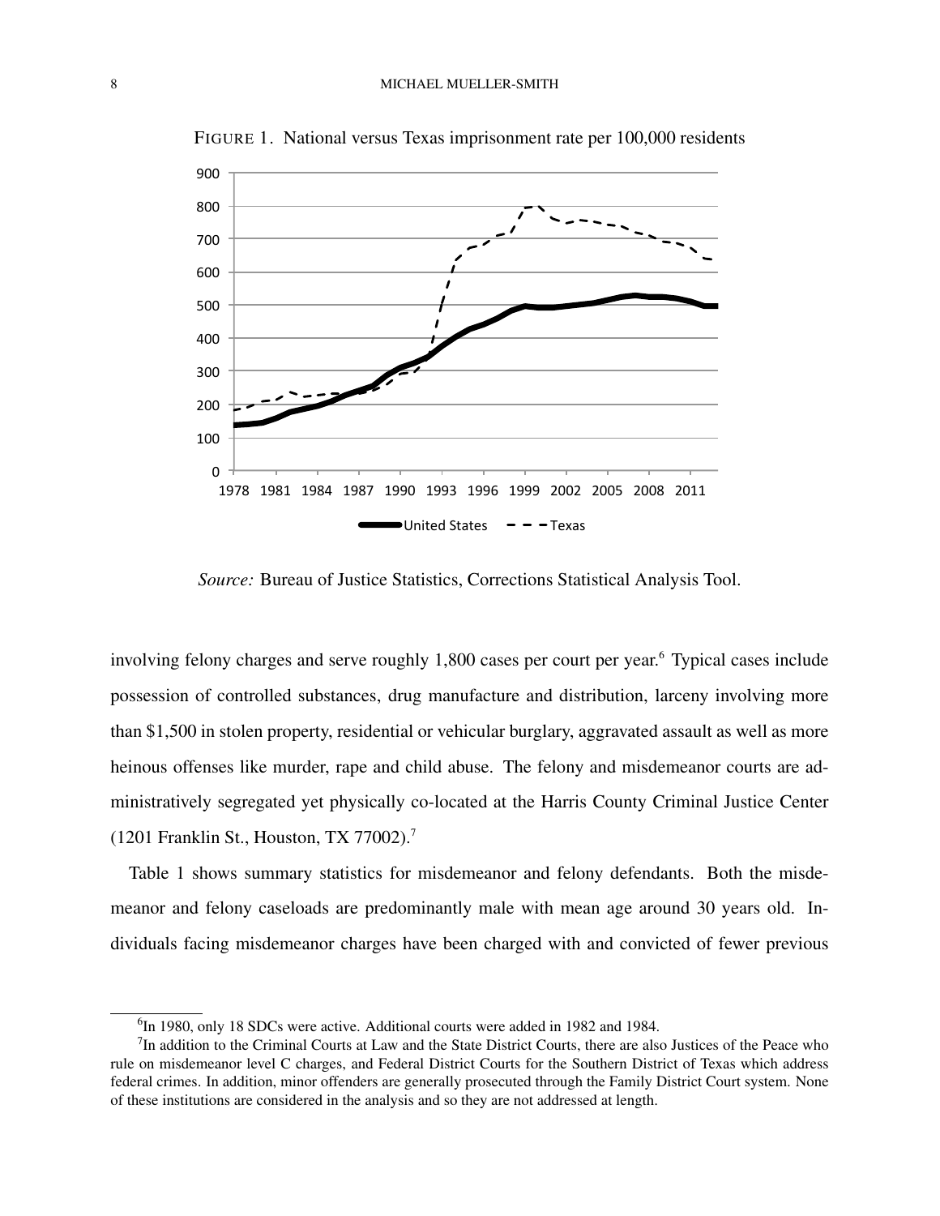FIGURE 1. National versus Texas imprisonment rate per 100,000 residents

*Source:* Bureau of Justice Statistics, Corrections Statistical Analysis Tool.

involving felony charges and serve roughly 1,800 cases per court per year.[6] Typical cases include possession of controlled substances, drug manufacture and distribution, larceny involving more than $1,500 in stolen property, residential or vehicular burglary, aggravated assault as well as more heinous offenses like murder, rape and child abuse. The felony and misdemeanor courts are administratively segregated yet physically co-located at the Harris County Criminal Justice Center (1201 Franklin St., Houston, TX 77002).[7]

Table 1 shows summary statistics for misdemeanor and felony defendants. Both the misdemeanor and felony caseloads are predominantly male with mean age around 30 years old. Individuals facing misdemeanor charges have been charged with and convicted of fewer previous

[6] In 1980, only 18 SDCs were active. Additional courts were added in 1982 and 1984.

[7] In addition to the Criminal Courts at Law and the State District Courts, there are also Justices of the Peace who rule on misdemeanor level C charges, and Federal District Courts for the Southern District of Texas which address federal crimes. In addition, minor offenders are generally prosecuted through the Family District Court system. None of these institutions are considered in the analysis and so they are not addressed at length.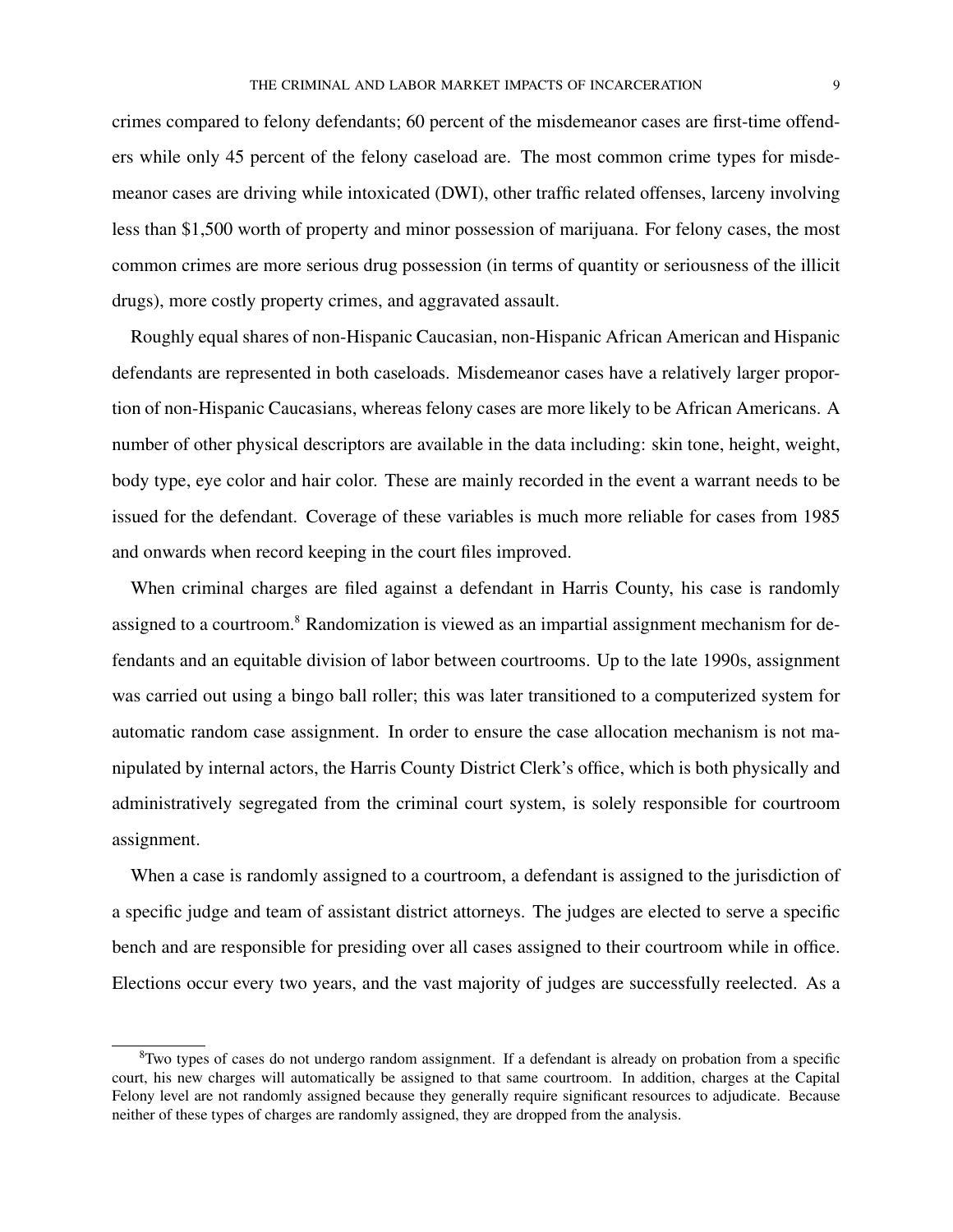crimes compared to felony defendants; 60 percent of the misdemeanor cases are first-time offenders while only 45 percent of the felony caseload are. The most common crime types for misdemeanor cases are driving while intoxicated (DWI), other traffic related offenses, larceny involving less than $1,500 worth of property and minor possession of marijuana. For felony cases, the most common crimes are more serious drug possession (in terms of quantity or seriousness of the illicit drugs), more costly property crimes, and aggravated assault.

Roughly equal shares of non-Hispanic Caucasian, non-Hispanic African American and Hispanic defendants are represented in both caseloads. Misdemeanor cases have a relatively larger proportion of non-Hispanic Caucasians, whereas felony cases are more likely to be African Americans. A number of other physical descriptors are available in the data including: skin tone, height, weight, body type, eye color and hair color. These are mainly recorded in the event a warrant needs to be issued for the defendant. Coverage of these variables is much more reliable for cases from 1985 and onwards when record keeping in the court files improved.

When criminal charges are filed against a defendant in Harris County, his case is randomly assigned to a courtroom.[8] Randomization is viewed as an impartial assignment mechanism for defendants and an equitable division of labor between courtrooms. Up to the late 1990s, assignment was carried out using a bingo ball roller; this was later transitioned to a computerized system for automatic random case assignment. In order to ensure the case allocation mechanism is not manipulated by internal actors, the Harris County District Clerk's office, which is both physically and administratively segregated from the criminal court system, is solely responsible for courtroom assignment.

When a case is randomly assigned to a courtroom, a defendant is assigned to the jurisdiction of a specific judge and team of assistant district attorneys. The judges are elected to serve a specific bench and are responsible for presiding over all cases assigned to their courtroom while in office. Elections occur every two years, and the vast majority of judges are successfully reelected. As a

[8] Two types of cases do not undergo random assignment. If a defendant is already on probation from a specific court, his new charges will automatically be assigned to that same courtroom. In addition, charges at the Capital Felony level are not randomly assigned because they generally require significant resources to adjudicate. Because neither of these types of charges are randomly assigned, they are dropped from the analysis.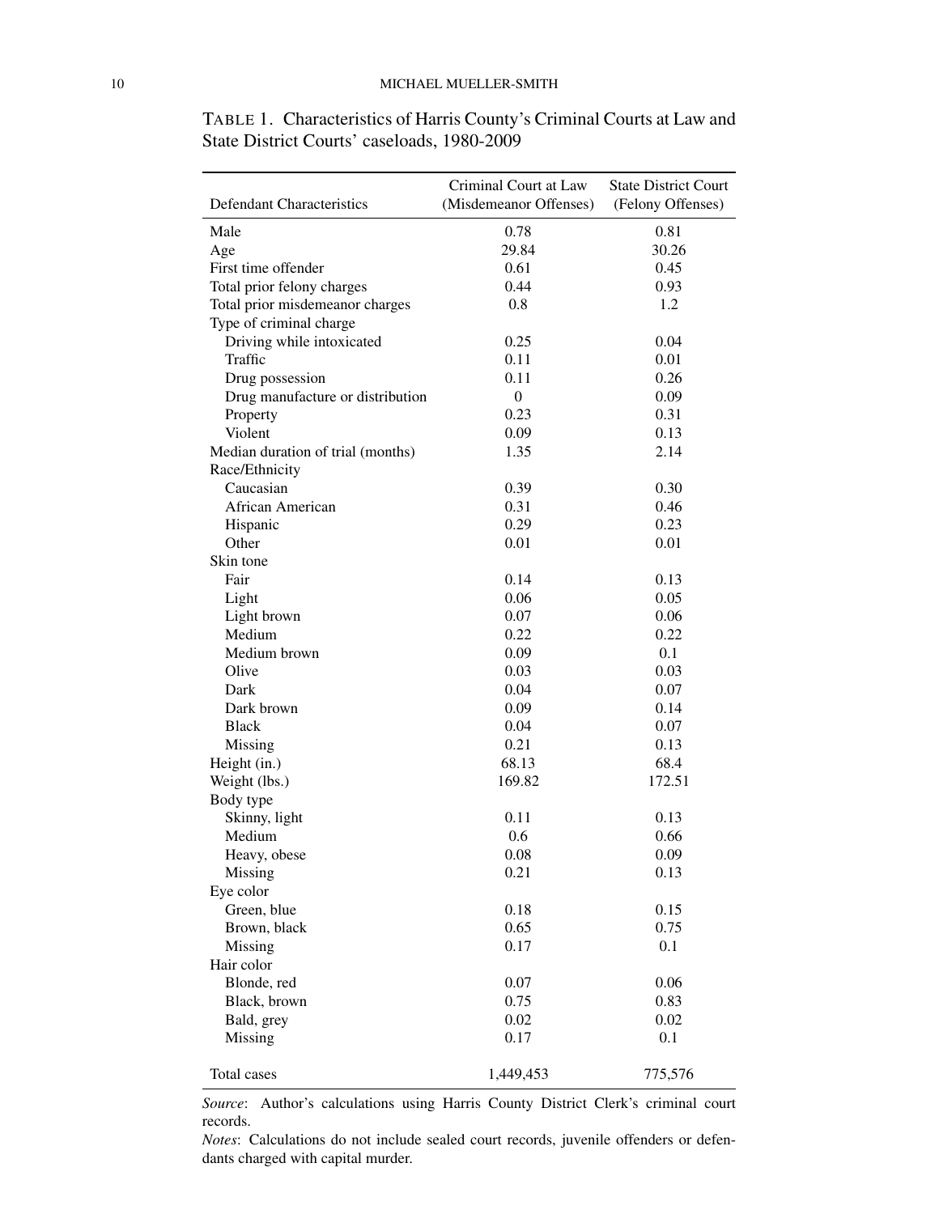TABLE 1. Characteristics of Harris County's Criminal Courts at Law and State District Courts' caseloads, 1980-2009

| Defendant Characteristics | Criminal Court at Law (Misdemeanor Offenses) | State District Court (Felony Offenses) |
|---|---|---|
| Male | 0.78 | 0.81 |
| Age | 29.84 | 30.26 |
| First time offender | 0.61 | 0.45 |
| Total prior felony charges | 0.44 | 0.93 |
| Total prior misdemeanor charges | 0.8 | 1.2 |
| Type of criminal charge | | |
| Driving while intoxicated | 0.25 | 0.04 |
| Traffic | 0.11 | 0.01 |
| Drug possession | 0.11 | 0.26 |
| Drug manufacture or distribution | 0 | 0.09 |
| Property | 0.23 | 0.31 |
| Violent | 0.09 | 0.13 |
| Median duration of trial (months) | 1.35 | 2.14 |
| Race/Ethnicity | | |
| Caucasian | 0.39 | 0.30 |
| African American | 0.31 | 0.46 |
| Hispanic | 0.29 | 0.23 |
| Other | 0.01 | 0.01 |
| Skin tone | | |
| Fair | 0.14 | 0.13 |
| Light | 0.06 | 0.05 |
| Light brown | 0.07 | 0.06 |
| Medium | 0.22 | 0.22 |
| Medium brown | 0.09 | 0.1 |
| Olive | 0.03 | 0.03 |
| Dark | 0.04 | 0.07 |
| Dark brown | 0.09 | 0.14 |
| Black | 0.04 | 0.07 |
| Missing | 0.21 | 0.13 |
| Height (in.) | 68.13 | 68.4 |
| Weight (lbs.) | 169.82 | 172.51 |
| Body type | | |
| Skinny, light | 0.11 | 0.13 |
| Medium | 0.6 | 0.66 |
| Heavy, obese | 0.08 | 0.09 |
| Missing | 0.21 | 0.13 |
| Eye color | | |
| Green, blue | 0.18 | 0.15 |
| Brown, black | 0.65 | 0.75 |
| Missing | 0.17 | 0.1 |
| Hair color | | |
| Blonde, red | 0.07 | 0.06 |
| Black, brown | 0.75 | 0.83 |
| Bald, grey | 0.02 | 0.02 |
| Missing | 0.17 | 0.1 |
| Total cases | 1,449,453 | 775,576 |

*Source*: Author's calculations using Harris County District Clerk's criminal court records.

*Notes*: Calculations do not include sealed court records, juvenile offenders or defendants charged with capital murder.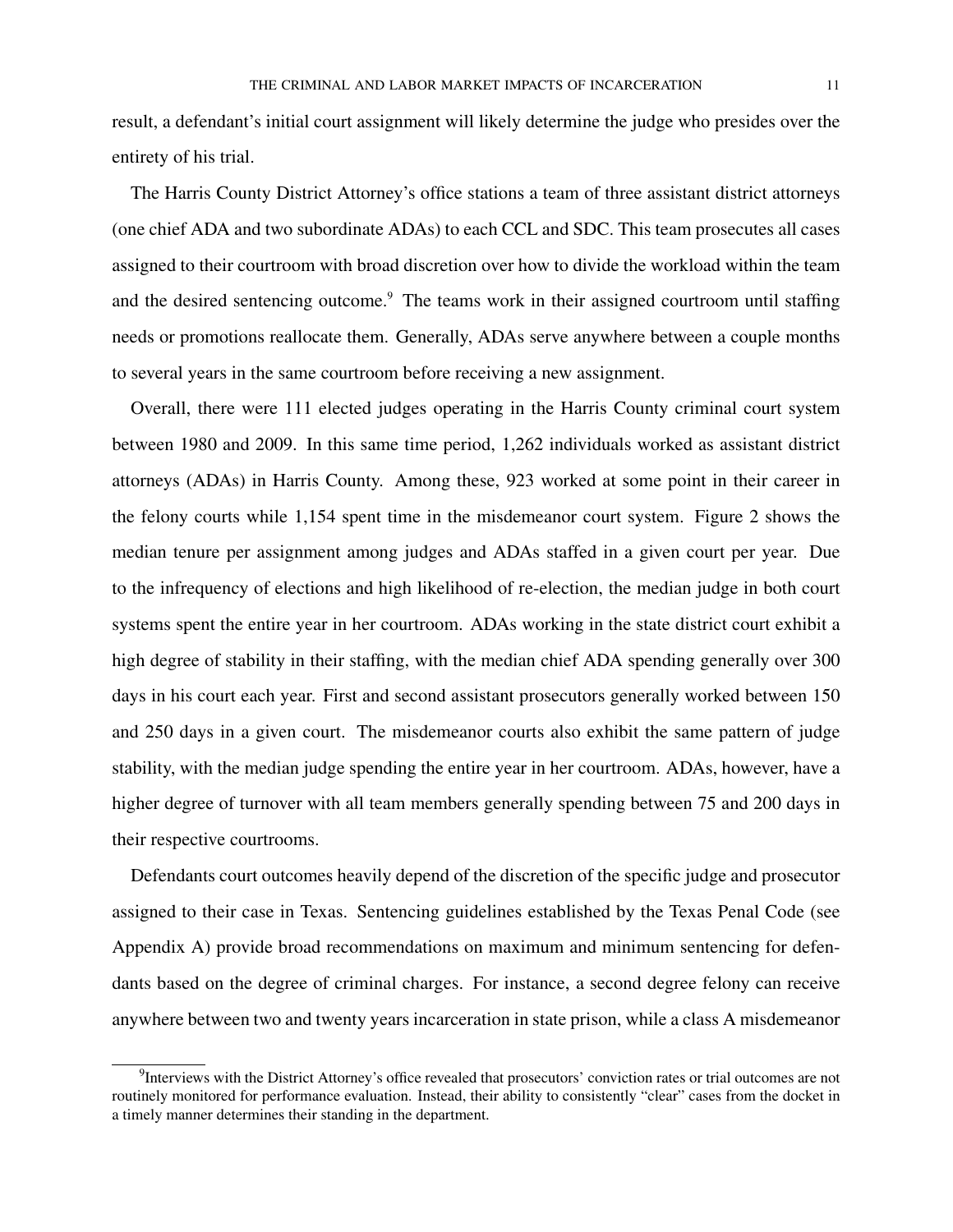result, a defendant's initial court assignment will likely determine the judge who presides over the entirety of his trial.

The Harris County District Attorney's office stations a team of three assistant district attorneys (one chief ADA and two subordinate ADAs) to each CCL and SDC. This team prosecutes all cases assigned to their courtroom with broad discretion over how to divide the workload within the team and the desired sentencing outcome.[9] The teams work in their assigned courtroom until staffing needs or promotions reallocate them. Generally, ADAs serve anywhere between a couple months to several years in the same courtroom before receiving a new assignment.

Overall, there were 111 elected judges operating in the Harris County criminal court system between 1980 and 2009. In this same time period, 1,262 individuals worked as assistant district attorneys (ADAs) in Harris County. Among these, 923 worked at some point in their career in the felony courts while 1,154 spent time in the misdemeanor court system. Figure 2 shows the median tenure per assignment among judges and ADAs staffed in a given court per year. Due to the infrequency of elections and high likelihood of re-election, the median judge in both court systems spent the entire year in her courtroom. ADAs working in the state district court exhibit a high degree of stability in their staffing, with the median chief ADA spending generally over 300 days in his court each year. First and second assistant prosecutors generally worked between 150 and 250 days in a given court. The misdemeanor courts also exhibit the same pattern of judge stability, with the median judge spending the entire year in her courtroom. ADAs, however, have a higher degree of turnover with all team members generally spending between 75 and 200 days in their respective courtrooms.

Defendants court outcomes heavily depend of the discretion of the specific judge and prosecutor assigned to their case in Texas. Sentencing guidelines established by the Texas Penal Code (see Appendix A) provide broad recommendations on maximum and minimum sentencing for defendants based on the degree of criminal charges. For instance, a second degree felony can receive anywhere between two and twenty years incarceration in state prison, while a class A misdemeanor

[9] Interviews with the District Attorney's office revealed that prosecutors' conviction rates or trial outcomes are not routinely monitored for performance evaluation. Instead, their ability to consistently "clear" cases from the docket in a timely manner determines their standing in the department.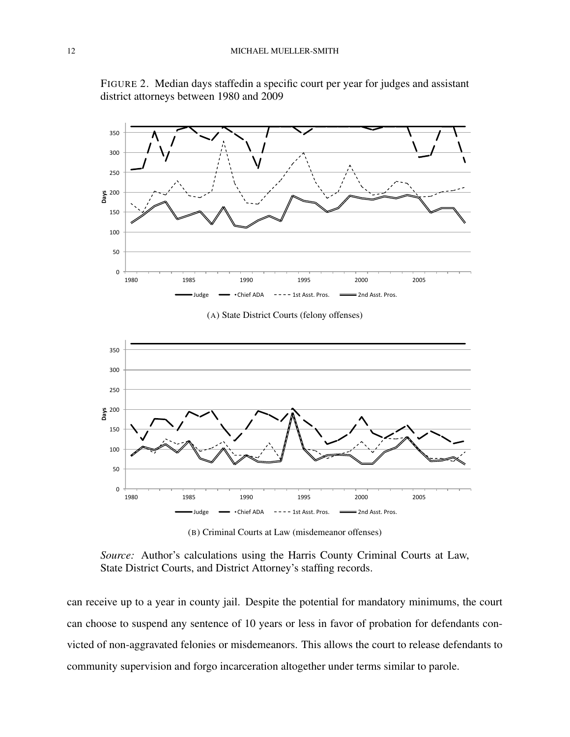FIGURE 2. Median days staffedin a specific court per year for judges and assistant district attorneys between 1980 and 2009

(A) State District Courts (felony offenses)

(B) Criminal Courts at Law (misdemeanor offenses)

*Source:* Author's calculations using the Harris County Criminal Courts at Law, State District Courts, and District Attorney's staffing records.

can receive up to a year in county jail. Despite the potential for mandatory minimums, the court can choose to suspend any sentence of 10 years or less in favor of probation for defendants convicted of non-aggravated felonies or misdemeanors. This allows the court to release defendants to community supervision and forgo incarceration altogether under terms similar to parole.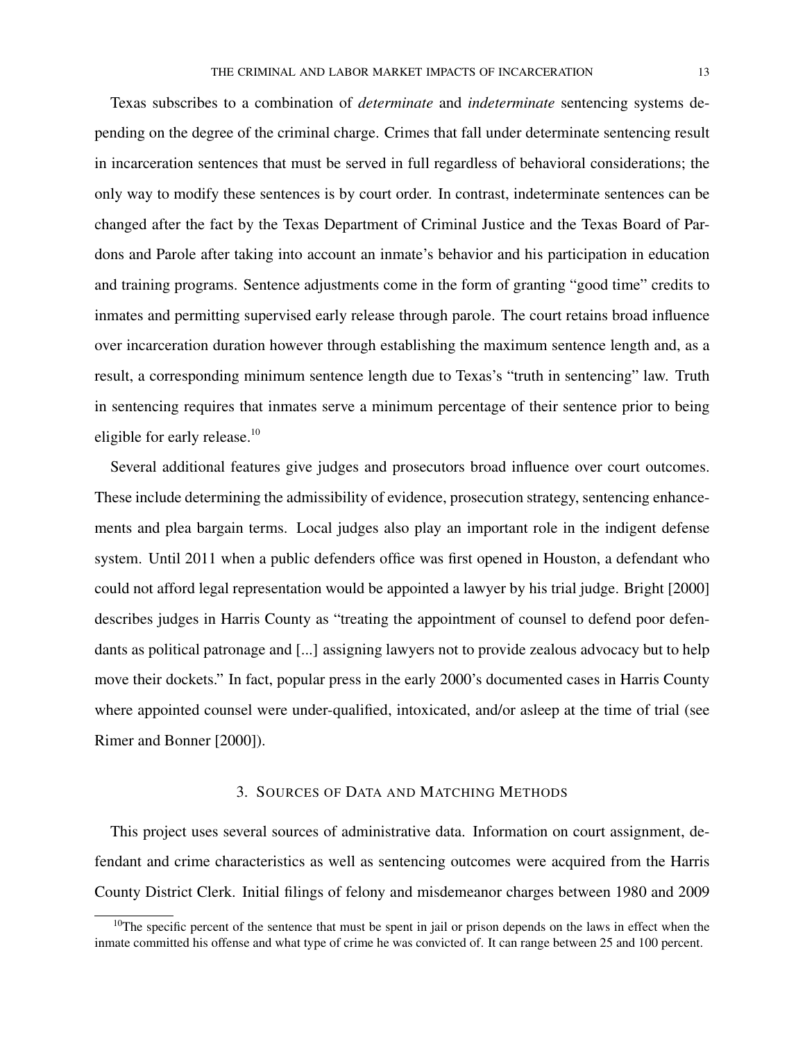Texas subscribes to a combination of *determinate* and *indeterminate* sentencing systems depending on the degree of the criminal charge. Crimes that fall under determinate sentencing result in incarceration sentences that must be served in full regardless of behavioral considerations; the only way to modify these sentences is by court order. In contrast, indeterminate sentences can be changed after the fact by the Texas Department of Criminal Justice and the Texas Board of Pardons and Parole after taking into account an inmate's behavior and his participation in education and training programs. Sentence adjustments come in the form of granting "good time" credits to inmates and permitting supervised early release through parole. The court retains broad influence over incarceration duration however through establishing the maximum sentence length and, as a result, a corresponding minimum sentence length due to Texas's "truth in sentencing" law. Truth in sentencing requires that inmates serve a minimum percentage of their sentence prior to being eligible for early release.[10]

Several additional features give judges and prosecutors broad influence over court outcomes. These include determining the admissibility of evidence, prosecution strategy, sentencing enhancements and plea bargain terms. Local judges also play an important role in the indigent defense system. Until 2011 when a public defenders office was first opened in Houston, a defendant who could not afford legal representation would be appointed a lawyer by his trial judge. Bright [2000] describes judges in Harris County as "treating the appointment of counsel to defend poor defendants as political patronage and [...] assigning lawyers not to provide zealous advocacy but to help move their dockets." In fact, popular press in the early 2000's documented cases in Harris County where appointed counsel were under-qualified, intoxicated, and/or asleep at the time of trial (see Rimer and Bonner [2000]).

## 3. Sources of Data and Matching Methods

This project uses several sources of administrative data. Information on court assignment, defendant and crime characteristics as well as sentencing outcomes were acquired from the Harris County District Clerk. Initial filings of felony and misdemeanor charges between 1980 and 2009

[10]The specific percent of the sentence that must be spent in jail or prison depends on the laws in effect when the inmate committed his offense and what type of crime he was convicted of. It can range between 25 and 100 percent.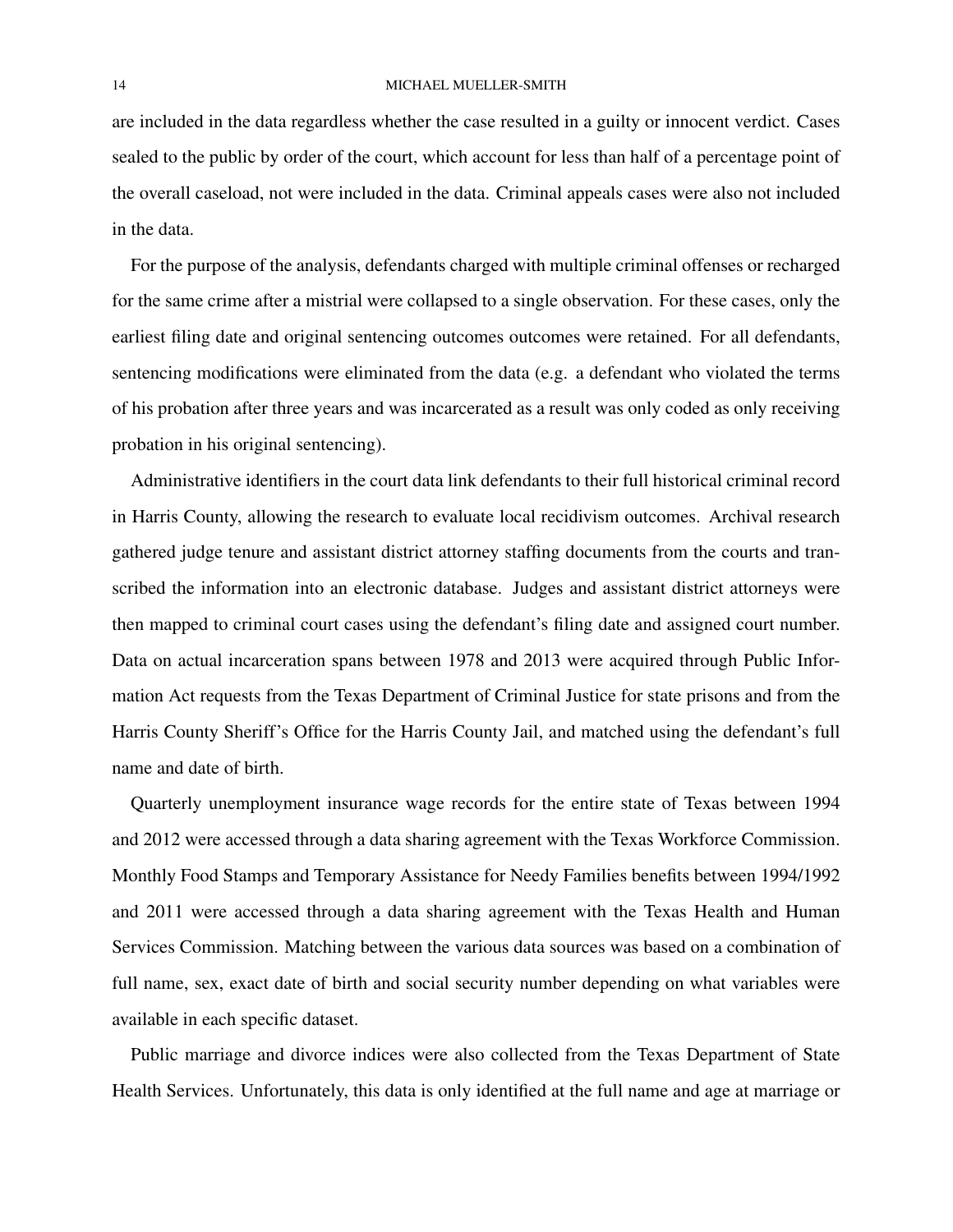are included in the data regardless whether the case resulted in a guilty or innocent verdict. Cases sealed to the public by order of the court, which account for less than half of a percentage point of the overall caseload, not were included in the data. Criminal appeals cases were also not included in the data.

For the purpose of the analysis, defendants charged with multiple criminal offenses or recharged for the same crime after a mistrial were collapsed to a single observation. For these cases, only the earliest filing date and original sentencing outcomes outcomes were retained. For all defendants, sentencing modifications were eliminated from the data (e.g. a defendant who violated the terms of his probation after three years and was incarcerated as a result was only coded as only receiving probation in his original sentencing).

Administrative identifiers in the court data link defendants to their full historical criminal record in Harris County, allowing the research to evaluate local recidivism outcomes. Archival research gathered judge tenure and assistant district attorney staffing documents from the courts and transcribed the information into an electronic database. Judges and assistant district attorneys were then mapped to criminal court cases using the defendant's filing date and assigned court number. Data on actual incarceration spans between 1978 and 2013 were acquired through Public Information Act requests from the Texas Department of Criminal Justice for state prisons and from the Harris County Sheriff's Office for the Harris County Jail, and matched using the defendant's full name and date of birth.

Quarterly unemployment insurance wage records for the entire state of Texas between 1994 and 2012 were accessed through a data sharing agreement with the Texas Workforce Commission. Monthly Food Stamps and Temporary Assistance for Needy Families benefits between 1994/1992 and 2011 were accessed through a data sharing agreement with the Texas Health and Human Services Commission. Matching between the various data sources was based on a combination of full name, sex, exact date of birth and social security number depending on what variables were available in each specific dataset.

Public marriage and divorce indices were also collected from the Texas Department of State Health Services. Unfortunately, this data is only identified at the full name and age at marriage or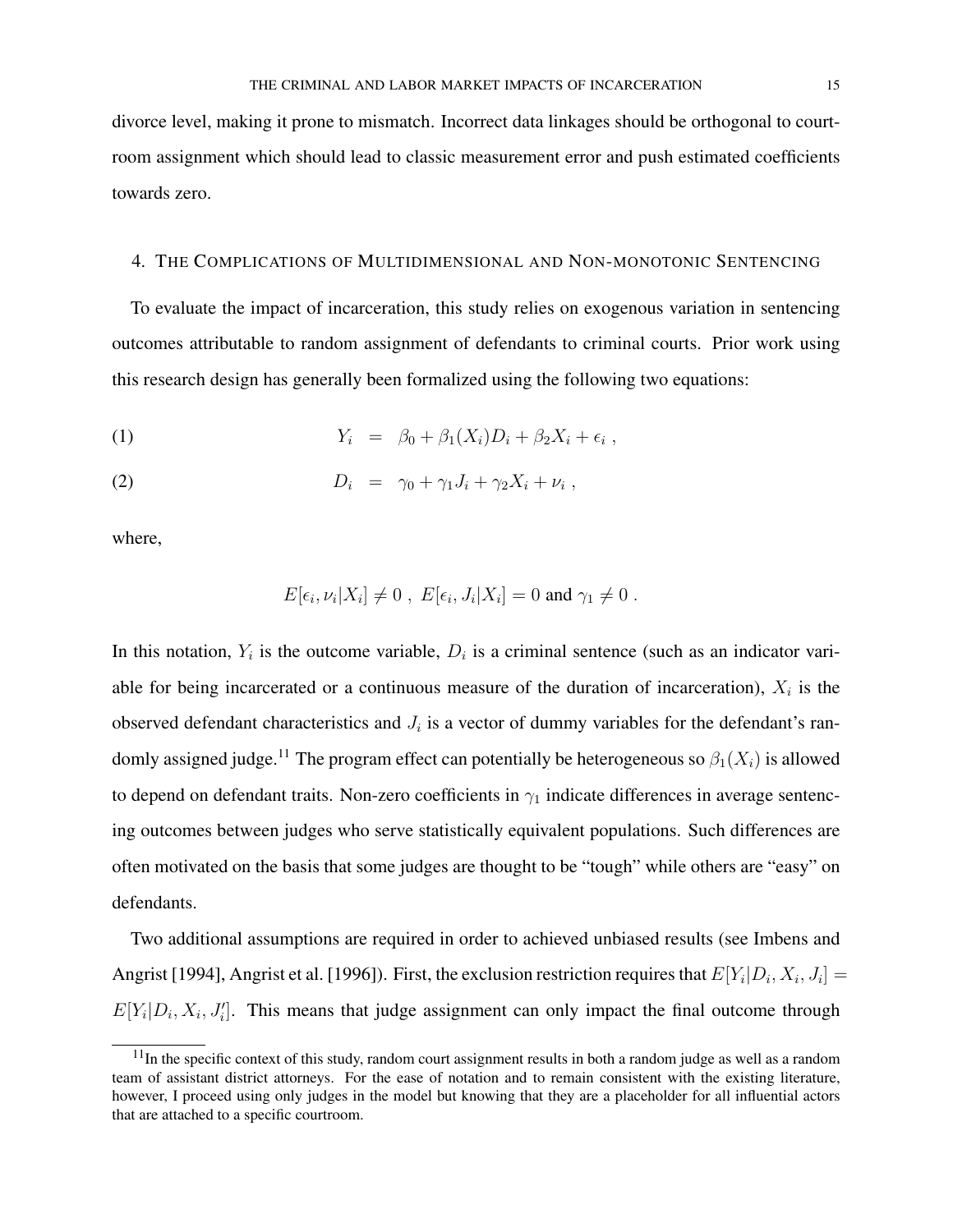divorce level, making it prone to mismatch. Incorrect data linkages should be orthogonal to courtroom assignment which should lead to classic measurement error and push estimated coefficients towards zero.

## 4. The Complications of Multidimensional and Non-monotonic Sentencing

To evaluate the impact of incarceration, this study relies on exogenous variation in sentencing outcomes attributable to random assignment of defendants to criminal courts. Prior work using this research design has generally been formalized using the following two equations:

$$Y_i = \beta_0 + \beta_1(X_i)D_i + \beta_2 X_i + \epsilon_i \;, \tag{1}$$

$$D_i = \gamma_0 + \gamma_1 J_i + \gamma_2 X_i + \nu_i \;, \tag{2}$$

where,

$$E[\epsilon_i, \nu_i | X_i] \neq 0 \;,\; E[\epsilon_i, J_i | X_i] = 0 \text{ and } \gamma_1 \neq 0 \;.$$

In this notation, $Y_i$ is the outcome variable, $D_i$ is a criminal sentence (such as an indicator variable for being incarcerated or a continuous measure of the duration of incarceration), $X_i$ is the observed defendant characteristics and $J_i$ is a vector of dummy variables for the defendant's randomly assigned judge.[11] The program effect can potentially be heterogeneous so $\beta_1(X_i)$ is allowed to depend on defendant traits. Non-zero coefficients in $\gamma_1$ indicate differences in average sentencing outcomes between judges who serve statistically equivalent populations. Such differences are often motivated on the basis that some judges are thought to be "tough" while others are "easy" on defendants.

Two additional assumptions are required in order to achieved unbiased results (see Imbens and Angrist [1994], Angrist et al. [1996]). First, the exclusion restriction requires that $E[Y_i|D_i, X_i, J_i] = E[Y_i|D_i, X_i, J_i']$. This means that judge assignment can only impact the final outcome through

[11] In the specific context of this study, random court assignment results in both a random judge as well as a random team of assistant district attorneys. For the ease of notation and to remain consistent with the existing literature, however, I proceed using only judges in the model but knowing that they are a placeholder for all influential actors that are attached to a specific courtroom.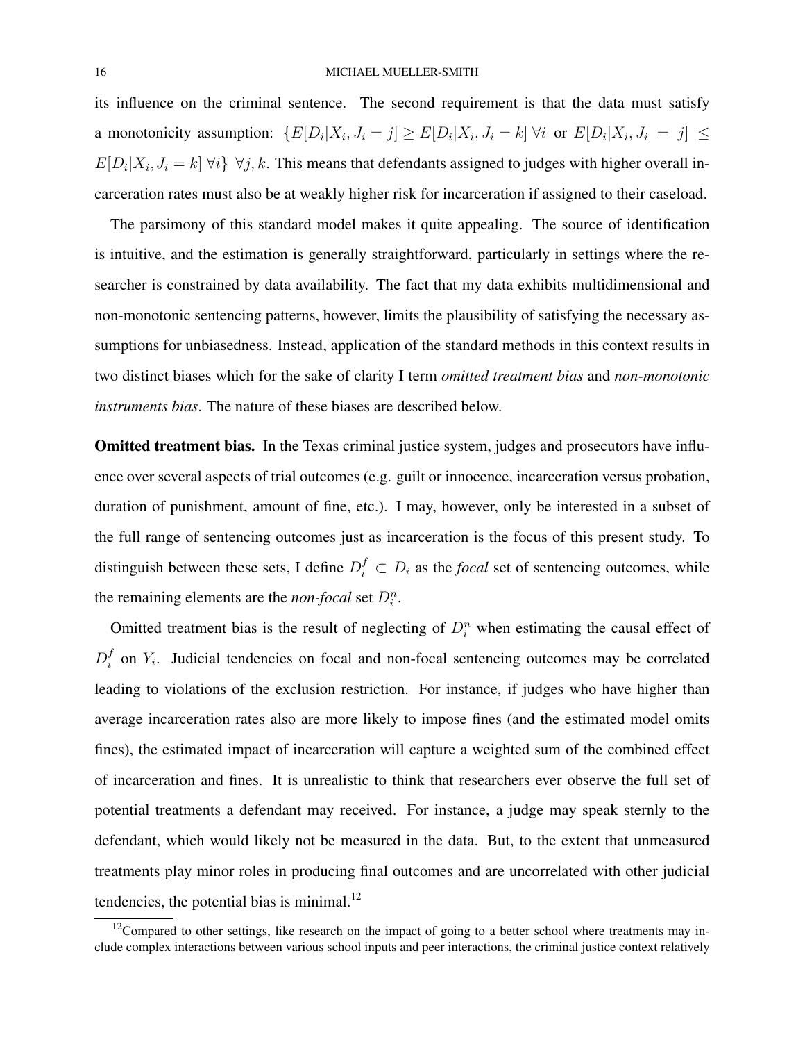its influence on the criminal sentence. The second requirement is that the data must satisfy a monotonicity assumption: $\{E[D_i|X_i, J_i = j] \geq E[D_i|X_i, J_i = k] \; \forall i$ or $E[D_i|X_i, J_i = j] \leq E[D_i|X_i, J_i = k] \; \forall i\} \; \forall j, k$. This means that defendants assigned to judges with higher overall incarceration rates must also be at weakly higher risk for incarceration if assigned to their caseload.

The parsimony of this standard model makes it quite appealing. The source of identification is intuitive, and the estimation is generally straightforward, particularly in settings where the researcher is constrained by data availability. The fact that my data exhibits multidimensional and non-monotonic sentencing patterns, however, limits the plausibility of satisfying the necessary assumptions for unbiasedness. Instead, application of the standard methods in this context results in two distinct biases which for the sake of clarity I term *omitted treatment bias* and *non-monotonic instruments bias*. The nature of these biases are described below.

**Omitted treatment bias.** In the Texas criminal justice system, judges and prosecutors have influence over several aspects of trial outcomes (e.g. guilt or innocence, incarceration versus probation, duration of punishment, amount of fine, etc.). I may, however, only be interested in a subset of the full range of sentencing outcomes just as incarceration is the focus of this present study. To distinguish between these sets, I define $D_i^f \subset D_i$ as the *focal* set of sentencing outcomes, while the remaining elements are the *non-focal* set $D_i^n$.

Omitted treatment bias is the result of neglecting of $D_i^n$ when estimating the causal effect of $D_i^f$ on $Y_i$. Judicial tendencies on focal and non-focal sentencing outcomes may be correlated leading to violations of the exclusion restriction. For instance, if judges who have higher than average incarceration rates also are more likely to impose fines (and the estimated model omits fines), the estimated impact of incarceration will capture a weighted sum of the combined effect of incarceration and fines. It is unrealistic to think that researchers ever observe the full set of potential treatments a defendant may received. For instance, a judge may speak sternly to the defendant, which would likely not be measured in the data. But, to the extent that unmeasured treatments play minor roles in producing final outcomes and are uncorrelated with other judicial tendencies, the potential bias is minimal.[12]

[12]Compared to other settings, like research on the impact of going to a better school where treatments may include complex interactions between various school inputs and peer interactions, the criminal justice context relatively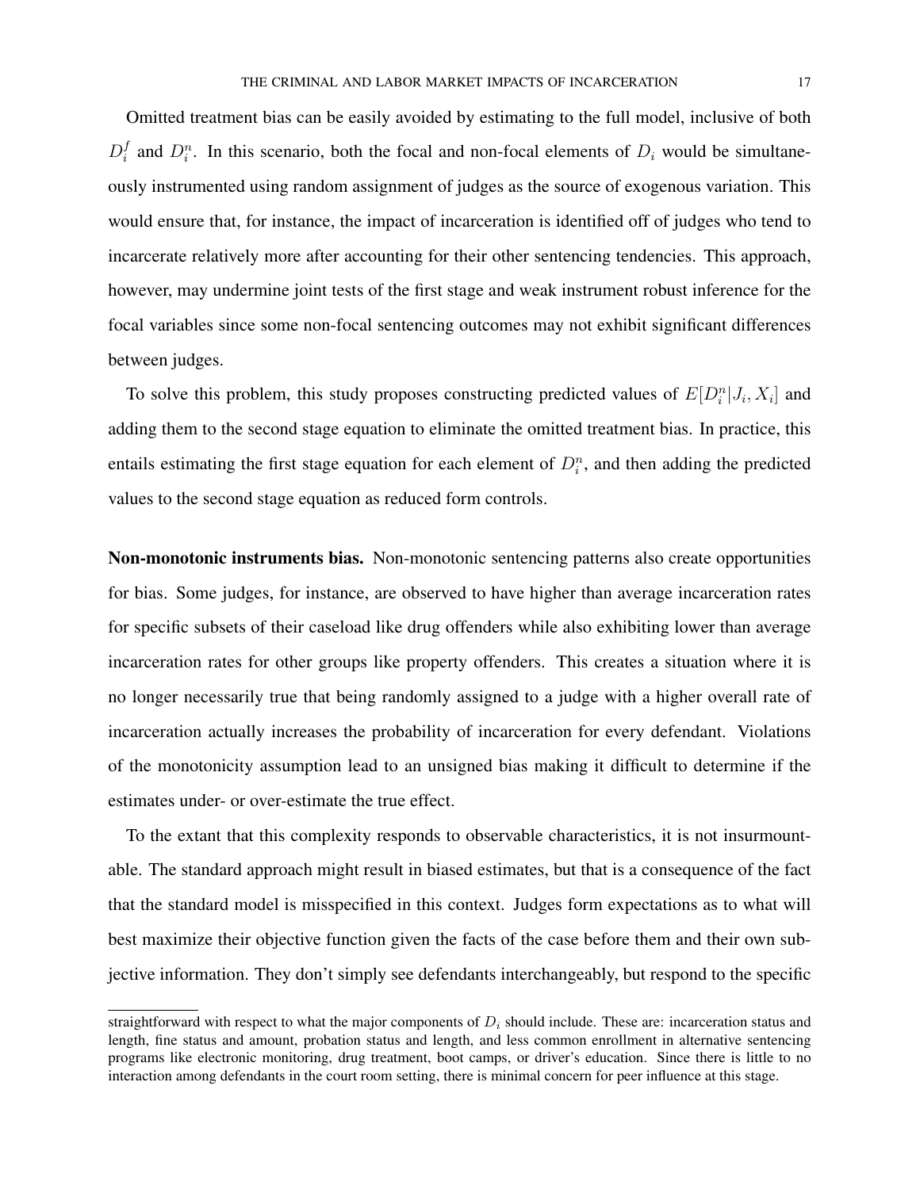Omitted treatment bias can be easily avoided by estimating to the full model, inclusive of both $D_i^f$ and $D_i^n$. In this scenario, both the focal and non-focal elements of $D_i$ would be simultaneously instrumented using random assignment of judges as the source of exogenous variation. This would ensure that, for instance, the impact of incarceration is identified off of judges who tend to incarcerate relatively more after accounting for their other sentencing tendencies. This approach, however, may undermine joint tests of the first stage and weak instrument robust inference for the focal variables since some non-focal sentencing outcomes may not exhibit significant differences between judges.

To solve this problem, this study proposes constructing predicted values of $E[D_i^n|J_i, X_i]$ and adding them to the second stage equation to eliminate the omitted treatment bias. In practice, this entails estimating the first stage equation for each element of $D_i^n$, and then adding the predicted values to the second stage equation as reduced form controls.

**Non-monotonic instruments bias.** Non-monotonic sentencing patterns also create opportunities for bias. Some judges, for instance, are observed to have higher than average incarceration rates for specific subsets of their caseload like drug offenders while also exhibiting lower than average incarceration rates for other groups like property offenders. This creates a situation where it is no longer necessarily true that being randomly assigned to a judge with a higher overall rate of incarceration actually increases the probability of incarceration for every defendant. Violations of the monotonicity assumption lead to an unsigned bias making it difficult to determine if the estimates under- or over-estimate the true effect.

To the extant that this complexity responds to observable characteristics, it is not insurmountable. The standard approach might result in biased estimates, but that is a consequence of the fact that the standard model is misspecified in this context. Judges form expectations as to what will best maximize their objective function given the facts of the case before them and their own subjective information. They don't simply see defendants interchangeably, but respond to the specific

straightforward with respect to what the major components of $D_i$ should include. These are: incarceration status and length, fine status and amount, probation status and length, and less common enrollment in alternative sentencing programs like electronic monitoring, drug treatment, boot camps, or driver's education. Since there is little to no interaction among defendants in the court room setting, there is minimal concern for peer influence at this stage.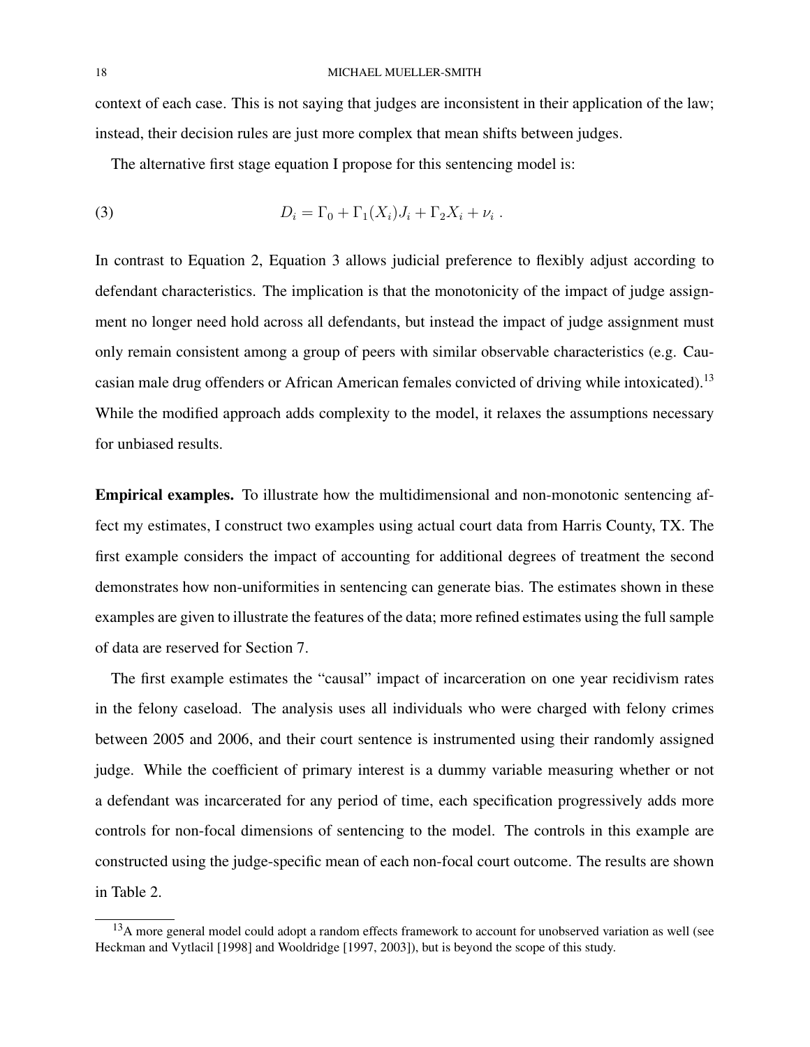context of each case. This is not saying that judges are inconsistent in their application of the law; instead, their decision rules are just more complex that mean shifts between judges.

The alternative first stage equation I propose for this sentencing model is:

$$D_i = \Gamma_0 + \Gamma_1(X_i)J_i + \Gamma_2 X_i + \nu_i \ . \tag{3}$$

In contrast to Equation 2, Equation 3 allows judicial preference to flexibly adjust according to defendant characteristics. The implication is that the monotonicity of the impact of judge assignment no longer need hold across all defendants, but instead the impact of judge assignment must only remain consistent among a group of peers with similar observable characteristics (e.g. Caucasian male drug offenders or African American females convicted of driving while intoxicated).[13] While the modified approach adds complexity to the model, it relaxes the assumptions necessary for unbiased results.

**Empirical examples.** To illustrate how the multidimensional and non-monotonic sentencing affect my estimates, I construct two examples using actual court data from Harris County, TX. The first example considers the impact of accounting for additional degrees of treatment the second demonstrates how non-uniformities in sentencing can generate bias. The estimates shown in these examples are given to illustrate the features of the data; more refined estimates using the full sample of data are reserved for Section 7.

The first example estimates the "causal" impact of incarceration on one year recidivism rates in the felony caseload. The analysis uses all individuals who were charged with felony crimes between 2005 and 2006, and their court sentence is instrumented using their randomly assigned judge. While the coefficient of primary interest is a dummy variable measuring whether or not a defendant was incarcerated for any period of time, each specification progressively adds more controls for non-focal dimensions of sentencing to the model. The controls in this example are constructed using the judge-specific mean of each non-focal court outcome. The results are shown in Table 2.

[13] A more general model could adopt a random effects framework to account for unobserved variation as well (see Heckman and Vytlacil [1998] and Wooldridge [1997, 2003]), but is beyond the scope of this study.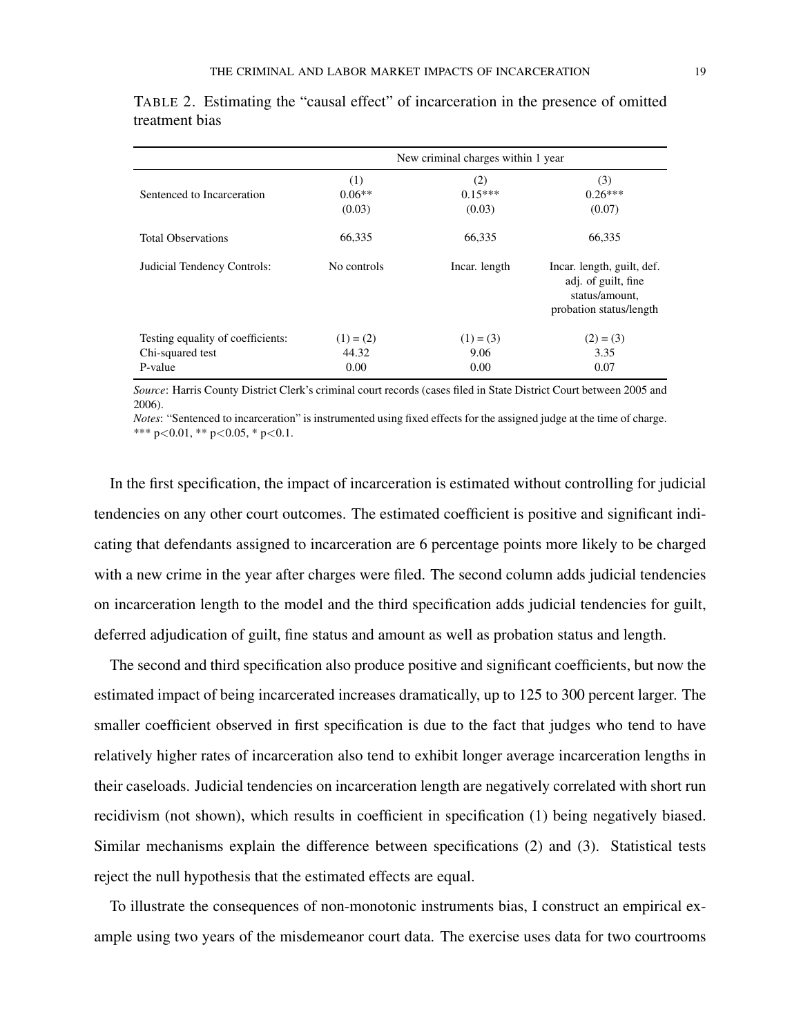TABLE 2. Estimating the "causal effect" of incarceration in the presence of omitted treatment bias

| | New criminal charges within 1 year | | |
|---|---|---|---|
| | (1) | (2) | (3) |
| Sentenced to Incarceration | 0.06** | 0.15*** | 0.26*** |
| | (0.03) | (0.03) | (0.07) |
| Total Observations | 66,335 | 66,335 | 66,335 |
| Judicial Tendency Controls: | No controls | Incar. length | Incar. length, guilt, def. adj. of guilt, fine status/amount, probation status/length |
| Testing equality of coefficients: | (1) = (2) | (1) = (3) | (2) = (3) |
| Chi-squared test | 44.32 | 9.06 | 3.35 |
| P-value | 0.00 | 0.00 | 0.07 |

*Source*: Harris County District Clerk's criminal court records (cases filed in State District Court between 2005 and 2006).

*Notes*: "Sentenced to incarceration" is instrumented using fixed effects for the assigned judge at the time of charge. *** p<0.01, ** p<0.05, * p<0.1.

In the first specification, the impact of incarceration is estimated without controlling for judicial tendencies on any other court outcomes. The estimated coefficient is positive and significant indicating that defendants assigned to incarceration are 6 percentage points more likely to be charged with a new crime in the year after charges were filed. The second column adds judicial tendencies on incarceration length to the model and the third specification adds judicial tendencies for guilt, deferred adjudication of guilt, fine status and amount as well as probation status and length.

The second and third specification also produce positive and significant coefficients, but now the estimated impact of being incarcerated increases dramatically, up to 125 to 300 percent larger. The smaller coefficient observed in first specification is due to the fact that judges who tend to have relatively higher rates of incarceration also tend to exhibit longer average incarceration lengths in their caseloads. Judicial tendencies on incarceration length are negatively correlated with short run recidivism (not shown), which results in coefficient in specification (1) being negatively biased. Similar mechanisms explain the difference between specifications (2) and (3). Statistical tests reject the null hypothesis that the estimated effects are equal.

To illustrate the consequences of non-monotonic instruments bias, I construct an empirical example using two years of the misdemeanor court data. The exercise uses data for two courtrooms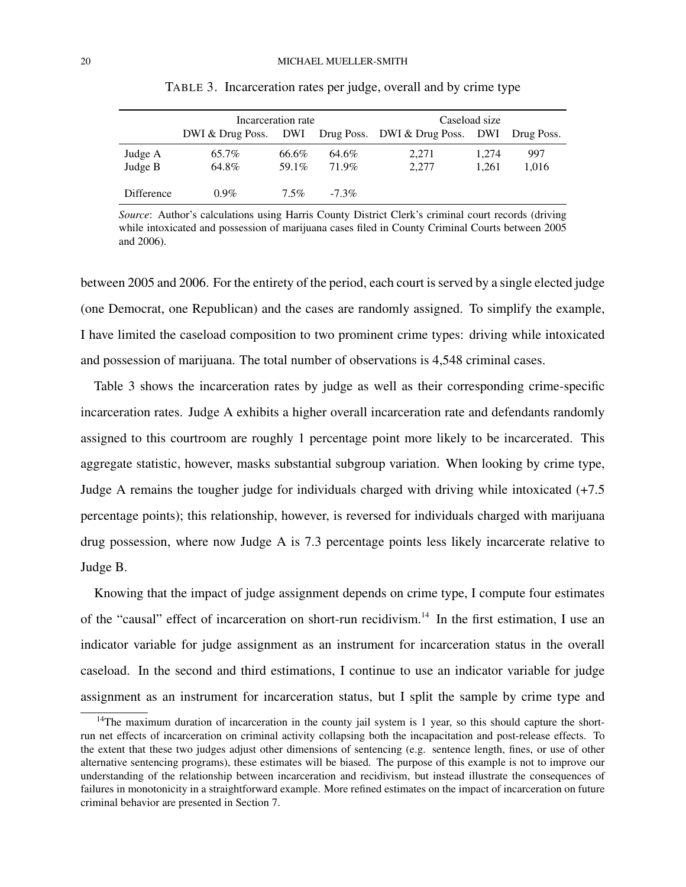TABLE 3. Incarceration rates per judge, overall and by crime type

| | Incarceration rate | | | Caseload size | | |
|---|---|---|---|---|---|---|
| | DWI & Drug Poss. | DWI | Drug Poss. | DWI & Drug Poss. | DWI | Drug Poss. |
| Judge A | 65.7% | 66.6% | 64.6% | 2,271 | 1,274 | 997 |
| Judge B | 64.8% | 59.1% | 71.9% | 2,277 | 1,261 | 1,016 |
| Difference | 0.9% | 7.5% | -7.3% | | | |

*Source*: Author's calculations using Harris County District Clerk's criminal court records (driving while intoxicated and possession of marijuana cases filed in County Criminal Courts between 2005 and 2006).

between 2005 and 2006. For the entirety of the period, each court is served by a single elected judge (one Democrat, one Republican) and the cases are randomly assigned. To simplify the example, I have limited the caseload composition to two prominent crime types: driving while intoxicated and possession of marijuana. The total number of observations is 4,548 criminal cases.

Table 3 shows the incarceration rates by judge as well as their corresponding crime-specific incarceration rates. Judge A exhibits a higher overall incarceration rate and defendants randomly assigned to this courtroom are roughly 1 percentage point more likely to be incarcerated. This aggregate statistic, however, masks substantial subgroup variation. When looking by crime type, Judge A remains the tougher judge for individuals charged with driving while intoxicated (+7.5 percentage points); this relationship, however, is reversed for individuals charged with marijuana drug possession, where now Judge A is 7.3 percentage points less likely incarcerate relative to Judge B.

Knowing that the impact of judge assignment depends on crime type, I compute four estimates of the "causal" effect of incarceration on short-run recidivism.[14] In the first estimation, I use an indicator variable for judge assignment as an instrument for incarceration status in the overall caseload. In the second and third estimations, I continue to use an indicator variable for judge assignment as an instrument for incarceration status, but I split the sample by crime type and

[14]The maximum duration of incarceration in the county jail system is 1 year, so this should capture the short-run net effects of incarceration on criminal activity collapsing both the incapacitation and post-release effects. To the extent that these two judges adjust other dimensions of sentencing (e.g. sentence length, fines, or use of other alternative sentencing programs), these estimates will be biased. The purpose of this example is not to improve our understanding of the relationship between incarceration and recidivism, but instead illustrate the consequences of failures in monotonicity in a straightforward example. More refined estimates on the impact of incarceration on future criminal behavior are presented in Section 7.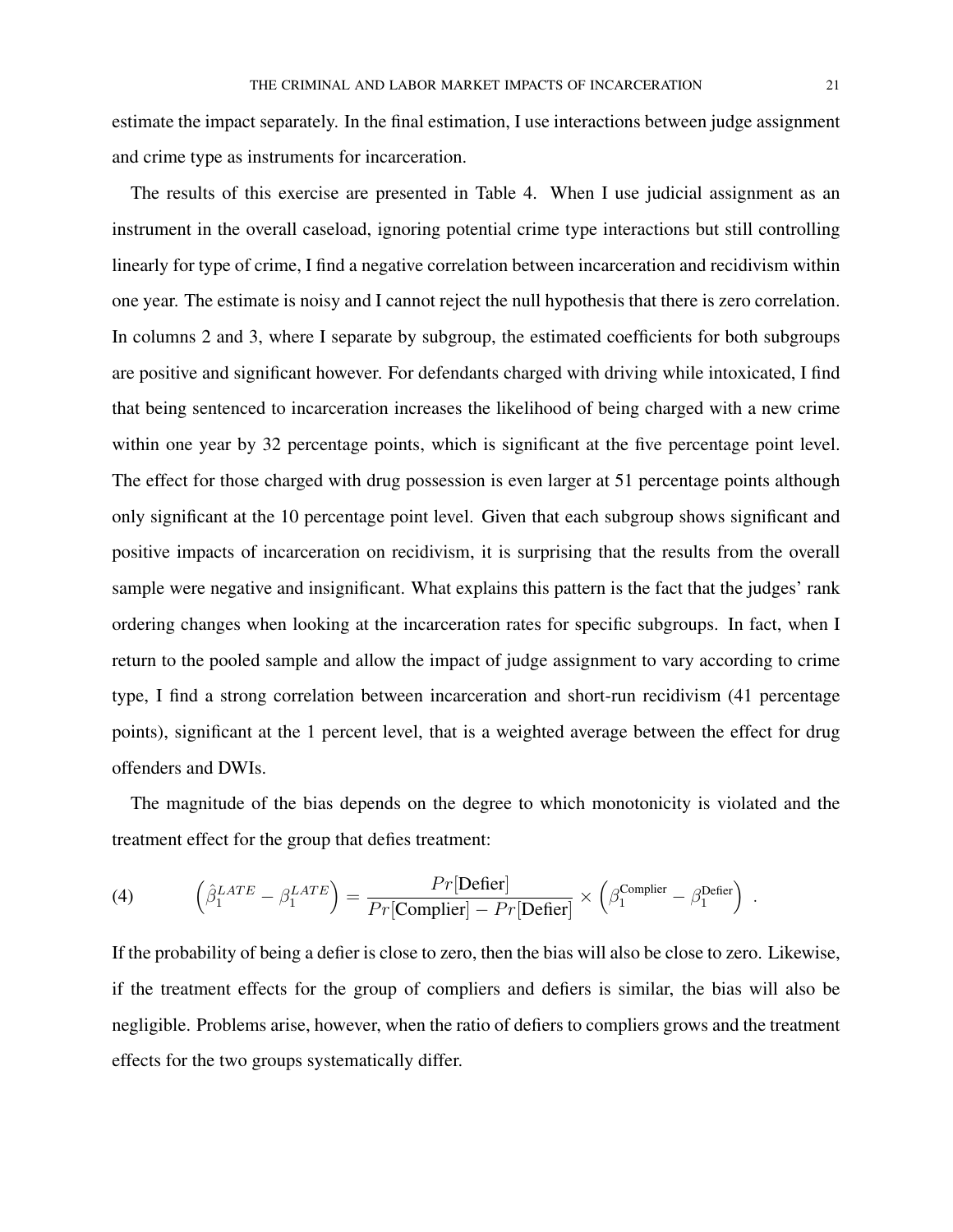estimate the impact separately. In the final estimation, I use interactions between judge assignment and crime type as instruments for incarceration.

The results of this exercise are presented in Table 4. When I use judicial assignment as an instrument in the overall caseload, ignoring potential crime type interactions but still controlling linearly for type of crime, I find a negative correlation between incarceration and recidivism within one year. The estimate is noisy and I cannot reject the null hypothesis that there is zero correlation. In columns 2 and 3, where I separate by subgroup, the estimated coefficients for both subgroups are positive and significant however. For defendants charged with driving while intoxicated, I find that being sentenced to incarceration increases the likelihood of being charged with a new crime within one year by 32 percentage points, which is significant at the five percentage point level. The effect for those charged with drug possession is even larger at 51 percentage points although only significant at the 10 percentage point level. Given that each subgroup shows significant and positive impacts of incarceration on recidivism, it is surprising that the results from the overall sample were negative and insignificant. What explains this pattern is the fact that the judges' rank ordering changes when looking at the incarceration rates for specific subgroups. In fact, when I return to the pooled sample and allow the impact of judge assignment to vary according to crime type, I find a strong correlation between incarceration and short-run recidivism (41 percentage points), significant at the 1 percent level, that is a weighted average between the effect for drug offenders and DWIs.

The magnitude of the bias depends on the degree to which monotonicity is violated and the treatment effect for the group that defies treatment:

$$
\left(\hat{\beta}_1^{LATE} - \beta_1^{LATE}\right) = \frac{Pr[\text{Defier}]}{Pr[\text{Complier}] - Pr[\text{Defier}]} \times \left(\beta_1^{\text{Complier}} - \beta_1^{\text{Defier}}\right) \quad . \tag{4}
$$

If the probability of being a defier is close to zero, then the bias will also be close to zero. Likewise, if the treatment effects for the group of compliers and defiers is similar, the bias will also be negligible. Problems arise, however, when the ratio of defiers to compliers grows and the treatment effects for the two groups systematically differ.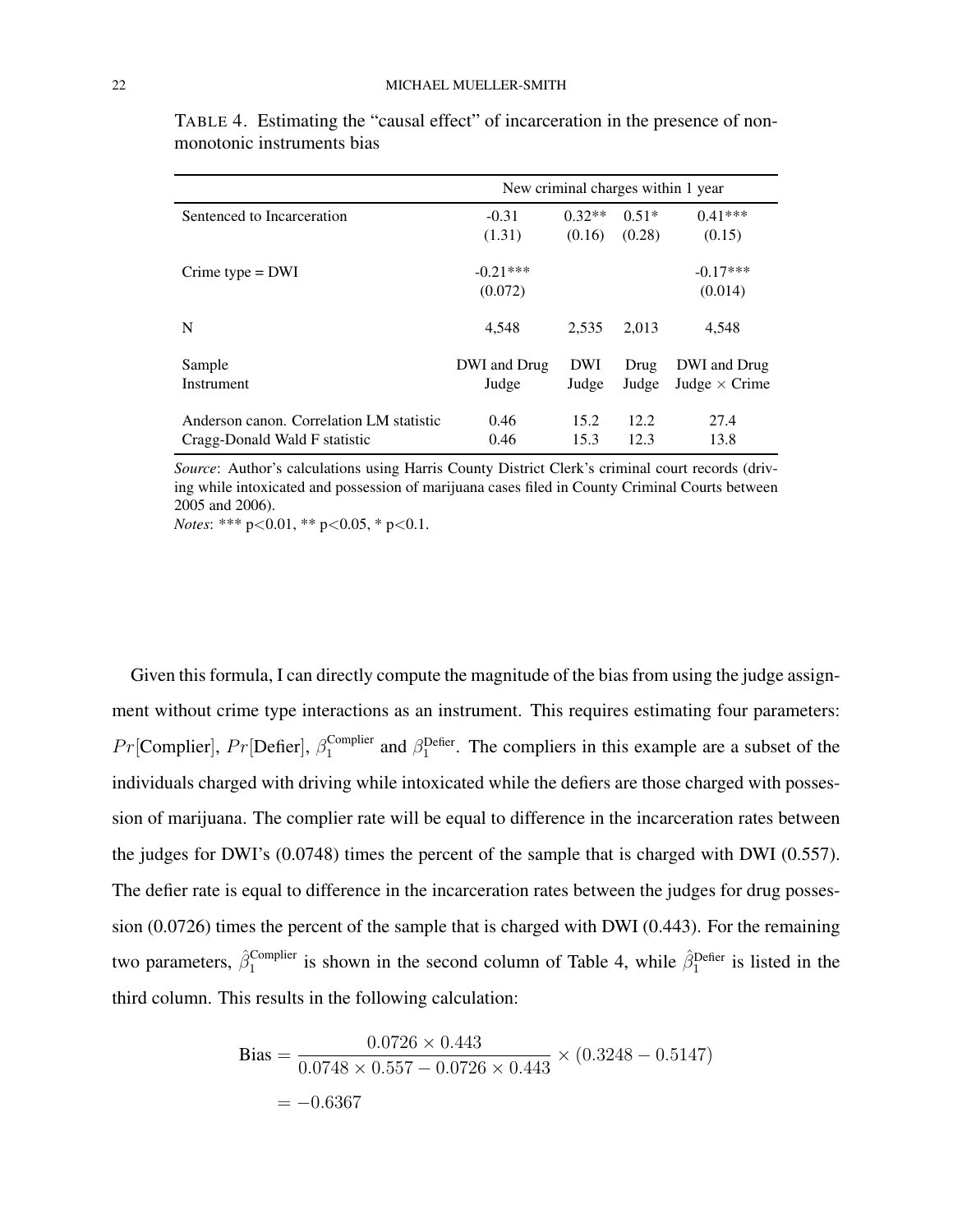TABLE 4. Estimating the "causal effect" of incarceration in the presence of non-monotonic instruments bias

| | New criminal charges within 1 year | | | |
|---|---|---|---|---|
| Sentenced to Incarceration | -0.31 | 0.32** | 0.51* | 0.41*** |
| | (1.31) | (0.16) | (0.28) | (0.15) |
| Crime type = DWI | -0.21*** | | | -0.17*** |
| | (0.072) | | | (0.014) |
| N | 4,548 | 2,535 | 2,013 | 4,548 |
| Sample | DWI and Drug | DWI | Drug | DWI and Drug |
| Instrument | Judge | Judge | Judge | Judge × Crime |
| Anderson canon. Correlation LM statistic | 0.46 | 15.2 | 12.2 | 27.4 |
| Cragg-Donald Wald F statistic | 0.46 | 15.3 | 12.3 | 13.8 |

*Source*: Author's calculations using Harris County District Clerk's criminal court records (driving while intoxicated and possession of marijuana cases filed in County Criminal Courts between 2005 and 2006).
*Notes*: *** p<0.01, ** p<0.05, * p<0.1.

Given this formula, I can directly compute the magnitude of the bias from using the judge assignment without crime type interactions as an instrument. This requires estimating four parameters: $Pr[\text{Complier}]$, $Pr[\text{Defier}]$, $\beta_1^{\text{Complier}}$ and $\beta_1^{\text{Defier}}$. The compliers in this example are a subset of the individuals charged with driving while intoxicated while the defiers are those charged with possession of marijuana. The complier rate will be equal to difference in the incarceration rates between the judges for DWI's (0.0748) times the percent of the sample that is charged with DWI (0.557). The defier rate is equal to difference in the incarceration rates between the judges for drug possession (0.0726) times the percent of the sample that is charged with DWI (0.443). For the remaining two parameters, $\hat{\beta}_1^{\text{Complier}}$ is shown in the second column of Table 4, while $\hat{\beta}_1^{\text{Defier}}$ is listed in the third column. This results in the following calculation:

$$
\begin{aligned}
\text{Bias} &= \frac{0.0726 \times 0.443}{0.0748 \times 0.557 - 0.0726 \times 0.443} \times (0.3248 - 0.5147) \\
&= -0.6367
\end{aligned}
$$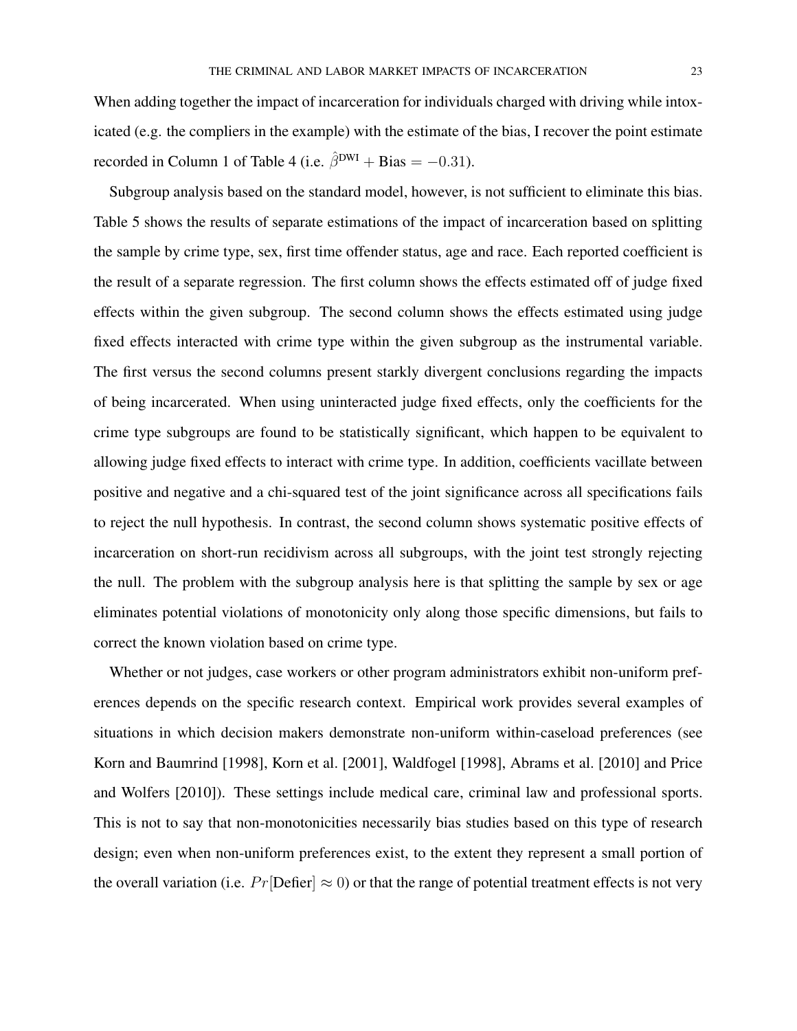When adding together the impact of incarceration for individuals charged with driving while intoxicated (e.g. the compliers in the example) with the estimate of the bias, I recover the point estimate recorded in Column 1 of Table 4 (i.e. $\hat{\beta}^{\text{DWI}} + \text{Bias} = -0.31$).

Subgroup analysis based on the standard model, however, is not sufficient to eliminate this bias. Table 5 shows the results of separate estimations of the impact of incarceration based on splitting the sample by crime type, sex, first time offender status, age and race. Each reported coefficient is the result of a separate regression. The first column shows the effects estimated off of judge fixed effects within the given subgroup. The second column shows the effects estimated using judge fixed effects interacted with crime type within the given subgroup as the instrumental variable. The first versus the second columns present starkly divergent conclusions regarding the impacts of being incarcerated. When using uninteracted judge fixed effects, only the coefficients for the crime type subgroups are found to be statistically significant, which happen to be equivalent to allowing judge fixed effects to interact with crime type. In addition, coefficients vacillate between positive and negative and a chi-squared test of the joint significance across all specifications fails to reject the null hypothesis. In contrast, the second column shows systematic positive effects of incarceration on short-run recidivism across all subgroups, with the joint test strongly rejecting the null. The problem with the subgroup analysis here is that splitting the sample by sex or age eliminates potential violations of monotonicity only along those specific dimensions, but fails to correct the known violation based on crime type.

Whether or not judges, case workers or other program administrators exhibit non-uniform preferences depends on the specific research context. Empirical work provides several examples of situations in which decision makers demonstrate non-uniform within-caseload preferences (see Korn and Baumrind [1998], Korn et al. [2001], Waldfogel [1998], Abrams et al. [2010] and Price and Wolfers [2010]). These settings include medical care, criminal law and professional sports. This is not to say that non-monotonicities necessarily bias studies based on this type of research design; even when non-uniform preferences exist, to the extent they represent a small portion of the overall variation (i.e. $Pr[\text{Defier}] \approx 0$) or that the range of potential treatment effects is not very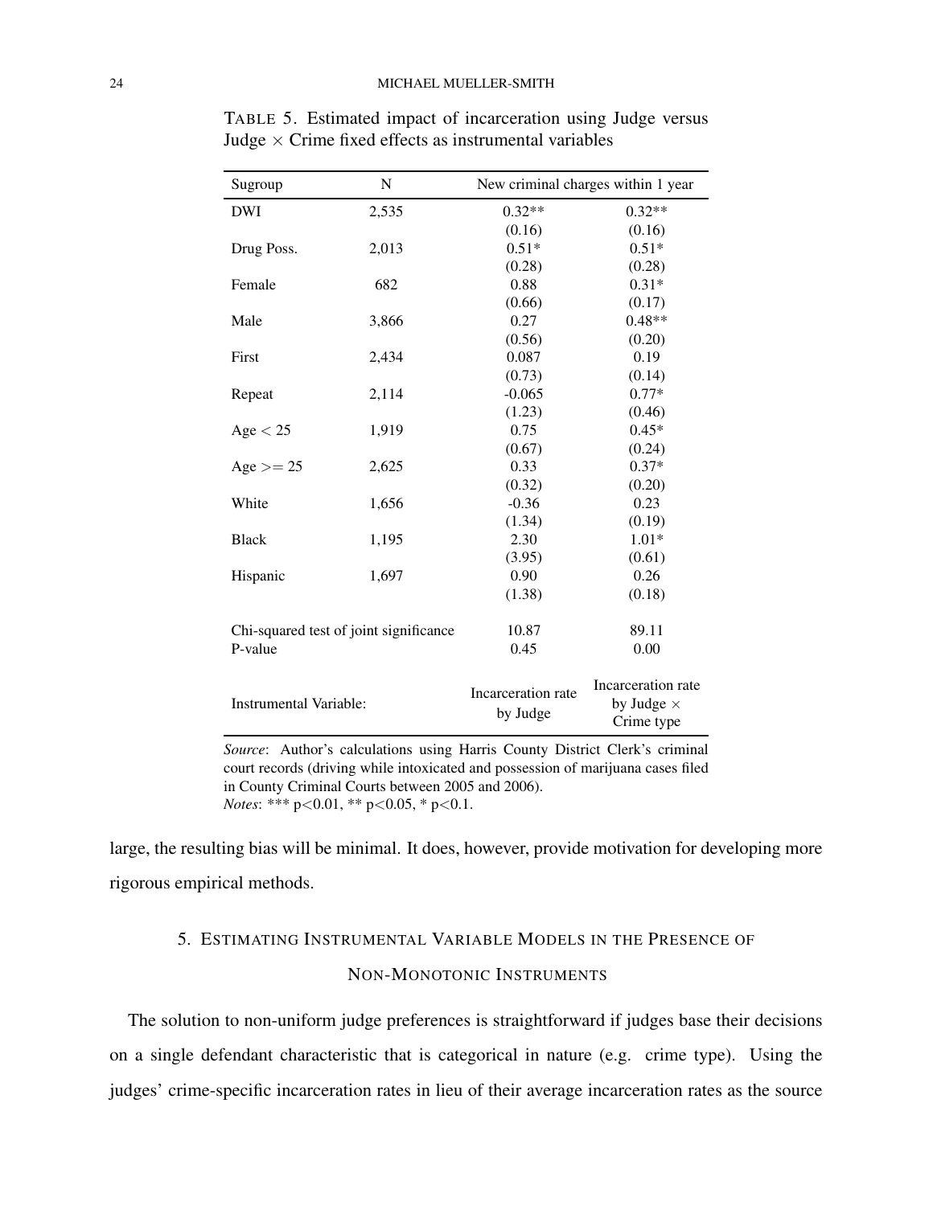TABLE 5. Estimated impact of incarceration using Judge versus Judge × Crime fixed effects as instrumental variables

| Sugroup | N | New criminal charges within 1 year | |
|---|---|---|---|
| DWI | 2,535 | 0.32** | 0.32** |
| | | (0.16) | (0.16) |
| Drug Poss. | 2,013 | 0.51* | 0.51* |
| | | (0.28) | (0.28) |
| Female | 682 | 0.88 | 0.31* |
| | | (0.66) | (0.17) |
| Male | 3,866 | 0.27 | 0.48** |
| | | (0.56) | (0.20) |
| First | 2,434 | 0.087 | 0.19 |
| | | (0.73) | (0.14) |
| Repeat | 2,114 | -0.065 | 0.77* |
| | | (1.23) | (0.46) |
| Age < 25 | 1,919 | 0.75 | 0.45* |
| | | (0.67) | (0.24) |
| Age >= 25 | 2,625 | 0.33 | 0.37* |
| | | (0.32) | (0.20) |
| White | 1,656 | -0.36 | 0.23 |
| | | (1.34) | (0.19) |
| Black | 1,195 | 2.30 | 1.01* |
| | | (3.95) | (0.61) |
| Hispanic | 1,697 | 0.90 | 0.26 |
| | | (1.38) | (0.18) |
| Chi-squared test of joint significance | | 10.87 | 89.11 |
| P-value | | 0.45 | 0.00 |
| Instrumental Variable: | | Incarceration rate by Judge | Incarceration rate by Judge × Crime type |

*Source*: Author's calculations using Harris County District Clerk's criminal court records (driving while intoxicated and possession of marijuana cases filed in County Criminal Courts between 2005 and 2006).
*Notes*: *** p<0.01, ** p<0.05, * p<0.1.

large, the resulting bias will be minimal. It does, however, provide motivation for developing more rigorous empirical methods.

## 5. Estimating Instrumental Variable Models in the Presence of Non-Monotonic Instruments

The solution to non-uniform judge preferences is straightforward if judges base their decisions on a single defendant characteristic that is categorical in nature (e.g. crime type). Using the judges' crime-specific incarceration rates in lieu of their average incarceration rates as the source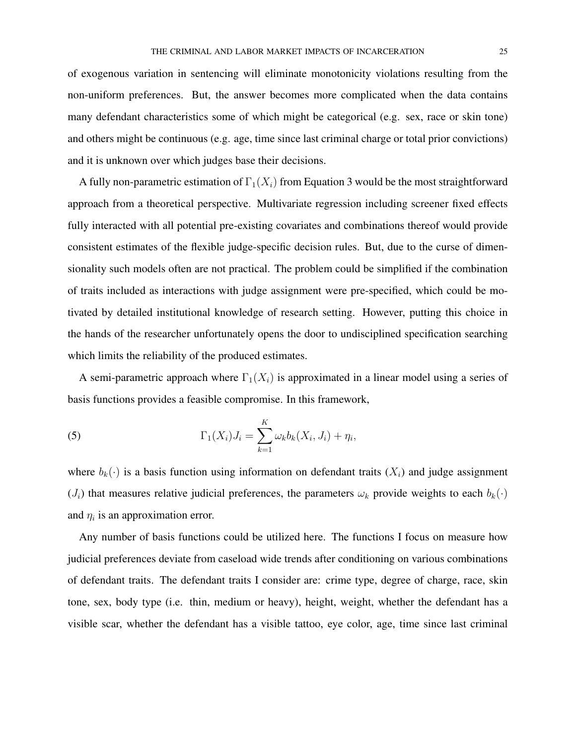of exogenous variation in sentencing will eliminate monotonicity violations resulting from the non-uniform preferences. But, the answer becomes more complicated when the data contains many defendant characteristics some of which might be categorical (e.g. sex, race or skin tone) and others might be continuous (e.g. age, time since last criminal charge or total prior convictions) and it is unknown over which judges base their decisions.

A fully non-parametric estimation of $\Gamma_1(X_i)$ from Equation 3 would be the most straightforward approach from a theoretical perspective. Multivariate regression including screener fixed effects fully interacted with all potential pre-existing covariates and combinations thereof would provide consistent estimates of the flexible judge-specific decision rules. But, due to the curse of dimensionality such models often are not practical. The problem could be simplified if the combination of traits included as interactions with judge assignment were pre-specified, which could be motivated by detailed institutional knowledge of research setting. However, putting this choice in the hands of the researcher unfortunately opens the door to undisciplined specification searching which limits the reliability of the produced estimates.

A semi-parametric approach where $\Gamma_1(X_i)$ is approximated in a linear model using a series of basis functions provides a feasible compromise. In this framework,

$$\Gamma_1(X_i)J_i = \sum_{k=1}^{K} \omega_k b_k(X_i, J_i) + \eta_i, \tag{5}$$

where $b_k(\cdot)$ is a basis function using information on defendant traits ($X_i$) and judge assignment ($J_i$) that measures relative judicial preferences, the parameters $\omega_k$ provide weights to each $b_k(\cdot)$ and $\eta_i$ is an approximation error.

Any number of basis functions could be utilized here. The functions I focus on measure how judicial preferences deviate from caseload wide trends after conditioning on various combinations of defendant traits. The defendant traits I consider are: crime type, degree of charge, race, skin tone, sex, body type (i.e. thin, medium or heavy), height, weight, whether the defendant has a visible scar, whether the defendant has a visible tattoo, eye color, age, time since last criminal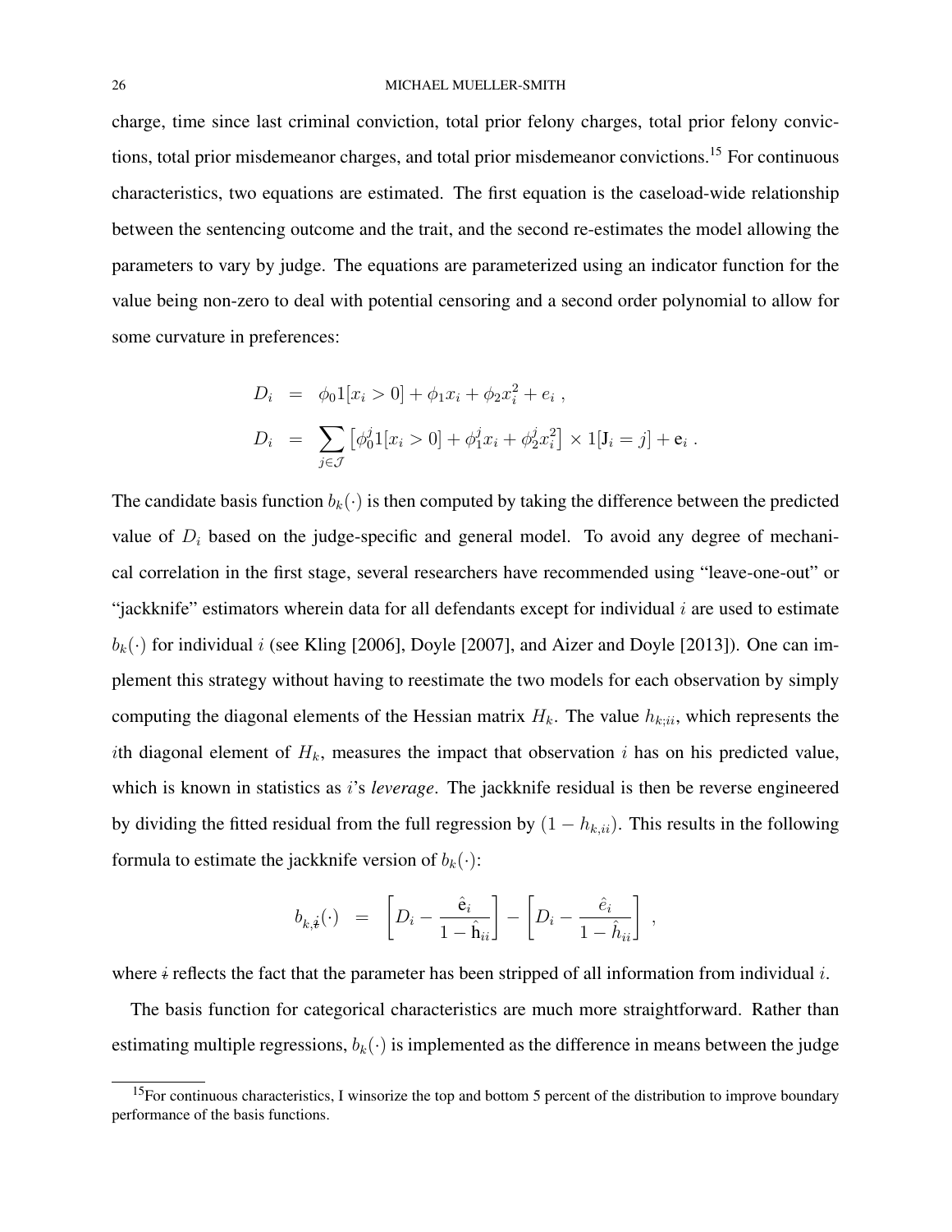charge, time since last criminal conviction, total prior felony charges, total prior felony convictions, total prior misdemeanor charges, and total prior misdemeanor convictions.[15] For continuous characteristics, two equations are estimated. The first equation is the caseload-wide relationship between the sentencing outcome and the trait, and the second re-estimates the model allowing the parameters to vary by judge. The equations are parameterized using an indicator function for the value being non-zero to deal with potential censoring and a second order polynomial to allow for some curvature in preferences:

$$
\begin{aligned}
D_i &= \phi_0 1[x_i > 0] + \phi_1 x_i + \phi_2 x_i^2 + e_i \ , \\
D_i &= \sum_{j \in \mathcal{J}} \left[ \phi_0^j 1[x_i > 0] + \phi_1^j x_i + \phi_2^j x_i^2 \right] \times 1[\mathrm{J}_i = j] + \mathrm{e}_i \ .
\end{aligned}
$$

The candidate basis function $b_k(\cdot)$ is then computed by taking the difference between the predicted value of $D_i$ based on the judge-specific and general model. To avoid any degree of mechanical correlation in the first stage, several researchers have recommended using "leave-one-out" or "jackknife" estimators wherein data for all defendants except for individual $i$ are used to estimate $b_k(\cdot)$ for individual $i$ (see Kling [2006], Doyle [2007], and Aizer and Doyle [2013]). One can implement this strategy without having to reestimate the two models for each observation by simply computing the diagonal elements of the Hessian matrix $H_k$. The value $h_{k;ii}$, which represents the $i$th diagonal element of $H_k$, measures the impact that observation $i$ has on his predicted value, which is known in statistics as $i$'s *leverage*. The jackknife residual is then be reverse engineered by dividing the fitted residual from the full regression by $(1 - h_{k,ii})$. This results in the following formula to estimate the jackknife version of $b_k(\cdot)$:

$$
b_{k,\not{i}}(\cdot) \ = \ \left[ D_i - \frac{\hat{\mathrm{e}}_i}{1 - \hat{\mathrm{h}}_{ii}} \right] - \left[ D_i - \frac{\hat{e}_i}{1 - \hat{h}_{ii}} \right] \ ,
$$

where $\not{i}$ reflects the fact that the parameter has been stripped of all information from individual $i$.

The basis function for categorical characteristics are much more straightforward. Rather than estimating multiple regressions, $b_k(\cdot)$ is implemented as the difference in means between the judge

[15] For continuous characteristics, I winsorize the top and bottom 5 percent of the distribution to improve boundary performance of the basis functions.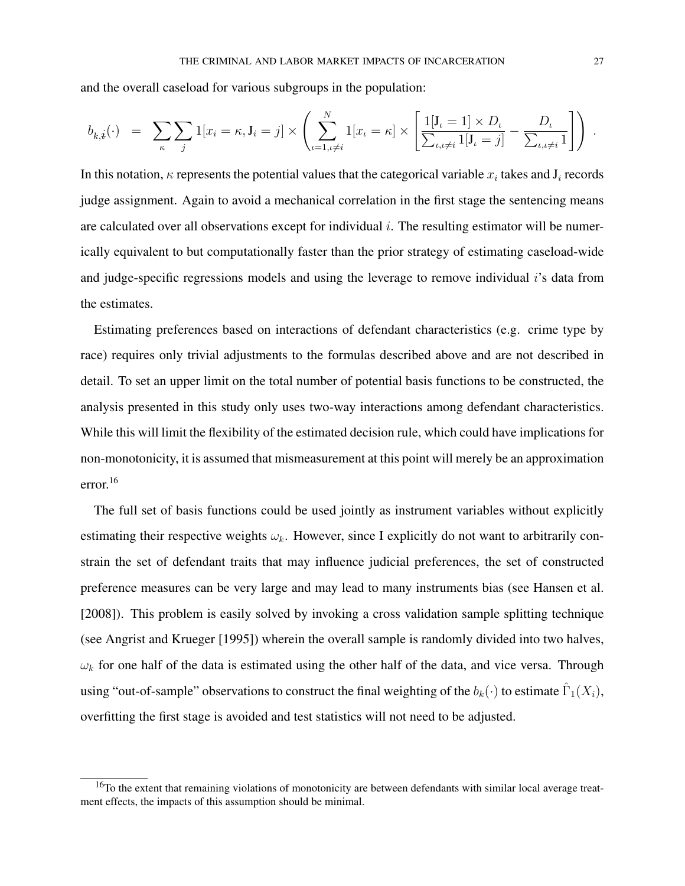and the overall caseload for various subgroups in the population:

$$b_{k,\dot{x}}(\cdot) \;=\; \sum_{\kappa}\sum_{j} 1[x_i=\kappa, \mathrm{J}_i=j] \times \left( \sum_{\iota=1,\iota\neq i}^{N} 1[x_\iota=\kappa] \times \left[ \frac{1[\mathrm{J}_\iota=1]\times D_\iota}{\sum_{\iota,\iota\neq i} 1[\mathrm{J}_\iota=j]} - \frac{D_\iota}{\sum_{\iota,\iota\neq i} 1} \right] \right) .$$

In this notation, $\kappa$ represents the potential values that the categorical variable $x_i$ takes and $\mathrm{J}_i$ records judge assignment. Again to avoid a mechanical correlation in the first stage the sentencing means are calculated over all observations except for individual $i$. The resulting estimator will be numerically equivalent to but computationally faster than the prior strategy of estimating caseload-wide and judge-specific regressions models and using the leverage to remove individual $i$'s data from the estimates.

Estimating preferences based on interactions of defendant characteristics (e.g. crime type by race) requires only trivial adjustments to the formulas described above and are not described in detail. To set an upper limit on the total number of potential basis functions to be constructed, the analysis presented in this study only uses two-way interactions among defendant characteristics. While this will limit the flexibility of the estimated decision rule, which could have implications for non-monotonicity, it is assumed that mismeasurement at this point will merely be an approximation error.[16]

The full set of basis functions could be used jointly as instrument variables without explicitly estimating their respective weights $\omega_k$. However, since I explicitly do not want to arbitrarily constrain the set of defendant traits that may influence judicial preferences, the set of constructed preference measures can be very large and may lead to many instruments bias (see Hansen et al. [2008]). This problem is easily solved by invoking a cross validation sample splitting technique (see Angrist and Krueger [1995]) wherein the overall sample is randomly divided into two halves, $\omega_k$ for one half of the data is estimated using the other half of the data, and vice versa. Through using "out-of-sample" observations to construct the final weighting of the $b_k(\cdot)$ to estimate $\hat{\Gamma}_1(X_i)$, overfitting the first stage is avoided and test statistics will not need to be adjusted.

[16] To the extent that remaining violations of monotonicity are between defendants with similar local average treatment effects, the impacts of this assumption should be minimal.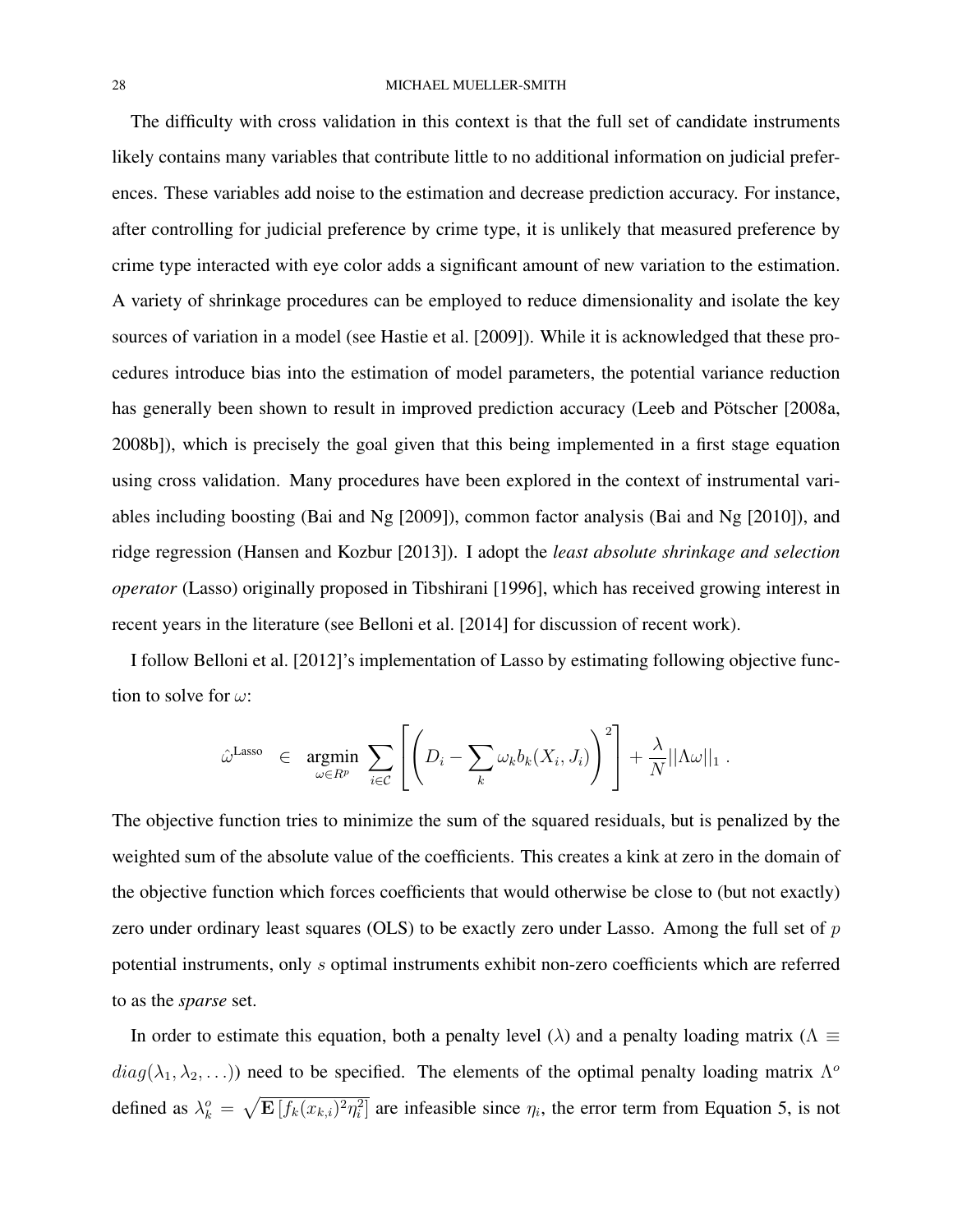The difficulty with cross validation in this context is that the full set of candidate instruments likely contains many variables that contribute little to no additional information on judicial preferences. These variables add noise to the estimation and decrease prediction accuracy. For instance, after controlling for judicial preference by crime type, it is unlikely that measured preference by crime type interacted with eye color adds a significant amount of new variation to the estimation. A variety of shrinkage procedures can be employed to reduce dimensionality and isolate the key sources of variation in a model (see Hastie et al. [2009]). While it is acknowledged that these procedures introduce bias into the estimation of model parameters, the potential variance reduction has generally been shown to result in improved prediction accuracy (Leeb and Pötscher [2008a, 2008b]), which is precisely the goal given that this being implemented in a first stage equation using cross validation. Many procedures have been explored in the context of instrumental variables including boosting (Bai and Ng [2009]), common factor analysis (Bai and Ng [2010]), and ridge regression (Hansen and Kozbur [2013]). I adopt the *least absolute shrinkage and selection operator* (Lasso) originally proposed in Tibshirani [1996], which has received growing interest in recent years in the literature (see Belloni et al. [2014] for discussion of recent work).

I follow Belloni et al. [2012]'s implementation of Lasso by estimating following objective function to solve for $\omega$:

$$\hat{\omega}^{\text{Lasso}} \in \underset{\omega \in R^p}{\operatorname{argmin}} \sum_{i \in \mathcal{C}} \left[ \left( D_i - \sum_k \omega_k b_k(X_i, J_i) \right)^2 \right] + \frac{\lambda}{N} ||\Lambda \omega||_1 \, .$$

The objective function tries to minimize the sum of the squared residuals, but is penalized by the weighted sum of the absolute value of the coefficients. This creates a kink at zero in the domain of the objective function which forces coefficients that would otherwise be close to (but not exactly) zero under ordinary least squares (OLS) to be exactly zero under Lasso. Among the full set of $p$ potential instruments, only $s$ optimal instruments exhibit non-zero coefficients which are referred to as the *sparse* set.

In order to estimate this equation, both a penalty level ($\lambda$) and a penalty loading matrix ($\Lambda \equiv diag(\lambda_1, \lambda_2, \ldots)$) need to be specified. The elements of the optimal penalty loading matrix $\Lambda^o$ defined as $\lambda_k^o = \sqrt{\mathbf{E}\left[f_k(x_{k,i})^2 \eta_i^2\right]}$ are infeasible since $\eta_i$, the error term from Equation 5, is not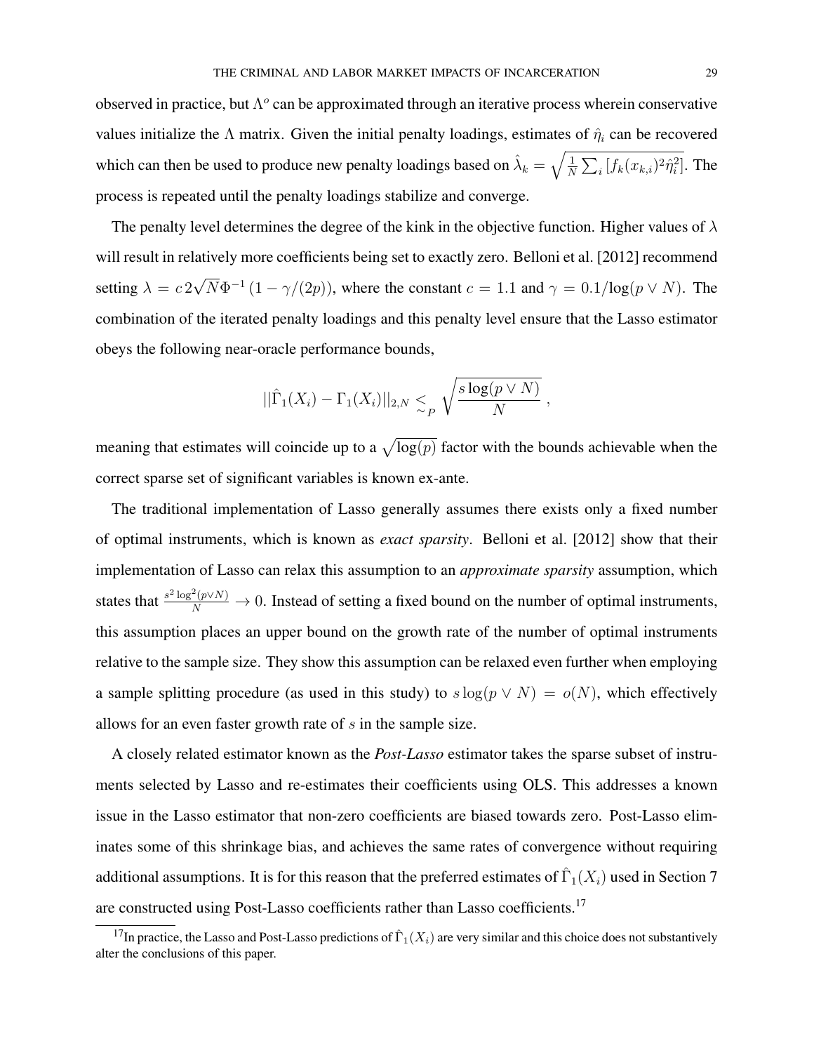observed in practice, but $\Lambda^o$ can be approximated through an iterative process wherein conservative values initialize the $\Lambda$ matrix. Given the initial penalty loadings, estimates of $\hat{\eta}_i$ can be recovered which can then be used to produce new penalty loadings based on $\hat{\lambda}_k = \sqrt{\frac{1}{N}\sum_i [f_k(x_{k,i})^2 \hat{\eta}_i^2]}$. The process is repeated until the penalty loadings stabilize and converge.

The penalty level determines the degree of the kink in the objective function. Higher values of $\lambda$ will result in relatively more coefficients being set to exactly zero. Belloni et al. [2012] recommend setting $\lambda = c\, 2\sqrt{N}\Phi^{-1}(1 - \gamma/(2p))$, where the constant $c = 1.1$ and $\gamma = 0.1/\log(p \vee N)$. The combination of the iterated penalty loadings and this penalty level ensure that the Lasso estimator obeys the following near-oracle performance bounds,

$$||\hat{\Gamma}_1(X_i) - \Gamma_1(X_i)||_{2,N} \lesssim_P \sqrt{\frac{s \log(p \vee N)}{N}}\ ,$$

meaning that estimates will coincide up to a $\sqrt{\log(p)}$ factor with the bounds achievable when the correct sparse set of significant variables is known ex-ante.

The traditional implementation of Lasso generally assumes there exists only a fixed number of optimal instruments, which is known as *exact sparsity*. Belloni et al. [2012] show that their implementation of Lasso can relax this assumption to an *approximate sparsity* assumption, which states that $\frac{s^2 \log^2(p \vee N)}{N} \to 0$. Instead of setting a fixed bound on the number of optimal instruments, this assumption places an upper bound on the growth rate of the number of optimal instruments relative to the sample size. They show this assumption can be relaxed even further when employing a sample splitting procedure (as used in this study) to $s \log(p \vee N) = o(N)$, which effectively allows for an even faster growth rate of $s$ in the sample size.

A closely related estimator known as the *Post-Lasso* estimator takes the sparse subset of instruments selected by Lasso and re-estimates their coefficients using OLS. This addresses a known issue in the Lasso estimator that non-zero coefficients are biased towards zero. Post-Lasso eliminates some of this shrinkage bias, and achieves the same rates of convergence without requiring additional assumptions. It is for this reason that the preferred estimates of $\hat{\Gamma}_1(X_i)$ used in Section 7 are constructed using Post-Lasso coefficients rather than Lasso coefficients.[17]

[17] In practice, the Lasso and Post-Lasso predictions of $\hat{\Gamma}_1(X_i)$ are very similar and this choice does not substantively alter the conclusions of this paper.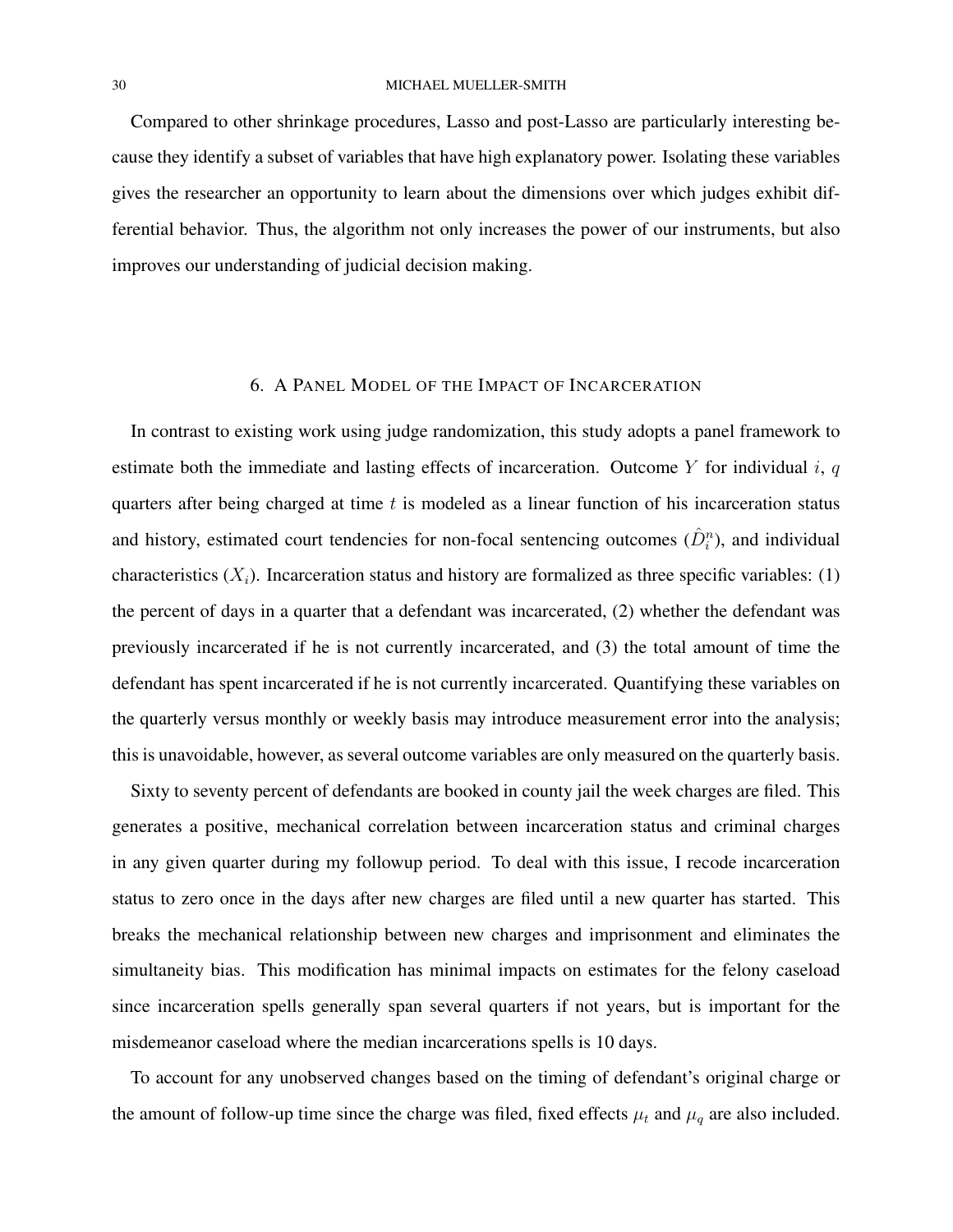Compared to other shrinkage procedures, Lasso and post-Lasso are particularly interesting because they identify a subset of variables that have high explanatory power. Isolating these variables gives the researcher an opportunity to learn about the dimensions over which judges exhibit differential behavior. Thus, the algorithm not only increases the power of our instruments, but also improves our understanding of judicial decision making.

## 6. A Panel Model of the Impact of Incarceration

In contrast to existing work using judge randomization, this study adopts a panel framework to estimate both the immediate and lasting effects of incarceration. Outcome $Y$ for individual $i$, $q$ quarters after being charged at time $t$ is modeled as a linear function of his incarceration status and history, estimated court tendencies for non-focal sentencing outcomes ($\hat{D}_i^n$), and individual characteristics ($X_i$). Incarceration status and history are formalized as three specific variables: (1) the percent of days in a quarter that a defendant was incarcerated, (2) whether the defendant was previously incarcerated if he is not currently incarcerated, and (3) the total amount of time the defendant has spent incarcerated if he is not currently incarcerated. Quantifying these variables on the quarterly versus monthly or weekly basis may introduce measurement error into the analysis; this is unavoidable, however, as several outcome variables are only measured on the quarterly basis.

Sixty to seventy percent of defendants are booked in county jail the week charges are filed. This generates a positive, mechanical correlation between incarceration status and criminal charges in any given quarter during my followup period. To deal with this issue, I recode incarceration status to zero once in the days after new charges are filed until a new quarter has started. This breaks the mechanical relationship between new charges and imprisonment and eliminates the simultaneity bias. This modification has minimal impacts on estimates for the felony caseload since incarceration spells generally span several quarters if not years, but is important for the misdemeanor caseload where the median incarcerations spells is 10 days.

To account for any unobserved changes based on the timing of defendant's original charge or the amount of follow-up time since the charge was filed, fixed effects $\mu_t$ and $\mu_q$ are also included.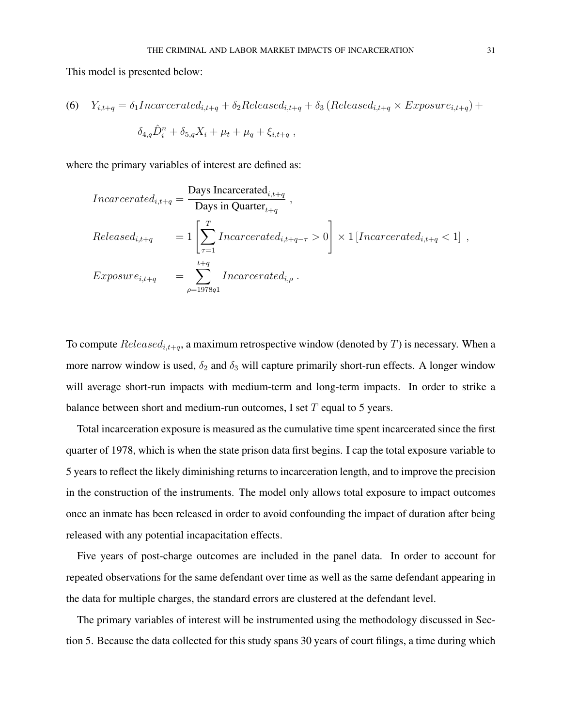This model is presented below:

$$
(6) \quad Y_{i,t+q} = \delta_1 Incarcerated_{i,t+q} + \delta_2 Released_{i,t+q} + \delta_3 \left( Released_{i,t+q} \times Exposure_{i,t+q} \right) + \delta_{4,q} \hat{D}_i^n + \delta_{5,q} X_i + \mu_t + \mu_q + \xi_{i,t+q} \ ,
$$

where the primary variables of interest are defined as:

$$
\begin{aligned}
Incarcerated_{i,t+q} &= \frac{\text{Days Incarcerated}_{i,t+q}}{\text{Days in Quarter}_{t+q}} \ , \\
Released_{i,t+q} &= 1 \left[ \sum_{\tau=1}^{T} Incarcerated_{i,t+q-\tau} > 0 \right] \times 1 \left[ Incarcerated_{i,t+q} < 1 \right] \ , \\
Exposure_{i,t+q} &= \sum_{\rho=1978q1}^{t+q} Incarcerated_{i,\rho} \ .
\end{aligned}
$$

To compute $Released_{i,t+q}$, a maximum retrospective window (denoted by $T$) is necessary. When a more narrow window is used, $\delta_2$ and $\delta_3$ will capture primarily short-run effects. A longer window will average short-run impacts with medium-term and long-term impacts. In order to strike a balance between short and medium-run outcomes, I set $T$ equal to 5 years.

Total incarceration exposure is measured as the cumulative time spent incarcerated since the first quarter of 1978, which is when the state prison data first begins. I cap the total exposure variable to 5 years to reflect the likely diminishing returns to incarceration length, and to improve the precision in the construction of the instruments. The model only allows total exposure to impact outcomes once an inmate has been released in order to avoid confounding the impact of duration after being released with any potential incapacitation effects.

Five years of post-charge outcomes are included in the panel data. In order to account for repeated observations for the same defendant over time as well as the same defendant appearing in the data for multiple charges, the standard errors are clustered at the defendant level.

The primary variables of interest will be instrumented using the methodology discussed in Section 5. Because the data collected for this study spans 30 years of court filings, a time during which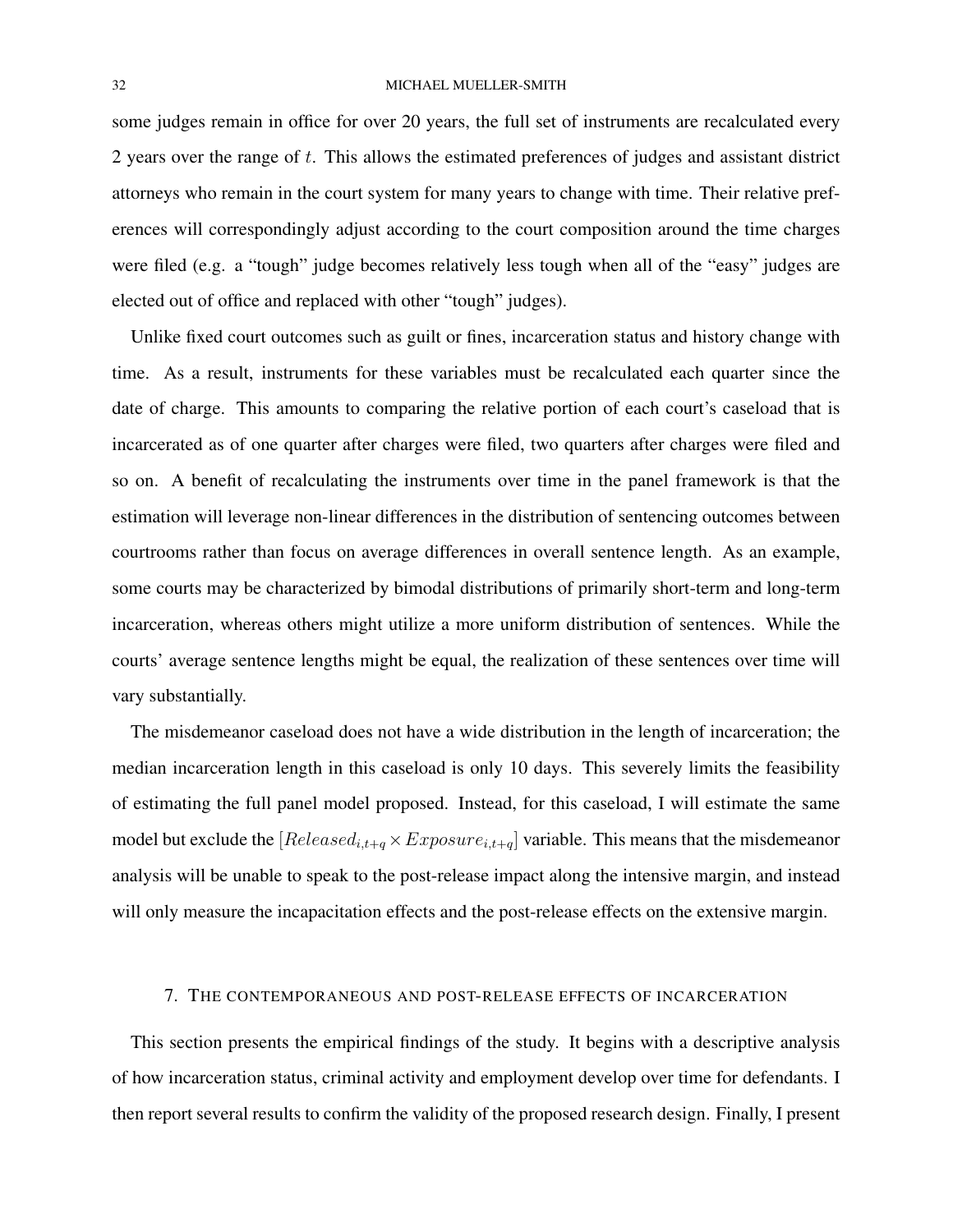some judges remain in office for over 20 years, the full set of instruments are recalculated every 2 years over the range of $t$. This allows the estimated preferences of judges and assistant district attorneys who remain in the court system for many years to change with time. Their relative preferences will correspondingly adjust according to the court composition around the time charges were filed (e.g. a "tough" judge becomes relatively less tough when all of the "easy" judges are elected out of office and replaced with other "tough" judges).

Unlike fixed court outcomes such as guilt or fines, incarceration status and history change with time. As a result, instruments for these variables must be recalculated each quarter since the date of charge. This amounts to comparing the relative portion of each court's caseload that is incarcerated as of one quarter after charges were filed, two quarters after charges were filed and so on. A benefit of recalculating the instruments over time in the panel framework is that the estimation will leverage non-linear differences in the distribution of sentencing outcomes between courtrooms rather than focus on average differences in overall sentence length. As an example, some courts may be characterized by bimodal distributions of primarily short-term and long-term incarceration, whereas others might utilize a more uniform distribution of sentences. While the courts' average sentence lengths might be equal, the realization of these sentences over time will vary substantially.

The misdemeanor caseload does not have a wide distribution in the length of incarceration; the median incarceration length in this caseload is only 10 days. This severely limits the feasibility of estimating the full panel model proposed. Instead, for this caseload, I will estimate the same model but exclude the $[Released_{i,t+q} \times Exposure_{i,t+q}]$ variable. This means that the misdemeanor analysis will be unable to speak to the post-release impact along the intensive margin, and instead will only measure the incapacitation effects and the post-release effects on the extensive margin.

## 7. The contemporaneous and post-release effects of incarceration

This section presents the empirical findings of the study. It begins with a descriptive analysis of how incarceration status, criminal activity and employment develop over time for defendants. I then report several results to confirm the validity of the proposed research design. Finally, I present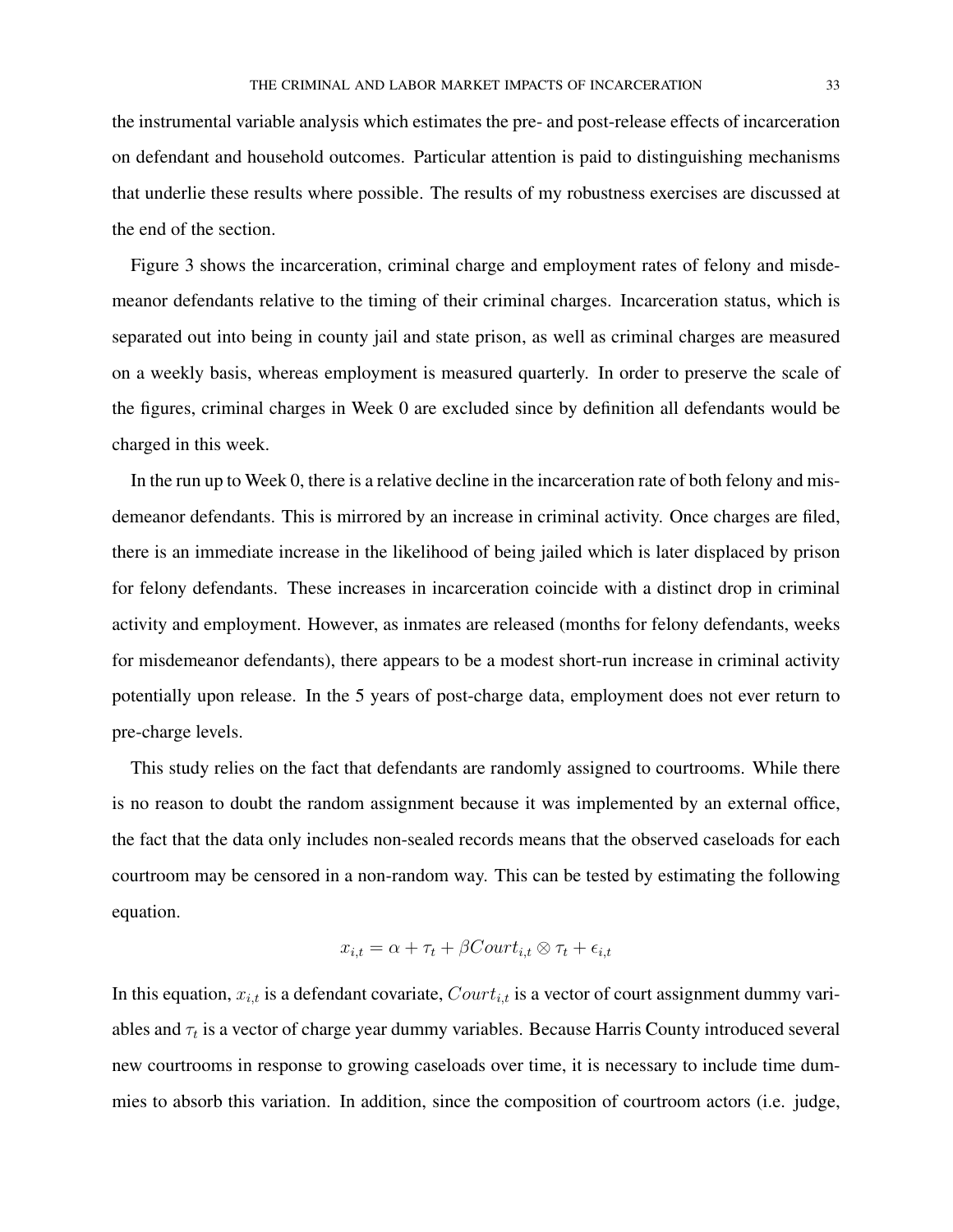the instrumental variable analysis which estimates the pre- and post-release effects of incarceration on defendant and household outcomes. Particular attention is paid to distinguishing mechanisms that underlie these results where possible. The results of my robustness exercises are discussed at the end of the section.

Figure 3 shows the incarceration, criminal charge and employment rates of felony and misdemeanor defendants relative to the timing of their criminal charges. Incarceration status, which is separated out into being in county jail and state prison, as well as criminal charges are measured on a weekly basis, whereas employment is measured quarterly. In order to preserve the scale of the figures, criminal charges in Week 0 are excluded since by definition all defendants would be charged in this week.

In the run up to Week 0, there is a relative decline in the incarceration rate of both felony and misdemeanor defendants. This is mirrored by an increase in criminal activity. Once charges are filed, there is an immediate increase in the likelihood of being jailed which is later displaced by prison for felony defendants. These increases in incarceration coincide with a distinct drop in criminal activity and employment. However, as inmates are released (months for felony defendants, weeks for misdemeanor defendants), there appears to be a modest short-run increase in criminal activity potentially upon release. In the 5 years of post-charge data, employment does not ever return to pre-charge levels.

This study relies on the fact that defendants are randomly assigned to courtrooms. While there is no reason to doubt the random assignment because it was implemented by an external office, the fact that the data only includes non-sealed records means that the observed caseloads for each courtroom may be censored in a non-random way. This can be tested by estimating the following equation.

$$x_{i,t} = \alpha + \tau_t + \beta Court_{i,t} \otimes \tau_t + \epsilon_{i,t}$$

In this equation, $x_{i,t}$ is a defendant covariate, $Court_{i,t}$ is a vector of court assignment dummy variables and $\tau_t$ is a vector of charge year dummy variables. Because Harris County introduced several new courtrooms in response to growing caseloads over time, it is necessary to include time dummies to absorb this variation. In addition, since the composition of courtroom actors (i.e. judge,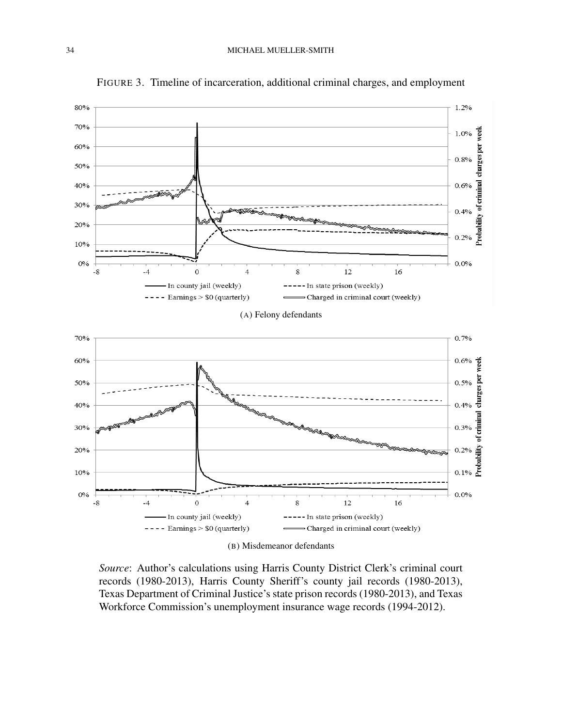FIGURE 3. Timeline of incarceration, additional criminal charges, and employment

(A) Felony defendants

(B) Misdemeanor defendants

*Source*: Author's calculations using Harris County District Clerk's criminal court records (1980-2013), Harris County Sheriff's county jail records (1980-2013), Texas Department of Criminal Justice's state prison records (1980-2013), and Texas Workforce Commission's unemployment insurance wage records (1994-2012).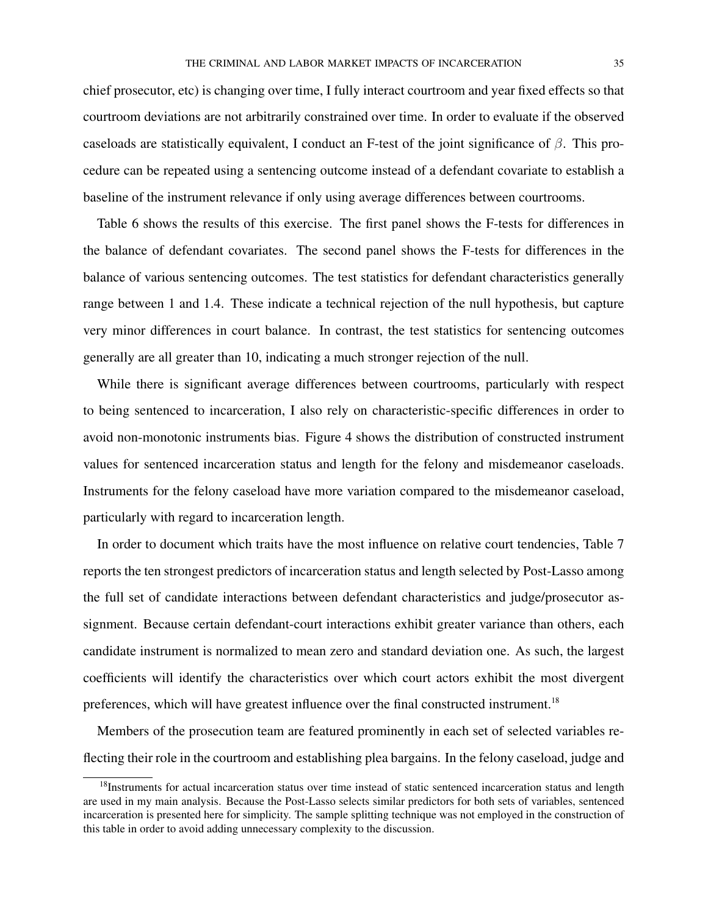chief prosecutor, etc) is changing over time, I fully interact courtroom and year fixed effects so that courtroom deviations are not arbitrarily constrained over time. In order to evaluate if the observed caseloads are statistically equivalent, I conduct an F-test of the joint significance of $\beta$. This procedure can be repeated using a sentencing outcome instead of a defendant covariate to establish a baseline of the instrument relevance if only using average differences between courtrooms.

Table 6 shows the results of this exercise. The first panel shows the F-tests for differences in the balance of defendant covariates. The second panel shows the F-tests for differences in the balance of various sentencing outcomes. The test statistics for defendant characteristics generally range between 1 and 1.4. These indicate a technical rejection of the null hypothesis, but capture very minor differences in court balance. In contrast, the test statistics for sentencing outcomes generally are all greater than 10, indicating a much stronger rejection of the null.

While there is significant average differences between courtrooms, particularly with respect to being sentenced to incarceration, I also rely on characteristic-specific differences in order to avoid non-monotonic instruments bias. Figure 4 shows the distribution of constructed instrument values for sentenced incarceration status and length for the felony and misdemeanor caseloads. Instruments for the felony caseload have more variation compared to the misdemeanor caseload, particularly with regard to incarceration length.

In order to document which traits have the most influence on relative court tendencies, Table 7 reports the ten strongest predictors of incarceration status and length selected by Post-Lasso among the full set of candidate interactions between defendant characteristics and judge/prosecutor assignment. Because certain defendant-court interactions exhibit greater variance than others, each candidate instrument is normalized to mean zero and standard deviation one. As such, the largest coefficients will identify the characteristics over which court actors exhibit the most divergent preferences, which will have greatest influence over the final constructed instrument.[18]

Members of the prosecution team are featured prominently in each set of selected variables reflecting their role in the courtroom and establishing plea bargains. In the felony caseload, judge and

[18]Instruments for actual incarceration status over time instead of static sentenced incarceration status and length are used in my main analysis. Because the Post-Lasso selects similar predictors for both sets of variables, sentenced incarceration is presented here for simplicity. The sample splitting technique was not employed in the construction of this table in order to avoid adding unnecessary complexity to the discussion.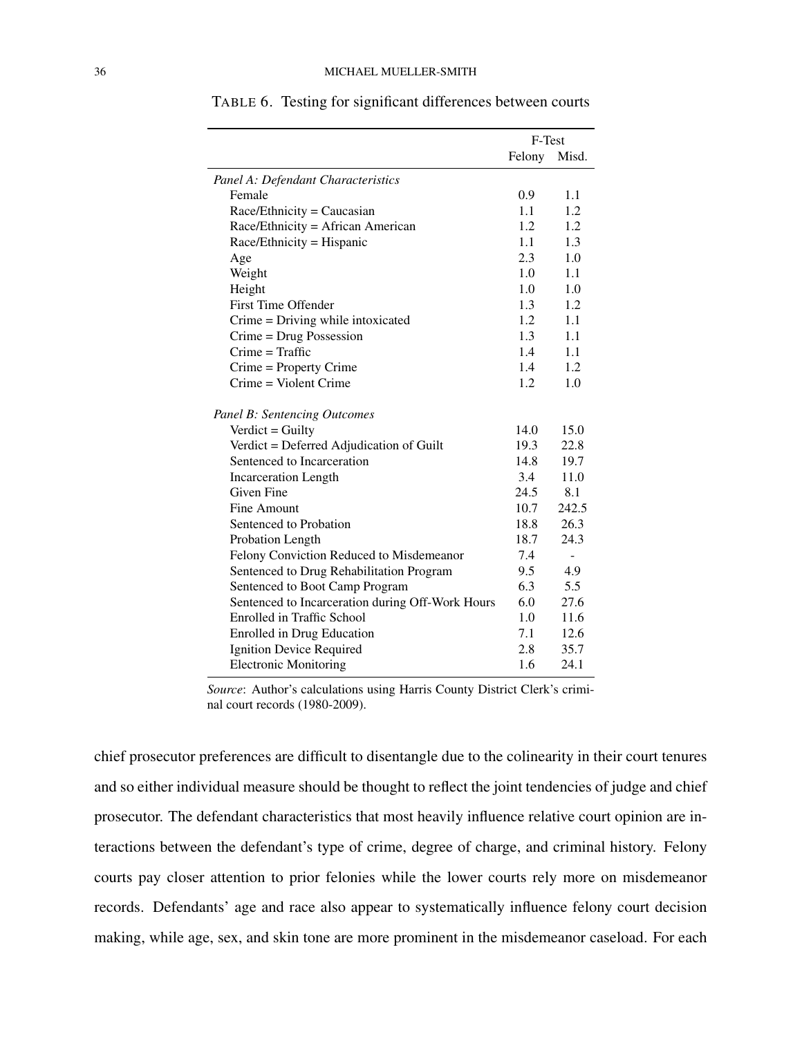TABLE 6. Testing for significant differences between courts

| | F-Test | |
|---|---|---|
| | Felony | Misd. |
| *Panel A: Defendant Characteristics* | | |
| Female | 0.9 | 1.1 |
| Race/Ethnicity = Caucasian | 1.1 | 1.2 |
| Race/Ethnicity = African American | 1.2 | 1.2 |
| Race/Ethnicity = Hispanic | 1.1 | 1.3 |
| Age | 2.3 | 1.0 |
| Weight | 1.0 | 1.1 |
| Height | 1.0 | 1.0 |
| First Time Offender | 1.3 | 1.2 |
| Crime = Driving while intoxicated | 1.2 | 1.1 |
| Crime = Drug Possession | 1.3 | 1.1 |
| Crime = Traffic | 1.4 | 1.1 |
| Crime = Property Crime | 1.4 | 1.2 |
| Crime = Violent Crime | 1.2 | 1.0 |
| *Panel B: Sentencing Outcomes* | | |
| Verdict = Guilty | 14.0 | 15.0 |
| Verdict = Deferred Adjudication of Guilt | 19.3 | 22.8 |
| Sentenced to Incarceration | 14.8 | 19.7 |
| Incarceration Length | 3.4 | 11.0 |
| Given Fine | 24.5 | 8.1 |
| Fine Amount | 10.7 | 242.5 |
| Sentenced to Probation | 18.8 | 26.3 |
| Probation Length | 18.7 | 24.3 |
| Felony Conviction Reduced to Misdemeanor | 7.4 | - |
| Sentenced to Drug Rehabilitation Program | 9.5 | 4.9 |
| Sentenced to Boot Camp Program | 6.3 | 5.5 |
| Sentenced to Incarceration during Off-Work Hours | 6.0 | 27.6 |
| Enrolled in Traffic School | 1.0 | 11.6 |
| Enrolled in Drug Education | 7.1 | 12.6 |
| Ignition Device Required | 2.8 | 35.7 |
| Electronic Monitoring | 1.6 | 24.1 |

*Source*: Author's calculations using Harris County District Clerk's criminal court records (1980-2009).

chief prosecutor preferences are difficult to disentangle due to the colinearity in their court tenures and so either individual measure should be thought to reflect the joint tendencies of judge and chief prosecutor. The defendant characteristics that most heavily influence relative court opinion are interactions between the defendant's type of crime, degree of charge, and criminal history. Felony courts pay closer attention to prior felonies while the lower courts rely more on misdemeanor records. Defendants' age and race also appear to systematically influence felony court decision making, while age, sex, and skin tone are more prominent in the misdemeanor caseload. For each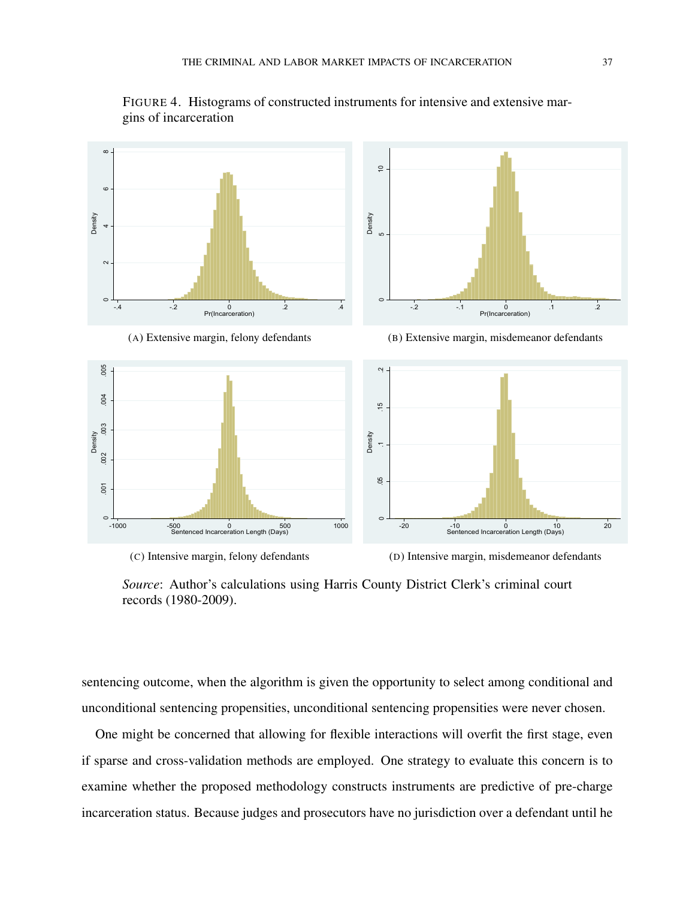FIGURE 4. Histograms of constructed instruments for intensive and extensive margins of incarceration

(A) Extensive margin, felony defendants

(B) Extensive margin, misdemeanor defendants

(C) Intensive margin, felony defendants

(D) Intensive margin, misdemeanor defendants

*Source*: Author's calculations using Harris County District Clerk's criminal court records (1980-2009).

sentencing outcome, when the algorithm is given the opportunity to select among conditional and unconditional sentencing propensities, unconditional sentencing propensities were never chosen.

One might be concerned that allowing for flexible interactions will overfit the first stage, even if sparse and cross-validation methods are employed. One strategy to evaluate this concern is to examine whether the proposed methodology constructs instruments are predictive of pre-charge incarceration status. Because judges and prosecutors have no jurisdiction over a defendant until he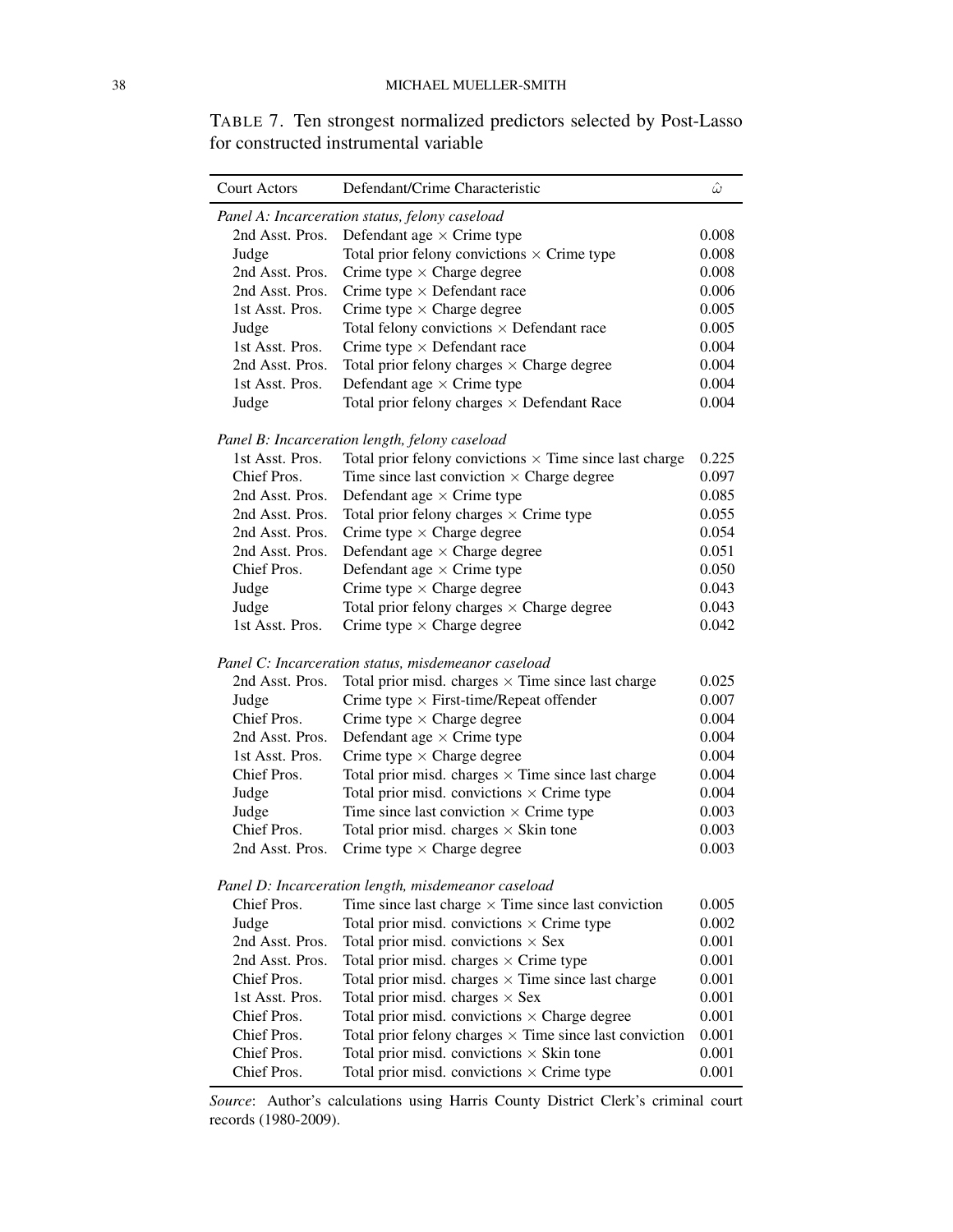TABLE 7. Ten strongest normalized predictors selected by Post-Lasso for constructed instrumental variable

| Court Actors | Defendant/Crime Characteristic | $\hat{\omega}$ |
|---|---|---|
| *Panel A: Incarceration status, felony caseload* | | |
| 2nd Asst. Pros. | Defendant age × Crime type | 0.008 |
| Judge | Total prior felony convictions × Crime type | 0.008 |
| 2nd Asst. Pros. | Crime type × Charge degree | 0.008 |
| 2nd Asst. Pros. | Crime type × Defendant race | 0.006 |
| 1st Asst. Pros. | Crime type × Charge degree | 0.005 |
| Judge | Total felony convictions × Defendant race | 0.005 |
| 1st Asst. Pros. | Crime type × Defendant race | 0.004 |
| 2nd Asst. Pros. | Total prior felony charges × Charge degree | 0.004 |
| 1st Asst. Pros. | Defendant age × Crime type | 0.004 |
| Judge | Total prior felony charges × Defendant Race | 0.004 |
| *Panel B: Incarceration length, felony caseload* | | |
| 1st Asst. Pros. | Total prior felony convictions × Time since last charge | 0.225 |
| Chief Pros. | Time since last conviction × Charge degree | 0.097 |
| 2nd Asst. Pros. | Defendant age × Crime type | 0.085 |
| 2nd Asst. Pros. | Total prior felony charges × Crime type | 0.055 |
| 2nd Asst. Pros. | Crime type × Charge degree | 0.054 |
| 2nd Asst. Pros. | Defendant age × Charge degree | 0.051 |
| Chief Pros. | Defendant age × Crime type | 0.050 |
| Judge | Crime type × Charge degree | 0.043 |
| Judge | Total prior felony charges × Charge degree | 0.043 |
| 1st Asst. Pros. | Crime type × Charge degree | 0.042 |
| *Panel C: Incarceration status, misdemeanor caseload* | | |
| 2nd Asst. Pros. | Total prior misd. charges × Time since last charge | 0.025 |
| Judge | Crime type × First-time/Repeat offender | 0.007 |
| Chief Pros. | Crime type × Charge degree | 0.004 |
| 2nd Asst. Pros. | Defendant age × Crime type | 0.004 |
| 1st Asst. Pros. | Crime type × Charge degree | 0.004 |
| Chief Pros. | Total prior misd. charges × Time since last charge | 0.004 |
| Judge | Total prior misd. convictions × Crime type | 0.004 |
| Judge | Time since last conviction × Crime type | 0.003 |
| Chief Pros. | Total prior misd. charges × Skin tone | 0.003 |
| 2nd Asst. Pros. | Crime type × Charge degree | 0.003 |
| *Panel D: Incarceration length, misdemeanor caseload* | | |
| Chief Pros. | Time since last charge × Time since last conviction | 0.005 |
| Judge | Total prior misd. convictions × Crime type | 0.002 |
| 2nd Asst. Pros. | Total prior misd. convictions × Sex | 0.001 |
| 2nd Asst. Pros. | Total prior misd. charges × Crime type | 0.001 |
| Chief Pros. | Total prior misd. charges × Time since last charge | 0.001 |
| 1st Asst. Pros. | Total prior misd. charges × Sex | 0.001 |
| Chief Pros. | Total prior misd. convictions × Charge degree | 0.001 |
| Chief Pros. | Total prior felony charges × Time since last conviction | 0.001 |
| Chief Pros. | Total prior misd. convictions × Skin tone | 0.001 |
| Chief Pros. | Total prior misd. convictions × Crime type | 0.001 |

*Source*: Author's calculations using Harris County District Clerk's criminal court records (1980-2009).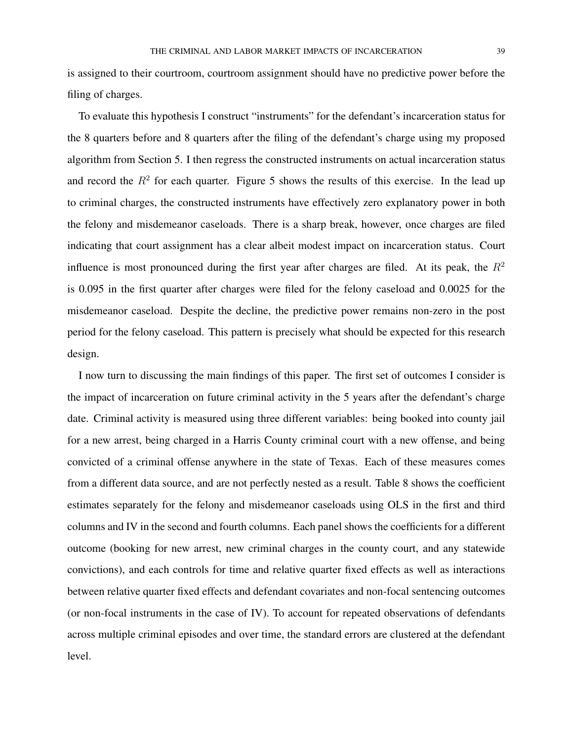is assigned to their courtroom, courtroom assignment should have no predictive power before the filing of charges.

To evaluate this hypothesis I construct "instruments" for the defendant's incarceration status for the 8 quarters before and 8 quarters after the filing of the defendant's charge using my proposed algorithm from Section 5. I then regress the constructed instruments on actual incarceration status and record the $R^2$ for each quarter. Figure 5 shows the results of this exercise. In the lead up to criminal charges, the constructed instruments have effectively zero explanatory power in both the felony and misdemeanor caseloads. There is a sharp break, however, once charges are filed indicating that court assignment has a clear albeit modest impact on incarceration status. Court influence is most pronounced during the first year after charges are filed. At its peak, the $R^2$ is 0.095 in the first quarter after charges were filed for the felony caseload and 0.0025 for the misdemeanor caseload. Despite the decline, the predictive power remains non-zero in the post period for the felony caseload. This pattern is precisely what should be expected for this research design.

I now turn to discussing the main findings of this paper. The first set of outcomes I consider is the impact of incarceration on future criminal activity in the 5 years after the defendant's charge date. Criminal activity is measured using three different variables: being booked into county jail for a new arrest, being charged in a Harris County criminal court with a new offense, and being convicted of a criminal offense anywhere in the state of Texas. Each of these measures comes from a different data source, and are not perfectly nested as a result. Table 8 shows the coefficient estimates separately for the felony and misdemeanor caseloads using OLS in the first and third columns and IV in the second and fourth columns. Each panel shows the coefficients for a different outcome (booking for new arrest, new criminal charges in the county court, and any statewide convictions), and each controls for time and relative quarter fixed effects as well as interactions between relative quarter fixed effects and defendant covariates and non-focal sentencing outcomes (or non-focal instruments in the case of IV). To account for repeated observations of defendants across multiple criminal episodes and over time, the standard errors are clustered at the defendant level.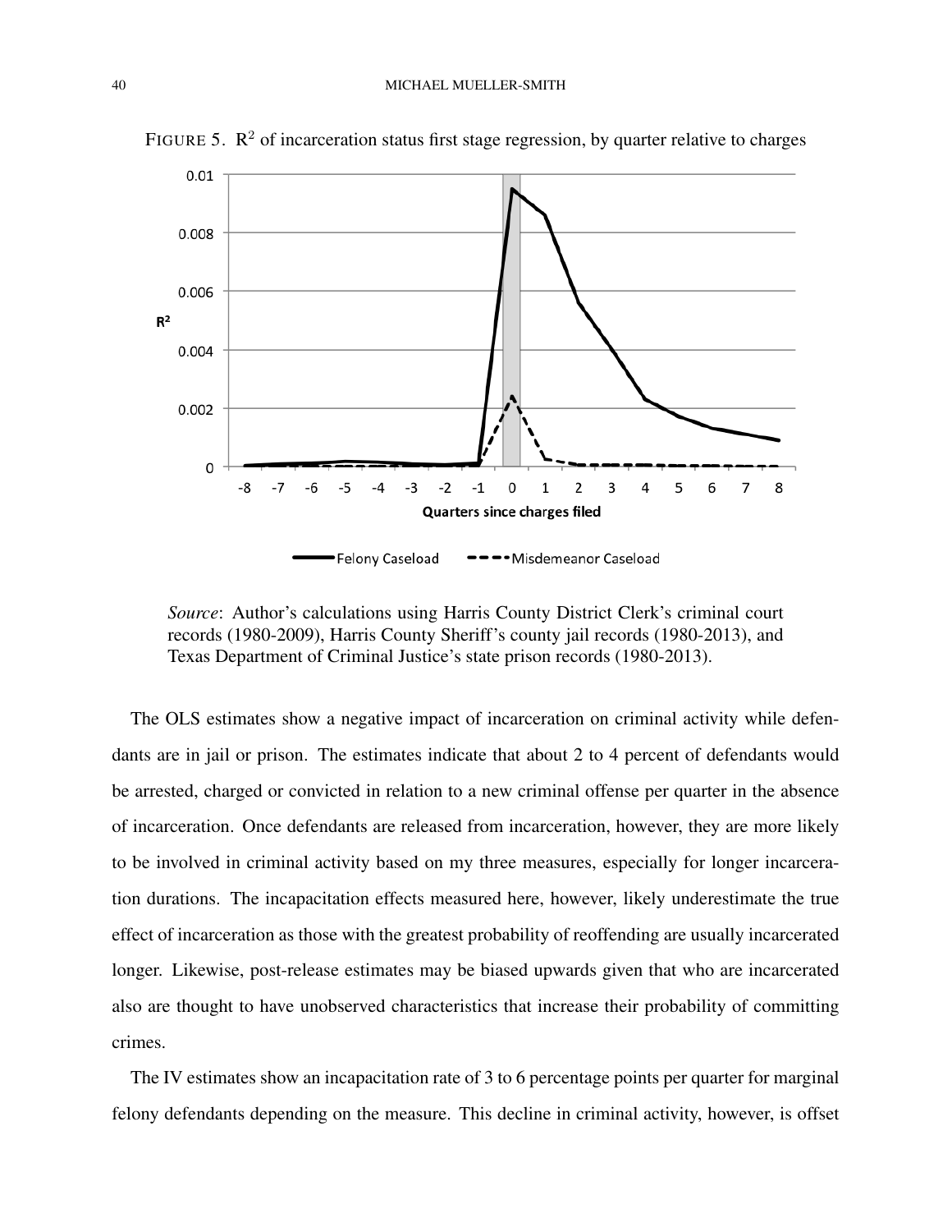FIGURE 5. $R^2$ of incarceration status first stage regression, by quarter relative to charges

*Source*: Author's calculations using Harris County District Clerk's criminal court records (1980-2009), Harris County Sheriff's county jail records (1980-2013), and Texas Department of Criminal Justice's state prison records (1980-2013).

The OLS estimates show a negative impact of incarceration on criminal activity while defendants are in jail or prison. The estimates indicate that about 2 to 4 percent of defendants would be arrested, charged or convicted in relation to a new criminal offense per quarter in the absence of incarceration. Once defendants are released from incarceration, however, they are more likely to be involved in criminal activity based on my three measures, especially for longer incarceration durations. The incapacitation effects measured here, however, likely underestimate the true effect of incarceration as those with the greatest probability of reoffending are usually incarcerated longer. Likewise, post-release estimates may be biased upwards given that who are incarcerated also are thought to have unobserved characteristics that increase their probability of committing crimes.

The IV estimates show an incapacitation rate of 3 to 6 percentage points per quarter for marginal felony defendants depending on the measure. This decline in criminal activity, however, is offset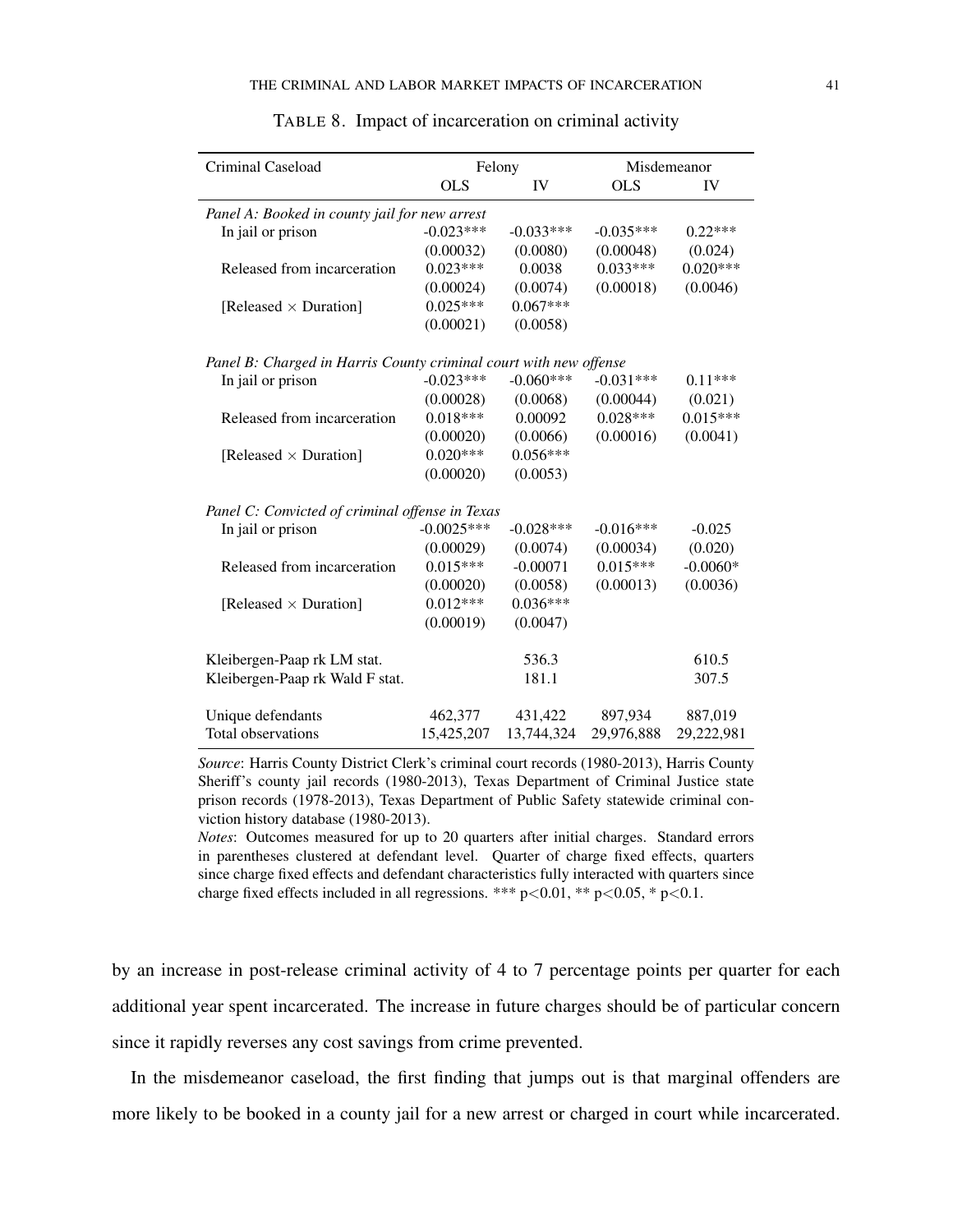TABLE 8. Impact of incarceration on criminal activity

| Criminal Caseload | Felony | | Misdemeanor | |
|---|---|---|---|---|
| | OLS | IV | OLS | IV |
| *Panel A: Booked in county jail for new arrest* | | | | |
| In jail or prison | -0.023*** | -0.033*** | -0.035*** | 0.22*** |
| | (0.00032) | (0.0080) | (0.00048) | (0.024) |
| Released from incarceration | 0.023*** | 0.0038 | 0.033*** | 0.020*** |
| | (0.00024) | (0.0074) | (0.00018) | (0.0046) |
| [Released × Duration] | 0.025*** | 0.067*** | | |
| | (0.00021) | (0.0058) | | |
| *Panel B: Charged in Harris County criminal court with new offense* | | | | |
| In jail or prison | -0.023*** | -0.060*** | -0.031*** | 0.11*** |
| | (0.00028) | (0.0068) | (0.00044) | (0.021) |
| Released from incarceration | 0.018*** | 0.00092 | 0.028*** | 0.015*** |
| | (0.00020) | (0.0066) | (0.00016) | (0.0041) |
| [Released × Duration] | 0.020*** | 0.056*** | | |
| | (0.00020) | (0.0053) | | |
| *Panel C: Convicted of criminal offense in Texas* | | | | |
| In jail or prison | -0.0025*** | -0.028*** | -0.016*** | -0.025 |
| | (0.00029) | (0.0074) | (0.00034) | (0.020) |
| Released from incarceration | 0.015*** | -0.00071 | 0.015*** | -0.0060* |
| | (0.00020) | (0.0058) | (0.00013) | (0.0036) |
| [Released × Duration] | 0.012*** | 0.036*** | | |
| | (0.00019) | (0.0047) | | |
| Kleibergen-Paap rk LM stat. | | 536.3 | | 610.5 |
| Kleibergen-Paap rk Wald F stat. | | 181.1 | | 307.5 |
| Unique defendants | 462,377 | 431,422 | 897,934 | 887,019 |
| Total observations | 15,425,207 | 13,744,324 | 29,976,888 | 29,222,981 |

*Source*: Harris County District Clerk's criminal court records (1980-2013), Harris County Sheriff's county jail records (1980-2013), Texas Department of Criminal Justice state prison records (1978-2013), Texas Department of Public Safety statewide criminal conviction history database (1980-2013).

*Notes*: Outcomes measured for up to 20 quarters after initial charges. Standard errors in parentheses clustered at defendant level. Quarter of charge fixed effects, quarters since charge fixed effects and defendant characteristics fully interacted with quarters since charge fixed effects included in all regressions. *** p<0.01, ** p<0.05, * p<0.1.

by an increase in post-release criminal activity of 4 to 7 percentage points per quarter for each additional year spent incarcerated. The increase in future charges should be of particular concern since it rapidly reverses any cost savings from crime prevented.

In the misdemeanor caseload, the first finding that jumps out is that marginal offenders are more likely to be booked in a county jail for a new arrest or charged in court while incarcerated.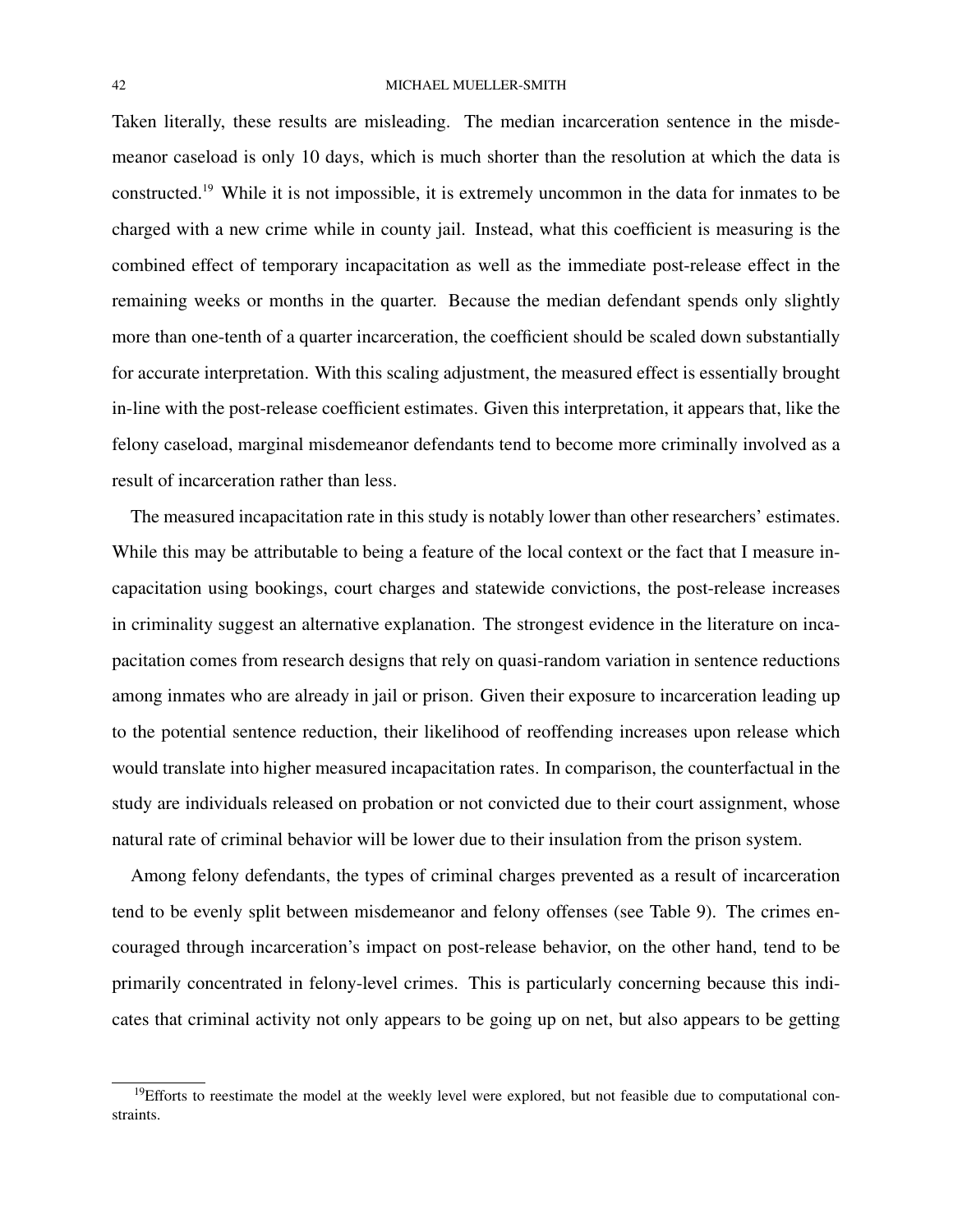Taken literally, these results are misleading. The median incarceration sentence in the misdemeanor caseload is only 10 days, which is much shorter than the resolution at which the data is constructed.[19] While it is not impossible, it is extremely uncommon in the data for inmates to be charged with a new crime while in county jail. Instead, what this coefficient is measuring is the combined effect of temporary incapacitation as well as the immediate post-release effect in the remaining weeks or months in the quarter. Because the median defendant spends only slightly more than one-tenth of a quarter incarceration, the coefficient should be scaled down substantially for accurate interpretation. With this scaling adjustment, the measured effect is essentially brought in-line with the post-release coefficient estimates. Given this interpretation, it appears that, like the felony caseload, marginal misdemeanor defendants tend to become more criminally involved as a result of incarceration rather than less.

The measured incapacitation rate in this study is notably lower than other researchers' estimates. While this may be attributable to being a feature of the local context or the fact that I measure incapacitation using bookings, court charges and statewide convictions, the post-release increases in criminality suggest an alternative explanation. The strongest evidence in the literature on incapacitation comes from research designs that rely on quasi-random variation in sentence reductions among inmates who are already in jail or prison. Given their exposure to incarceration leading up to the potential sentence reduction, their likelihood of reoffending increases upon release which would translate into higher measured incapacitation rates. In comparison, the counterfactual in the study are individuals released on probation or not convicted due to their court assignment, whose natural rate of criminal behavior will be lower due to their insulation from the prison system.

Among felony defendants, the types of criminal charges prevented as a result of incarceration tend to be evenly split between misdemeanor and felony offenses (see Table 9). The crimes encouraged through incarceration's impact on post-release behavior, on the other hand, tend to be primarily concentrated in felony-level crimes. This is particularly concerning because this indicates that criminal activity not only appears to be going up on net, but also appears to be getting

[19]Efforts to reestimate the model at the weekly level were explored, but not feasible due to computational constraints.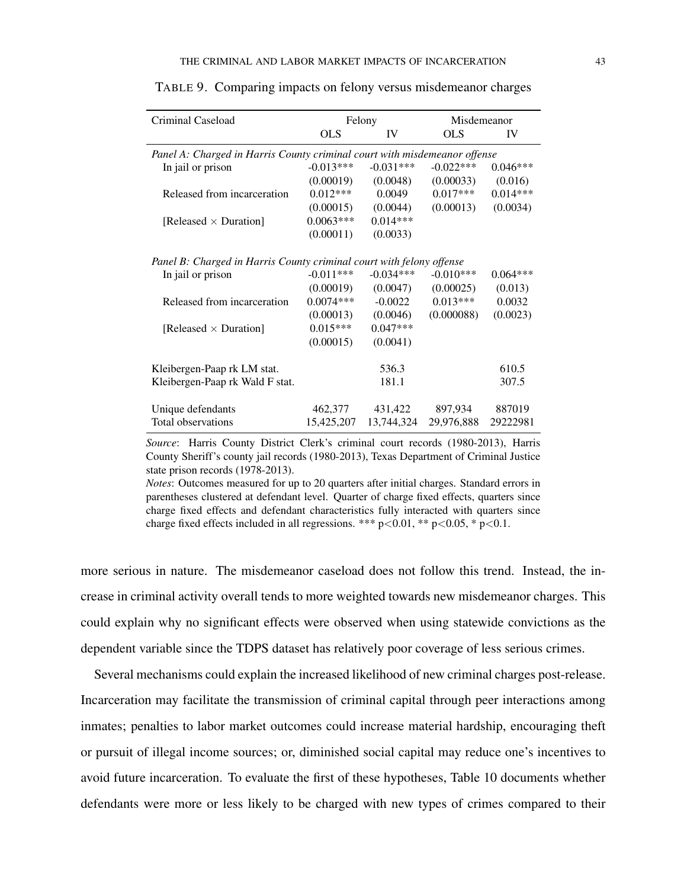TABLE 9. Comparing impacts on felony versus misdemeanor charges

| Criminal Caseload | Felony | | Misdemeanor | |
|---|---|---|---|---|
| | OLS | IV | OLS | IV |
| *Panel A: Charged in Harris County criminal court with misdemeanor offense* | | | | |
| In jail or prison | -0.013*** | -0.031*** | -0.022*** | 0.046*** |
| | (0.00019) | (0.0048) | (0.00033) | (0.016) |
| Released from incarceration | 0.012*** | 0.0049 | 0.017*** | 0.014*** |
| | (0.00015) | (0.0044) | (0.00013) | (0.0034) |
| [Released × Duration] | 0.0063*** | 0.014*** | | |
| | (0.00011) | (0.0033) | | |
| *Panel B: Charged in Harris County criminal court with felony offense* | | | | |
| In jail or prison | -0.011*** | -0.034*** | -0.010*** | 0.064*** |
| | (0.00019) | (0.0047) | (0.00025) | (0.013) |
| Released from incarceration | 0.0074*** | -0.0022 | 0.013*** | 0.0032 |
| | (0.00013) | (0.0046) | (0.000088) | (0.0023) |
| [Released × Duration] | 0.015*** | 0.047*** | | |
| | (0.00015) | (0.0041) | | |
| Kleibergen-Paap rk LM stat. | | 536.3 | | 610.5 |
| Kleibergen-Paap rk Wald F stat. | | 181.1 | | 307.5 |
| Unique defendants | 462,377 | 431,422 | 897,934 | 887019 |
| Total observations | 15,425,207 | 13,744,324 | 29,976,888 | 29222981 |

*Source*: Harris County District Clerk's criminal court records (1980-2013), Harris County Sheriff's county jail records (1980-2013), Texas Department of Criminal Justice state prison records (1978-2013).
*Notes*: Outcomes measured for up to 20 quarters after initial charges. Standard errors in parentheses clustered at defendant level. Quarter of charge fixed effects, quarters since charge fixed effects and defendant characteristics fully interacted with quarters since charge fixed effects included in all regressions. *** p<0.01, ** p<0.05, * p<0.1.

more serious in nature. The misdemeanor caseload does not follow this trend. Instead, the increase in criminal activity overall tends to more weighted towards new misdemeanor charges. This could explain why no significant effects were observed when using statewide convictions as the dependent variable since the TDPS dataset has relatively poor coverage of less serious crimes.

Several mechanisms could explain the increased likelihood of new criminal charges post-release. Incarceration may facilitate the transmission of criminal capital through peer interactions among inmates; penalties to labor market outcomes could increase material hardship, encouraging theft or pursuit of illegal income sources; or, diminished social capital may reduce one's incentives to avoid future incarceration. To evaluate the first of these hypotheses, Table 10 documents whether defendants were more or less likely to be charged with new types of crimes compared to their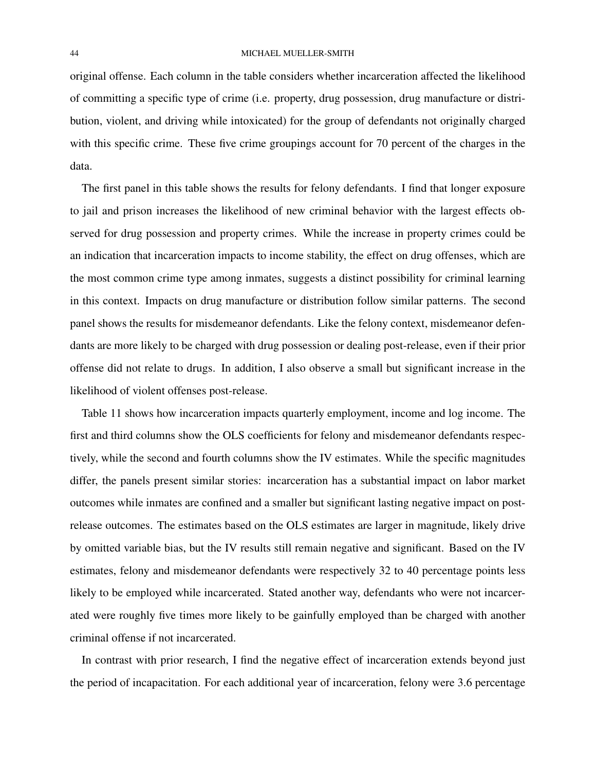original offense. Each column in the table considers whether incarceration affected the likelihood of committing a specific type of crime (i.e. property, drug possession, drug manufacture or distribution, violent, and driving while intoxicated) for the group of defendants not originally charged with this specific crime. These five crime groupings account for 70 percent of the charges in the data.

The first panel in this table shows the results for felony defendants. I find that longer exposure to jail and prison increases the likelihood of new criminal behavior with the largest effects observed for drug possession and property crimes. While the increase in property crimes could be an indication that incarceration impacts to income stability, the effect on drug offenses, which are the most common crime type among inmates, suggests a distinct possibility for criminal learning in this context. Impacts on drug manufacture or distribution follow similar patterns. The second panel shows the results for misdemeanor defendants. Like the felony context, misdemeanor defendants are more likely to be charged with drug possession or dealing post-release, even if their prior offense did not relate to drugs. In addition, I also observe a small but significant increase in the likelihood of violent offenses post-release.

Table 11 shows how incarceration impacts quarterly employment, income and log income. The first and third columns show the OLS coefficients for felony and misdemeanor defendants respectively, while the second and fourth columns show the IV estimates. While the specific magnitudes differ, the panels present similar stories: incarceration has a substantial impact on labor market outcomes while inmates are confined and a smaller but significant lasting negative impact on post-release outcomes. The estimates based on the OLS estimates are larger in magnitude, likely drive by omitted variable bias, but the IV results still remain negative and significant. Based on the IV estimates, felony and misdemeanor defendants were respectively 32 to 40 percentage points less likely to be employed while incarcerated. Stated another way, defendants who were not incarcerated were roughly five times more likely to be gainfully employed than be charged with another criminal offense if not incarcerated.

In contrast with prior research, I find the negative effect of incarceration extends beyond just the period of incapacitation. For each additional year of incarceration, felony were 3.6 percentage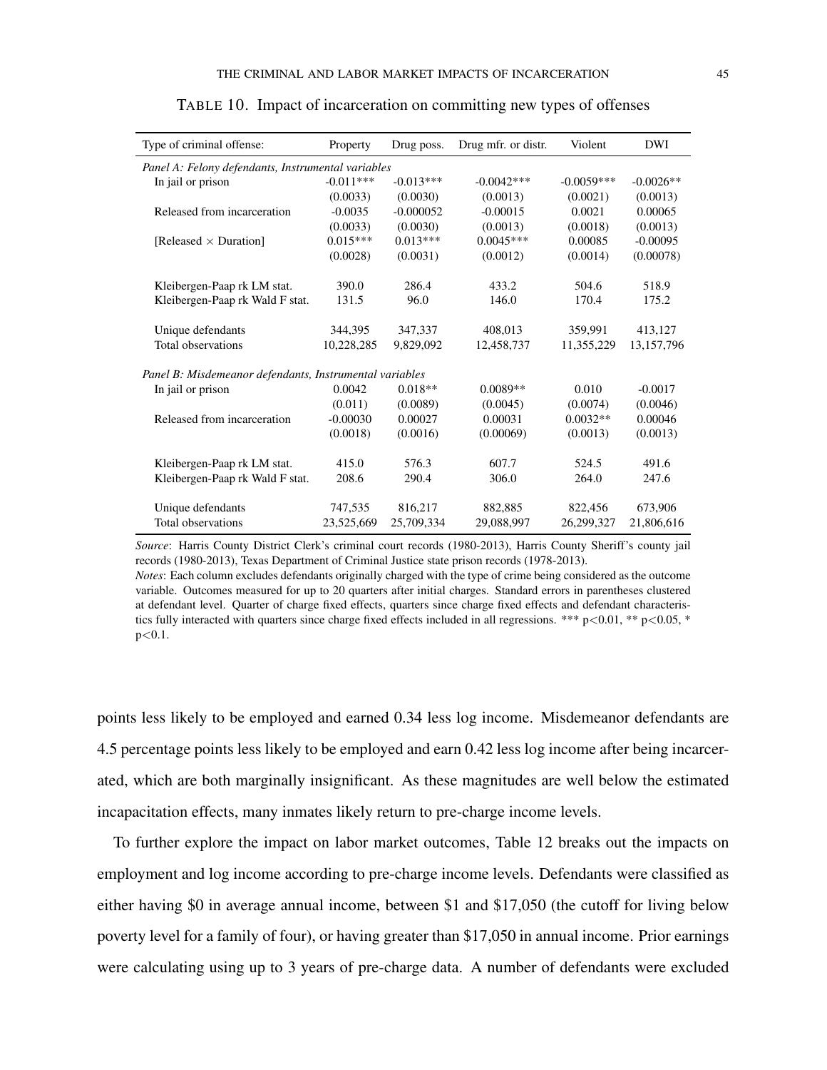TABLE 10. Impact of incarceration on committing new types of offenses

| Type of criminal offense: | Property | Drug poss. | Drug mfr. or distr. | Violent | DWI |
|---|---|---|---|---|---|
| *Panel A: Felony defendants, Instrumental variables* | | | | | |
| In jail or prison | -0.011*** | -0.013*** | -0.0042*** | -0.0059*** | -0.0026** |
| | (0.0033) | (0.0030) | (0.0013) | (0.0021) | (0.0013) |
| Released from incarceration | -0.0035 | -0.000052 | -0.00015 | 0.0021 | 0.00065 |
| | (0.0033) | (0.0030) | (0.0013) | (0.0018) | (0.0013) |
| [Released × Duration] | 0.015*** | 0.013*** | 0.0045*** | 0.00085 | -0.00095 |
| | (0.0028) | (0.0031) | (0.0012) | (0.0014) | (0.00078) |
| Kleibergen-Paap rk LM stat. | 390.0 | 286.4 | 433.2 | 504.6 | 518.9 |
| Kleibergen-Paap rk Wald F stat. | 131.5 | 96.0 | 146.0 | 170.4 | 175.2 |
| Unique defendants | 344,395 | 347,337 | 408,013 | 359,991 | 413,127 |
| Total observations | 10,228,285 | 9,829,092 | 12,458,737 | 11,355,229 | 13,157,796 |
| *Panel B: Misdemeanor defendants, Instrumental variables* | | | | | |
| In jail or prison | 0.0042 | 0.018** | 0.0089** | 0.010 | -0.0017 |
| | (0.011) | (0.0089) | (0.0045) | (0.0074) | (0.0046) |
| Released from incarceration | -0.00030 | 0.00027 | 0.00031 | 0.0032** | 0.00046 |
| | (0.0018) | (0.0016) | (0.00069) | (0.0013) | (0.0013) |
| Kleibergen-Paap rk LM stat. | 415.0 | 576.3 | 607.7 | 524.5 | 491.6 |
| Kleibergen-Paap rk Wald F stat. | 208.6 | 290.4 | 306.0 | 264.0 | 247.6 |
| Unique defendants | 747,535 | 816,217 | 882,885 | 822,456 | 673,906 |
| Total observations | 23,525,669 | 25,709,334 | 29,088,997 | 26,299,327 | 21,806,616 |

*Source*: Harris County District Clerk's criminal court records (1980-2013), Harris County Sheriff's county jail records (1980-2013), Texas Department of Criminal Justice state prison records (1978-2013).
*Notes*: Each column excludes defendants originally charged with the type of crime being considered as the outcome variable. Outcomes measured for up to 20 quarters after initial charges. Standard errors in parentheses clustered at defendant level. Quarter of charge fixed effects, quarters since charge fixed effects and defendant characteristics fully interacted with quarters since charge fixed effects included in all regressions. *** $p<0.01$, ** $p<0.05$, * $p<0.1$.

points less likely to be employed and earned 0.34 less log income. Misdemeanor defendants are 4.5 percentage points less likely to be employed and earn 0.42 less log income after being incarcerated, which are both marginally insignificant. As these magnitudes are well below the estimated incapacitation effects, many inmates likely return to pre-charge income levels.

To further explore the impact on labor market outcomes, Table 12 breaks out the impacts on employment and log income according to pre-charge income levels. Defendants were classified as either having \$0 in average annual income, between \$1 and \$17,050 (the cutoff for living below poverty level for a family of four), or having greater than \$17,050 in annual income. Prior earnings were calculating using up to 3 years of pre-charge data. A number of defendants were excluded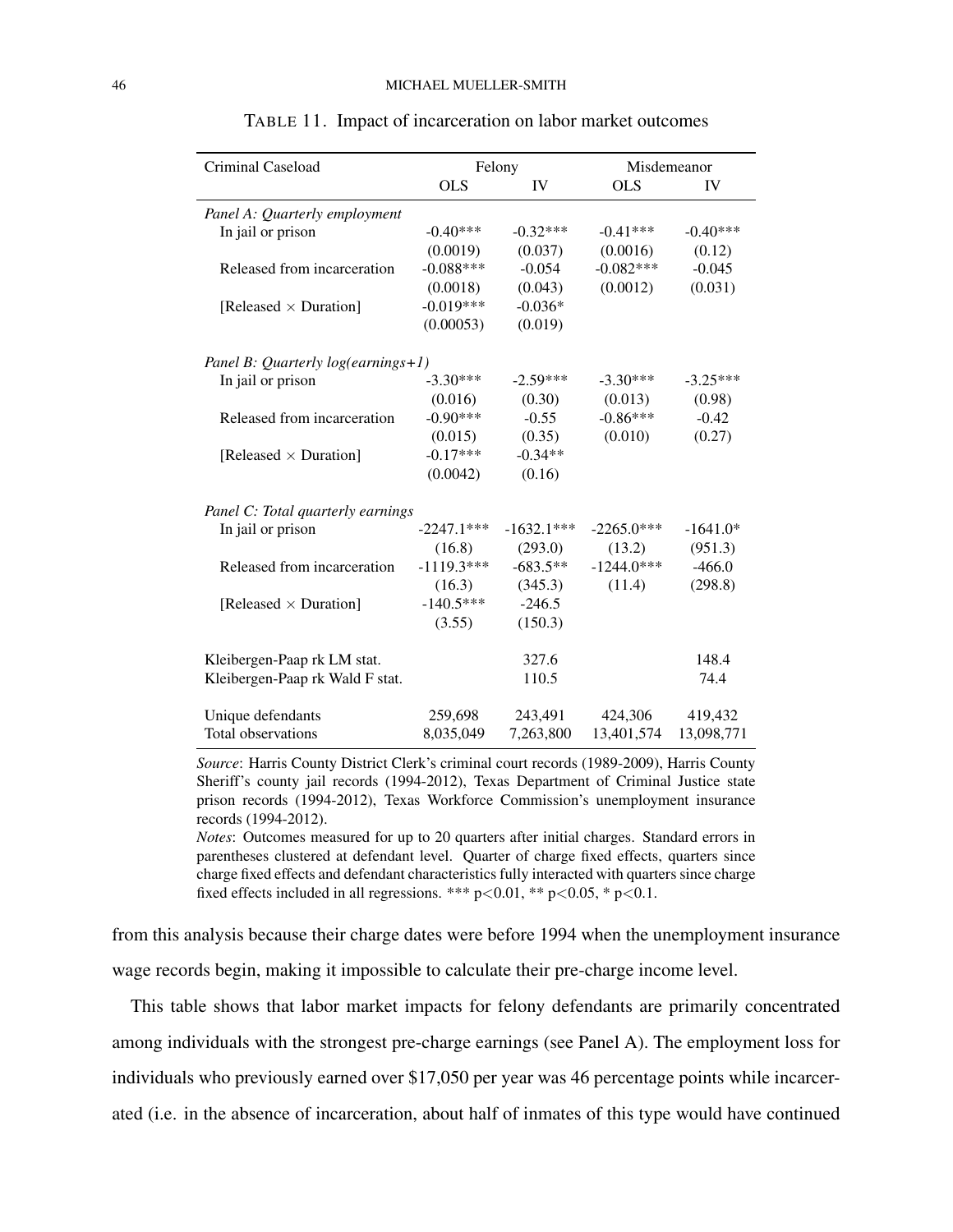TABLE 11. Impact of incarceration on labor market outcomes

| Criminal Caseload | Felony | | Misdemeanor | |
|---|---|---|---|---|
| | OLS | IV | OLS | IV |
| *Panel A: Quarterly employment* | | | | |
| In jail or prison | -0.40*** | -0.32*** | -0.41*** | -0.40*** |
| | (0.0019) | (0.037) | (0.0016) | (0.12) |
| Released from incarceration | -0.088*** | -0.054 | -0.082*** | -0.045 |
| | (0.0018) | (0.043) | (0.0012) | (0.031) |
| [Released $\times$ Duration] | -0.019*** | -0.036* | | |
| | (0.00053) | (0.019) | | |
| *Panel B: Quarterly log(earnings+1)* | | | | |
| In jail or prison | -3.30*** | -2.59*** | -3.30*** | -3.25*** |
| | (0.016) | (0.30) | (0.013) | (0.98) |
| Released from incarceration | -0.90*** | -0.55 | -0.86*** | -0.42 |
| | (0.015) | (0.35) | (0.010) | (0.27) |
| [Released $\times$ Duration] | -0.17*** | -0.34** | | |
| | (0.0042) | (0.16) | | |
| *Panel C: Total quarterly earnings* | | | | |
| In jail or prison | -2247.1*** | -1632.1*** | -2265.0*** | -1641.0* |
| | (16.8) | (293.0) | (13.2) | (951.3) |
| Released from incarceration | -1119.3*** | -683.5** | -1244.0*** | -466.0 |
| | (16.3) | (345.3) | (11.4) | (298.8) |
| [Released $\times$ Duration] | -140.5*** | -246.5 | | |
| | (3.55) | (150.3) | | |
| Kleibergen-Paap rk LM stat. | | 327.6 | | 148.4 |
| Kleibergen-Paap rk Wald F stat. | | 110.5 | | 74.4 |
| Unique defendants | 259,698 | 243,491 | 424,306 | 419,432 |
| Total observations | 8,035,049 | 7,263,800 | 13,401,574 | 13,098,771 |

*Source*: Harris County District Clerk's criminal court records (1989-2009), Harris County Sheriff's county jail records (1994-2012), Texas Department of Criminal Justice state prison records (1994-2012), Texas Workforce Commission's unemployment insurance records (1994-2012).

*Notes*: Outcomes measured for up to 20 quarters after initial charges. Standard errors in parentheses clustered at defendant level. Quarter of charge fixed effects, quarters since charge fixed effects and defendant characteristics fully interacted with quarters since charge fixed effects included in all regressions. *** p<0.01, ** p<0.05, * p<0.1.

from this analysis because their charge dates were before 1994 when the unemployment insurance wage records begin, making it impossible to calculate their pre-charge income level.

This table shows that labor market impacts for felony defendants are primarily concentrated among individuals with the strongest pre-charge earnings (see Panel A). The employment loss for individuals who previously earned over $17,050 per year was 46 percentage points while incarcerated (i.e. in the absence of incarceration, about half of inmates of this type would have continued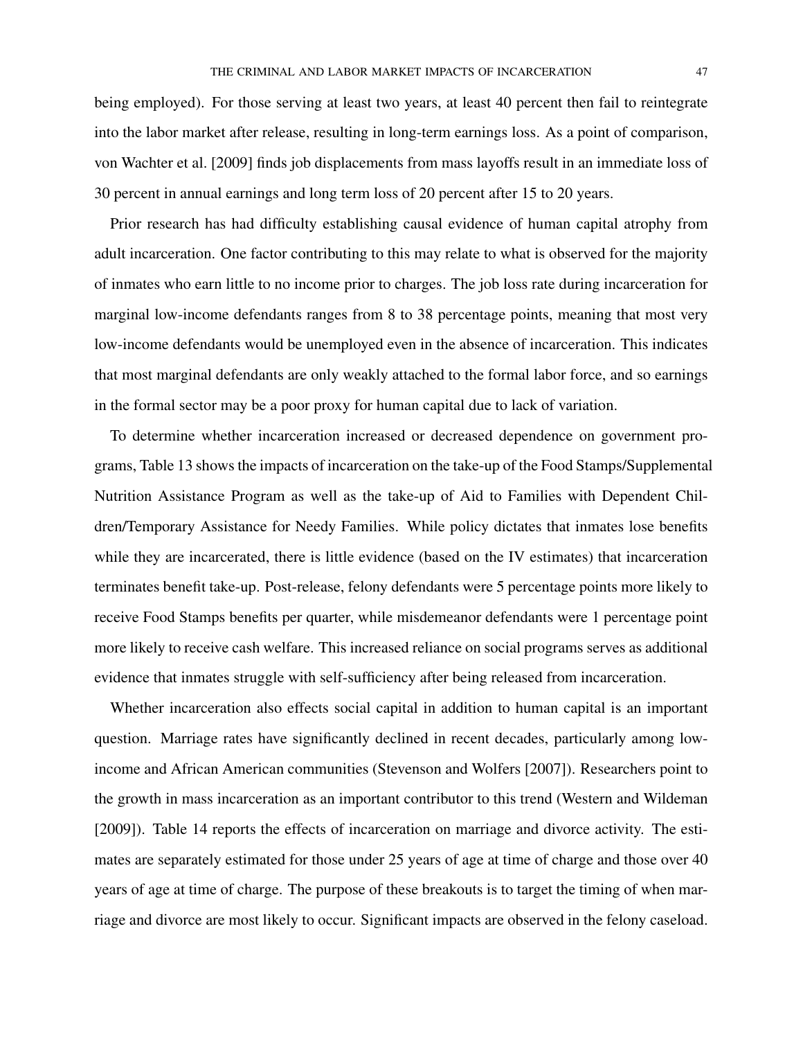being employed). For those serving at least two years, at least 40 percent then fail to reintegrate into the labor market after release, resulting in long-term earnings loss. As a point of comparison, von Wachter et al. [2009] finds job displacements from mass layoffs result in an immediate loss of 30 percent in annual earnings and long term loss of 20 percent after 15 to 20 years.

Prior research has had difficulty establishing causal evidence of human capital atrophy from adult incarceration. One factor contributing to this may relate to what is observed for the majority of inmates who earn little to no income prior to charges. The job loss rate during incarceration for marginal low-income defendants ranges from 8 to 38 percentage points, meaning that most very low-income defendants would be unemployed even in the absence of incarceration. This indicates that most marginal defendants are only weakly attached to the formal labor force, and so earnings in the formal sector may be a poor proxy for human capital due to lack of variation.

To determine whether incarceration increased or decreased dependence on government programs, Table 13 shows the impacts of incarceration on the take-up of the Food Stamps/Supplemental Nutrition Assistance Program as well as the take-up of Aid to Families with Dependent Children/Temporary Assistance for Needy Families. While policy dictates that inmates lose benefits while they are incarcerated, there is little evidence (based on the IV estimates) that incarceration terminates benefit take-up. Post-release, felony defendants were 5 percentage points more likely to receive Food Stamps benefits per quarter, while misdemeanor defendants were 1 percentage point more likely to receive cash welfare. This increased reliance on social programs serves as additional evidence that inmates struggle with self-sufficiency after being released from incarceration.

Whether incarceration also effects social capital in addition to human capital is an important question. Marriage rates have significantly declined in recent decades, particularly among low-income and African American communities (Stevenson and Wolfers [2007]). Researchers point to the growth in mass incarceration as an important contributor to this trend (Western and Wildeman [2009]). Table 14 reports the effects of incarceration on marriage and divorce activity. The estimates are separately estimated for those under 25 years of age at time of charge and those over 40 years of age at time of charge. The purpose of these breakouts is to target the timing of when marriage and divorce are most likely to occur. Significant impacts are observed in the felony caseload.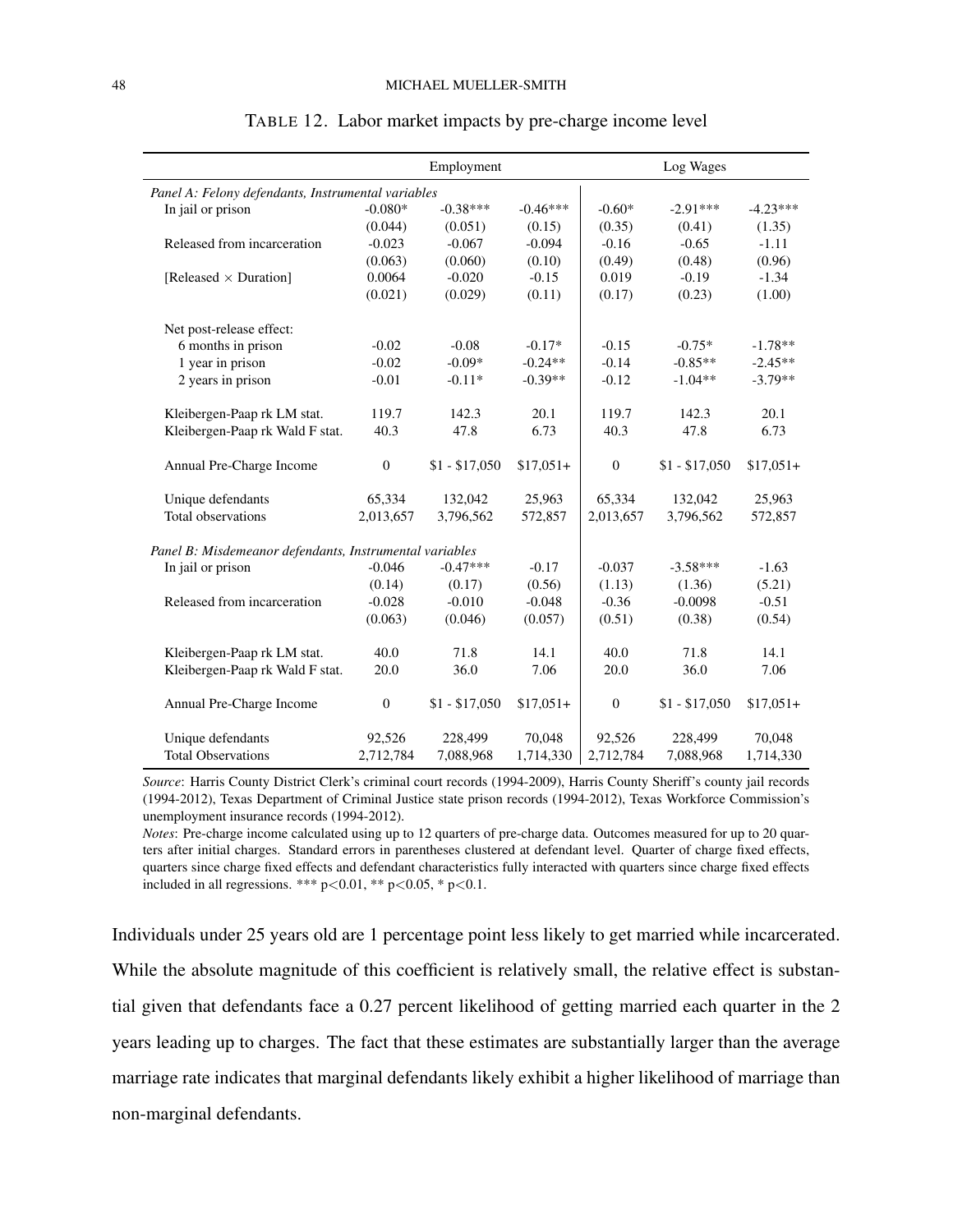TABLE 12. Labor market impacts by pre-charge income level

| | Employment | | | Log Wages | | |
|---|---|---|---|---|---|---|
| *Panel A: Felony defendants, Instrumental variables* | | | | | | |
| In jail or prison | -0.080* | -0.38*** | -0.46*** | -0.60* | -2.91*** | -4.23*** |
| | (0.044) | (0.051) | (0.15) | (0.35) | (0.41) | (1.35) |
| Released from incarceration | -0.023 | -0.067 | -0.094 | -0.16 | -0.65 | -1.11 |
| | (0.063) | (0.060) | (0.10) | (0.49) | (0.48) | (0.96) |
| [Released × Duration] | 0.0064 | -0.020 | -0.15 | 0.019 | -0.19 | -1.34 |
| | (0.021) | (0.029) | (0.11) | (0.17) | (0.23) | (1.00) |
| Net post-release effect: | | | | | | |
| 6 months in prison | -0.02 | -0.08 | -0.17* | -0.15 | -0.75* | -1.78** |
| 1 year in prison | -0.02 | -0.09* | -0.24** | -0.14 | -0.85** | -2.45** |
| 2 years in prison | -0.01 | -0.11* | -0.39** | -0.12 | -1.04** | -3.79** |
| Kleibergen-Paap rk LM stat. | 119.7 | 142.3 | 20.1 | 119.7 | 142.3 | 20.1 |
| Kleibergen-Paap rk Wald F stat. | 40.3 | 47.8 | 6.73 | 40.3 | 47.8 | 6.73 |
| Annual Pre-Charge Income | 0 | $1 - $17,050 | $17,051+ | 0 | $1 - $17,050 | $17,051+ |
| Unique defendants | 65,334 | 132,042 | 25,963 | 65,334 | 132,042 | 25,963 |
| Total observations | 2,013,657 | 3,796,562 | 572,857 | 2,013,657 | 3,796,562 | 572,857 |
| *Panel B: Misdemeanor defendants, Instrumental variables* | | | | | | |
| In jail or prison | -0.046 | -0.47*** | -0.17 | -0.037 | -3.58*** | -1.63 |
| | (0.14) | (0.17) | (0.56) | (1.13) | (1.36) | (5.21) |
| Released from incarceration | -0.028 | -0.010 | -0.048 | -0.36 | -0.0098 | -0.51 |
| | (0.063) | (0.046) | (0.057) | (0.51) | (0.38) | (0.54) |
| Kleibergen-Paap rk LM stat. | 40.0 | 71.8 | 14.1 | 40.0 | 71.8 | 14.1 |
| Kleibergen-Paap rk Wald F stat. | 20.0 | 36.0 | 7.06 | 20.0 | 36.0 | 7.06 |
| Annual Pre-Charge Income | 0 | $1 - $17,050 | $17,051+ | 0 | $1 - $17,050 | $17,051+ |
| Unique defendants | 92,526 | 228,499 | 70,048 | 92,526 | 228,499 | 70,048 |
| Total Observations | 2,712,784 | 7,088,968 | 1,714,330 | 2,712,784 | 7,088,968 | 1,714,330 |

*Source*: Harris County District Clerk's criminal court records (1994-2009), Harris County Sheriff's county jail records (1994-2012), Texas Department of Criminal Justice state prison records (1994-2012), Texas Workforce Commission's unemployment insurance records (1994-2012).

*Notes*: Pre-charge income calculated using up to 12 quarters of pre-charge data. Outcomes measured for up to 20 quarters after initial charges. Standard errors in parentheses clustered at defendant level. Quarter of charge fixed effects, quarters since charge fixed effects and defendant characteristics fully interacted with quarters since charge fixed effects included in all regressions. *** $p<0.01$, ** $p<0.05$, * $p<0.1$.

Individuals under 25 years old are 1 percentage point less likely to get married while incarcerated. While the absolute magnitude of this coefficient is relatively small, the relative effect is substantial given that defendants face a 0.27 percent likelihood of getting married each quarter in the 2 years leading up to charges. The fact that these estimates are substantially larger than the average marriage rate indicates that marginal defendants likely exhibit a higher likelihood of marriage than non-marginal defendants.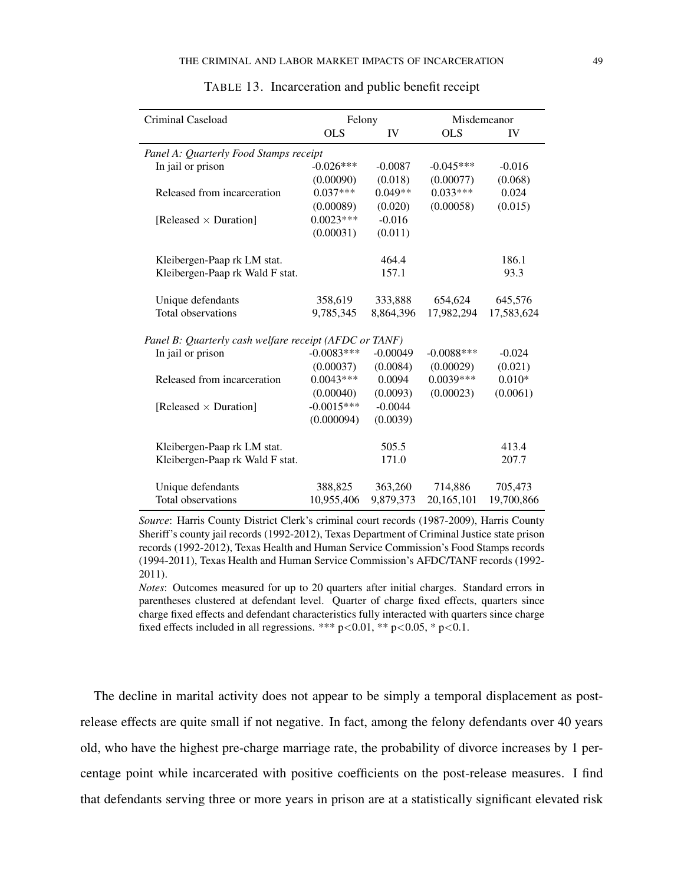TABLE 13. Incarceration and public benefit receipt

| Criminal Caseload | Felony | | Misdemeanor | |
|---|---|---|---|---|
| | OLS | IV | OLS | IV |
| *Panel A: Quarterly Food Stamps receipt* | | | | |
| In jail or prison | -0.026*** | -0.0087 | -0.045*** | -0.016 |
| | (0.00090) | (0.018) | (0.00077) | (0.068) |
| Released from incarceration | 0.037*** | 0.049** | 0.033*** | 0.024 |
| | (0.00089) | (0.020) | (0.00058) | (0.015) |
| [Released × Duration] | 0.0023*** | -0.016 | | |
| | (0.00031) | (0.011) | | |
| Kleibergen-Paap rk LM stat. | | 464.4 | | 186.1 |
| Kleibergen-Paap rk Wald F stat. | | 157.1 | | 93.3 |
| Unique defendants | 358,619 | 333,888 | 654,624 | 645,576 |
| Total observations | 9,785,345 | 8,864,396 | 17,982,294 | 17,583,624 |
| *Panel B: Quarterly cash welfare receipt (AFDC or TANF)* | | | | |
| In jail or prison | -0.0083*** | -0.00049 | -0.0088*** | -0.024 |
| | (0.00037) | (0.0084) | (0.00029) | (0.021) |
| Released from incarceration | 0.0043*** | 0.0094 | 0.0039*** | 0.010* |
| | (0.00040) | (0.0093) | (0.00023) | (0.0061) |
| [Released × Duration] | -0.0015*** | -0.0044 | | |
| | (0.000094) | (0.0039) | | |
| Kleibergen-Paap rk LM stat. | | 505.5 | | 413.4 |
| Kleibergen-Paap rk Wald F stat. | | 171.0 | | 207.7 |
| Unique defendants | 388,825 | 363,260 | 714,886 | 705,473 |
| Total observations | 10,955,406 | 9,879,373 | 20,165,101 | 19,700,866 |

*Source*: Harris County District Clerk's criminal court records (1987-2009), Harris County Sheriff's county jail records (1992-2012), Texas Department of Criminal Justice state prison records (1992-2012), Texas Health and Human Service Commission's Food Stamps records (1994-2011), Texas Health and Human Service Commission's AFDC/TANF records (1992-2011).

*Notes*: Outcomes measured for up to 20 quarters after initial charges. Standard errors in parentheses clustered at defendant level. Quarter of charge fixed effects, quarters since charge fixed effects and defendant characteristics fully interacted with quarters since charge fixed effects included in all regressions. *** $p<0.01$, ** $p<0.05$, * $p<0.1$.

The decline in marital activity does not appear to be simply a temporal displacement as post-release effects are quite small if not negative. In fact, among the felony defendants over 40 years old, who have the highest pre-charge marriage rate, the probability of divorce increases by 1 percentage point while incarcerated with positive coefficients on the post-release measures. I find that defendants serving three or more years in prison are at a statistically significant elevated risk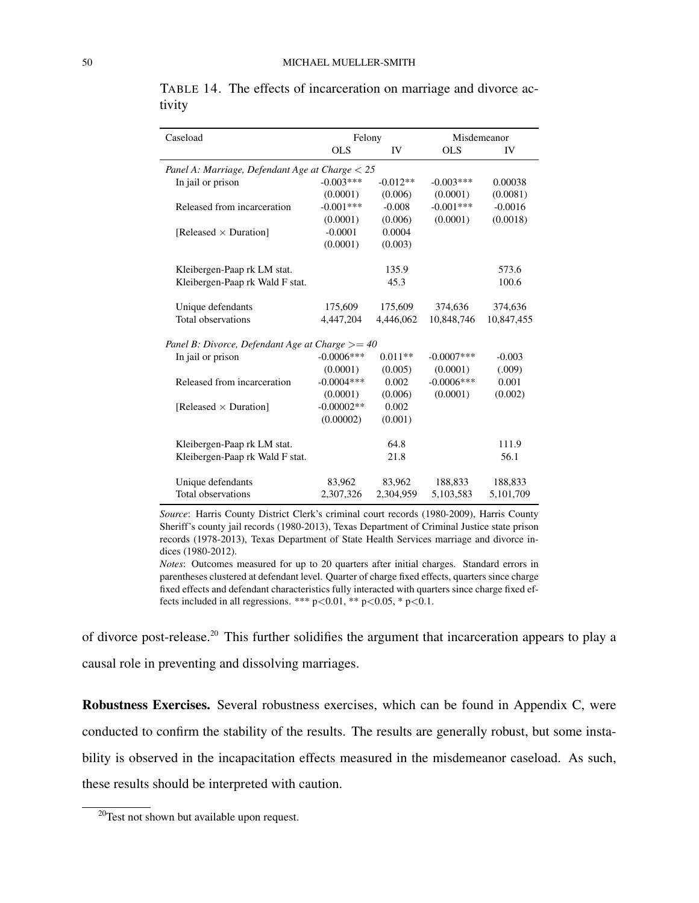TABLE 14. The effects of incarceration on marriage and divorce activity

| Caseload | Felony | | Misdemeanor | |
|---|---|---|---|---|
| | OLS | IV | OLS | IV |
| *Panel A: Marriage, Defendant Age at Charge < 25* | | | | |
| In jail or prison | -0.003*** | -0.012** | -0.003*** | 0.00038 |
| | (0.0001) | (0.006) | (0.0001) | (0.0081) |
| Released from incarceration | -0.001*** | -0.008 | -0.001*** | -0.0016 |
| | (0.0001) | (0.006) | (0.0001) | (0.0018) |
| [Released × Duration] | -0.0001 | 0.0004 | | |
| | (0.0001) | (0.003) | | |
| Kleibergen-Paap rk LM stat. | | 135.9 | | 573.6 |
| Kleibergen-Paap rk Wald F stat. | | 45.3 | | 100.6 |
| Unique defendants | 175,609 | 175,609 | 374,636 | 374,636 |
| Total observations | 4,447,204 | 4,446,062 | 10,848,746 | 10,847,455 |
| *Panel B: Divorce, Defendant Age at Charge >= 40* | | | | |
| In jail or prison | -0.0006*** | 0.011** | -0.0007*** | -0.003 |
| | (0.0001) | (0.005) | (0.0001) | (.009) |
| Released from incarceration | -0.0004*** | 0.002 | -0.0006*** | 0.001 |
| | (0.0001) | (0.006) | (0.0001) | (0.002) |
| [Released × Duration] | -0.00002** | 0.002 | | |
| | (0.00002) | (0.001) | | |
| Kleibergen-Paap rk LM stat. | | 64.8 | | 111.9 |
| Kleibergen-Paap rk Wald F stat. | | 21.8 | | 56.1 |
| Unique defendants | 83,962 | 83,962 | 188,833 | 188,833 |
| Total observations | 2,307,326 | 2,304,959 | 5,103,583 | 5,101,709 |

*Source*: Harris County District Clerk's criminal court records (1980-2009), Harris County Sheriff's county jail records (1980-2013), Texas Department of Criminal Justice state prison records (1978-2013), Texas Department of State Health Services marriage and divorce indices (1980-2012).

*Notes*: Outcomes measured for up to 20 quarters after initial charges. Standard errors in parentheses clustered at defendant level. Quarter of charge fixed effects, quarters since charge fixed effects and defendant characteristics fully interacted with quarters since charge fixed effects included in all regressions. *** p<0.01, ** p<0.05, * p<0.1.

of divorce post-release.[20] This further solidifies the argument that incarceration appears to play a causal role in preventing and dissolving marriages.

**Robustness Exercises.** Several robustness exercises, which can be found in Appendix C, were conducted to confirm the stability of the results. The results are generally robust, but some instability is observed in the incapacitation effects measured in the misdemeanor caseload. As such, these results should be interpreted with caution.

[20] Test not shown but available upon request.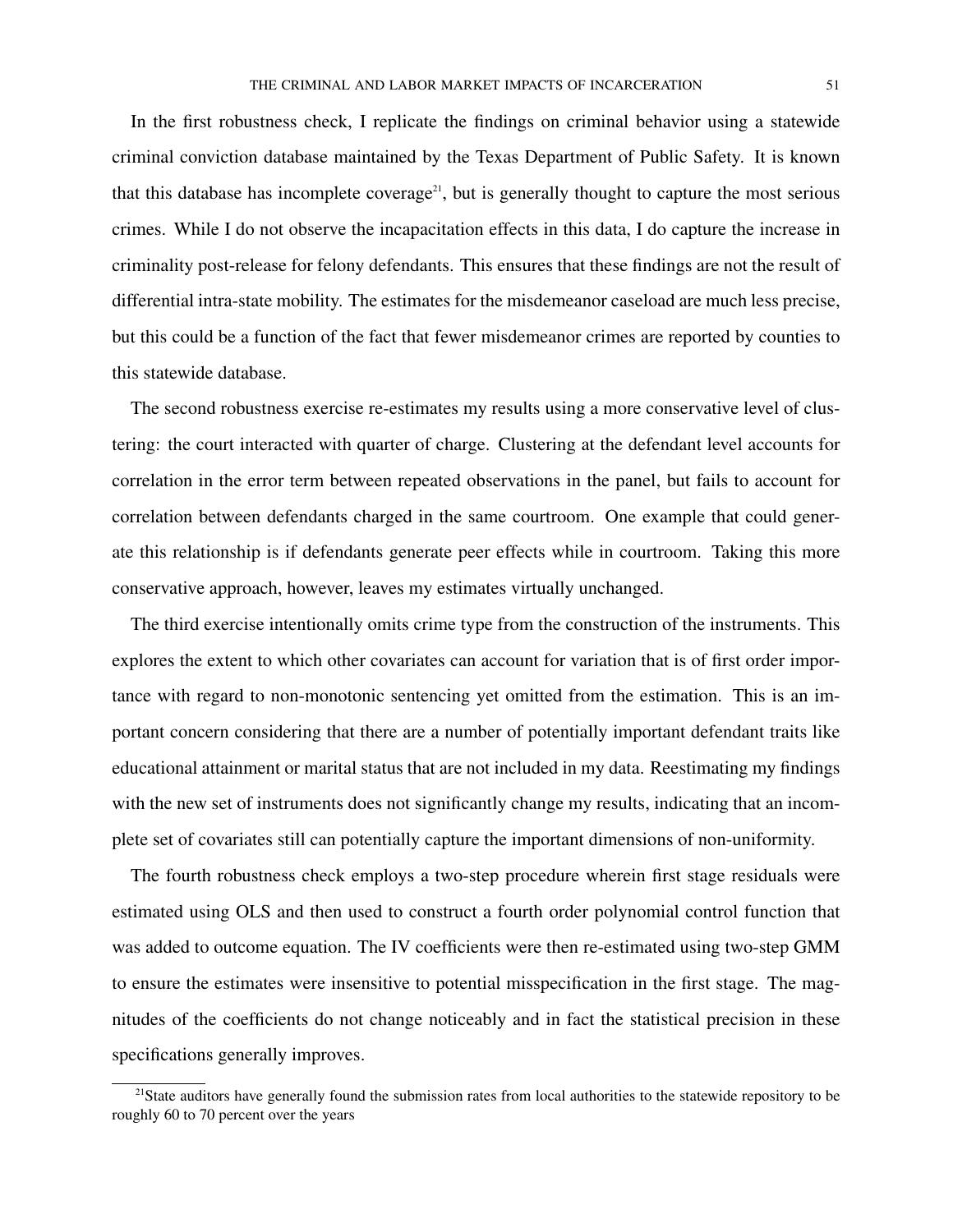In the first robustness check, I replicate the findings on criminal behavior using a statewide criminal conviction database maintained by the Texas Department of Public Safety. It is known that this database has incomplete coverage[21], but is generally thought to capture the most serious crimes. While I do not observe the incapacitation effects in this data, I do capture the increase in criminality post-release for felony defendants. This ensures that these findings are not the result of differential intra-state mobility. The estimates for the misdemeanor caseload are much less precise, but this could be a function of the fact that fewer misdemeanor crimes are reported by counties to this statewide database.

The second robustness exercise re-estimates my results using a more conservative level of clustering: the court interacted with quarter of charge. Clustering at the defendant level accounts for correlation in the error term between repeated observations in the panel, but fails to account for correlation between defendants charged in the same courtroom. One example that could generate this relationship is if defendants generate peer effects while in courtroom. Taking this more conservative approach, however, leaves my estimates virtually unchanged.

The third exercise intentionally omits crime type from the construction of the instruments. This explores the extent to which other covariates can account for variation that is of first order importance with regard to non-monotonic sentencing yet omitted from the estimation. This is an important concern considering that there are a number of potentially important defendant traits like educational attainment or marital status that are not included in my data. Reestimating my findings with the new set of instruments does not significantly change my results, indicating that an incomplete set of covariates still can potentially capture the important dimensions of non-uniformity.

The fourth robustness check employs a two-step procedure wherein first stage residuals were estimated using OLS and then used to construct a fourth order polynomial control function that was added to outcome equation. The IV coefficients were then re-estimated using two-step GMM to ensure the estimates were insensitive to potential misspecification in the first stage. The magnitudes of the coefficients do not change noticeably and in fact the statistical precision in these specifications generally improves.

[21]State auditors have generally found the submission rates from local authorities to the statewide repository to be roughly 60 to 70 percent over the years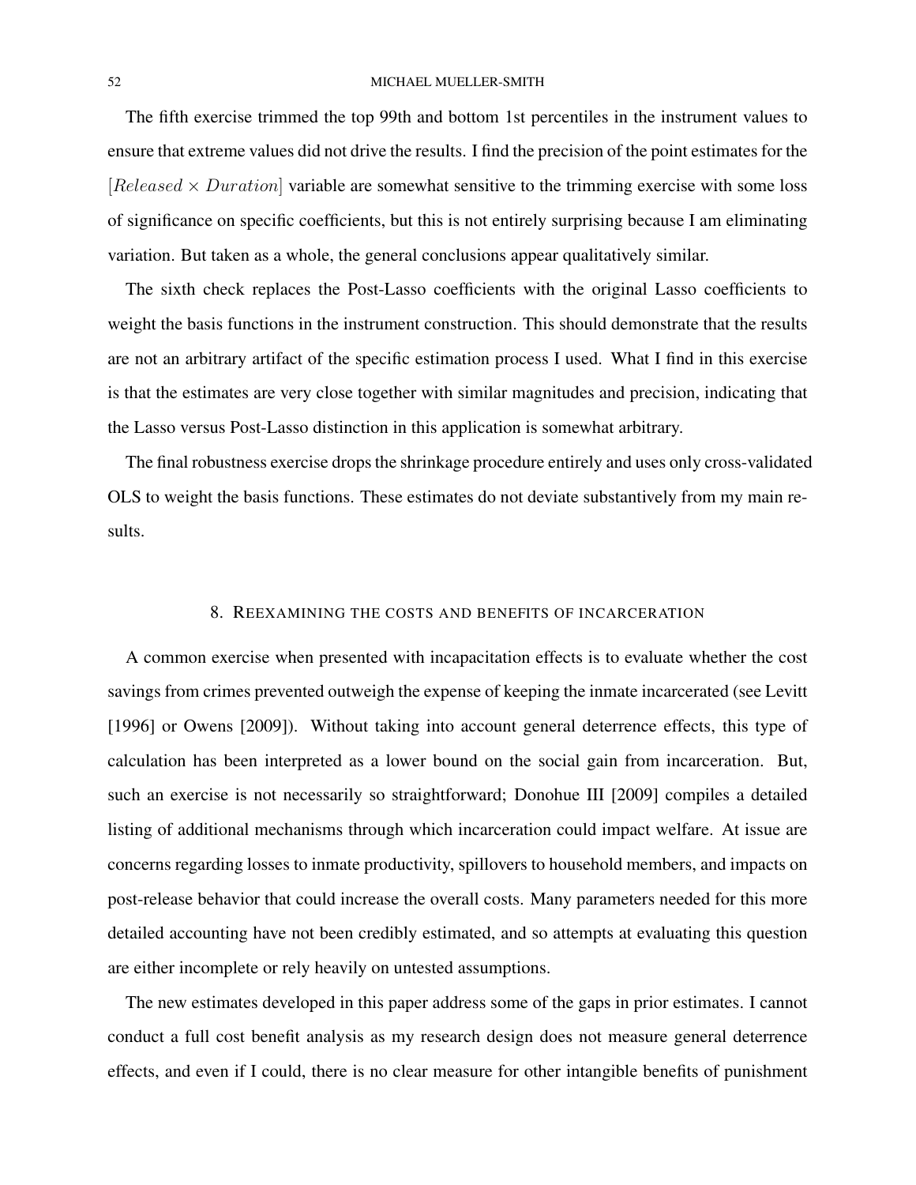The fifth exercise trimmed the top 99th and bottom 1st percentiles in the instrument values to ensure that extreme values did not drive the results. I find the precision of the point estimates for the $[Released \times Duration]$ variable are somewhat sensitive to the trimming exercise with some loss of significance on specific coefficients, but this is not entirely surprising because I am eliminating variation. But taken as a whole, the general conclusions appear qualitatively similar.

The sixth check replaces the Post-Lasso coefficients with the original Lasso coefficients to weight the basis functions in the instrument construction. This should demonstrate that the results are not an arbitrary artifact of the specific estimation process I used. What I find in this exercise is that the estimates are very close together with similar magnitudes and precision, indicating that the Lasso versus Post-Lasso distinction in this application is somewhat arbitrary.

The final robustness exercise drops the shrinkage procedure entirely and uses only cross-validated OLS to weight the basis functions. These estimates do not deviate substantively from my main results.

## 8. REEXAMINING THE COSTS AND BENEFITS OF INCARCERATION

A common exercise when presented with incapacitation effects is to evaluate whether the cost savings from crimes prevented outweigh the expense of keeping the inmate incarcerated (see Levitt [1996] or Owens [2009]). Without taking into account general deterrence effects, this type of calculation has been interpreted as a lower bound on the social gain from incarceration. But, such an exercise is not necessarily so straightforward; Donohue III [2009] compiles a detailed listing of additional mechanisms through which incarceration could impact welfare. At issue are concerns regarding losses to inmate productivity, spillovers to household members, and impacts on post-release behavior that could increase the overall costs. Many parameters needed for this more detailed accounting have not been credibly estimated, and so attempts at evaluating this question are either incomplete or rely heavily on untested assumptions.

The new estimates developed in this paper address some of the gaps in prior estimates. I cannot conduct a full cost benefit analysis as my research design does not measure general deterrence effects, and even if I could, there is no clear measure for other intangible benefits of punishment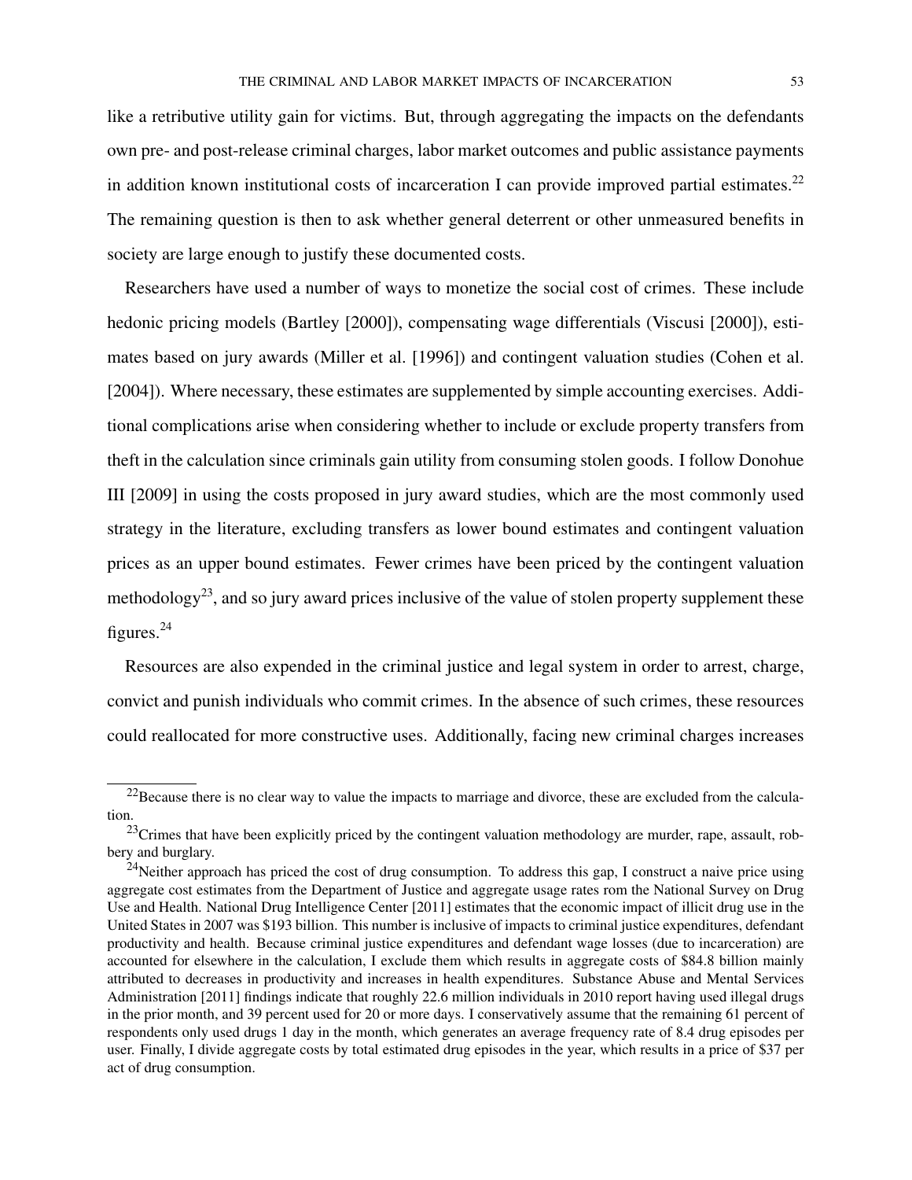like a retributive utility gain for victims. But, through aggregating the impacts on the defendants own pre- and post-release criminal charges, labor market outcomes and public assistance payments in addition known institutional costs of incarceration I can provide improved partial estimates.[22] The remaining question is then to ask whether general deterrent or other unmeasured benefits in society are large enough to justify these documented costs.

Researchers have used a number of ways to monetize the social cost of crimes. These include hedonic pricing models (Bartley [2000]), compensating wage differentials (Viscusi [2000]), estimates based on jury awards (Miller et al. [1996]) and contingent valuation studies (Cohen et al. [2004]). Where necessary, these estimates are supplemented by simple accounting exercises. Additional complications arise when considering whether to include or exclude property transfers from theft in the calculation since criminals gain utility from consuming stolen goods. I follow Donohue III [2009] in using the costs proposed in jury award studies, which are the most commonly used strategy in the literature, excluding transfers as lower bound estimates and contingent valuation prices as an upper bound estimates. Fewer crimes have been priced by the contingent valuation methodology[23], and so jury award prices inclusive of the value of stolen property supplement these figures.[24]

Resources are also expended in the criminal justice and legal system in order to arrest, charge, convict and punish individuals who commit crimes. In the absence of such crimes, these resources could reallocated for more constructive uses. Additionally, facing new criminal charges increases

[22]Because there is no clear way to value the impacts to marriage and divorce, these are excluded from the calculation.

[23]Crimes that have been explicitly priced by the contingent valuation methodology are murder, rape, assault, robbery and burglary.

[24]Neither approach has priced the cost of drug consumption. To address this gap, I construct a naive price using aggregate cost estimates from the Department of Justice and aggregate usage rates rom the National Survey on Drug Use and Health. National Drug Intelligence Center [2011] estimates that the economic impact of illicit drug use in the United States in 2007 was $193 billion. This number is inclusive of impacts to criminal justice expenditures, defendant productivity and health. Because criminal justice expenditures and defendant wage losses (due to incarceration) are accounted for elsewhere in the calculation, I exclude them which results in aggregate costs of $84.8 billion mainly attributed to decreases in productivity and increases in health expenditures. Substance Abuse and Mental Services Administration [2011] findings indicate that roughly 22.6 million individuals in 2010 report having used illegal drugs in the prior month, and 39 percent used for 20 or more days. I conservatively assume that the remaining 61 percent of respondents only used drugs 1 day in the month, which generates an average frequency rate of 8.4 drug episodes per user. Finally, I divide aggregate costs by total estimated drug episodes in the year, which results in a price of $37 per act of drug consumption.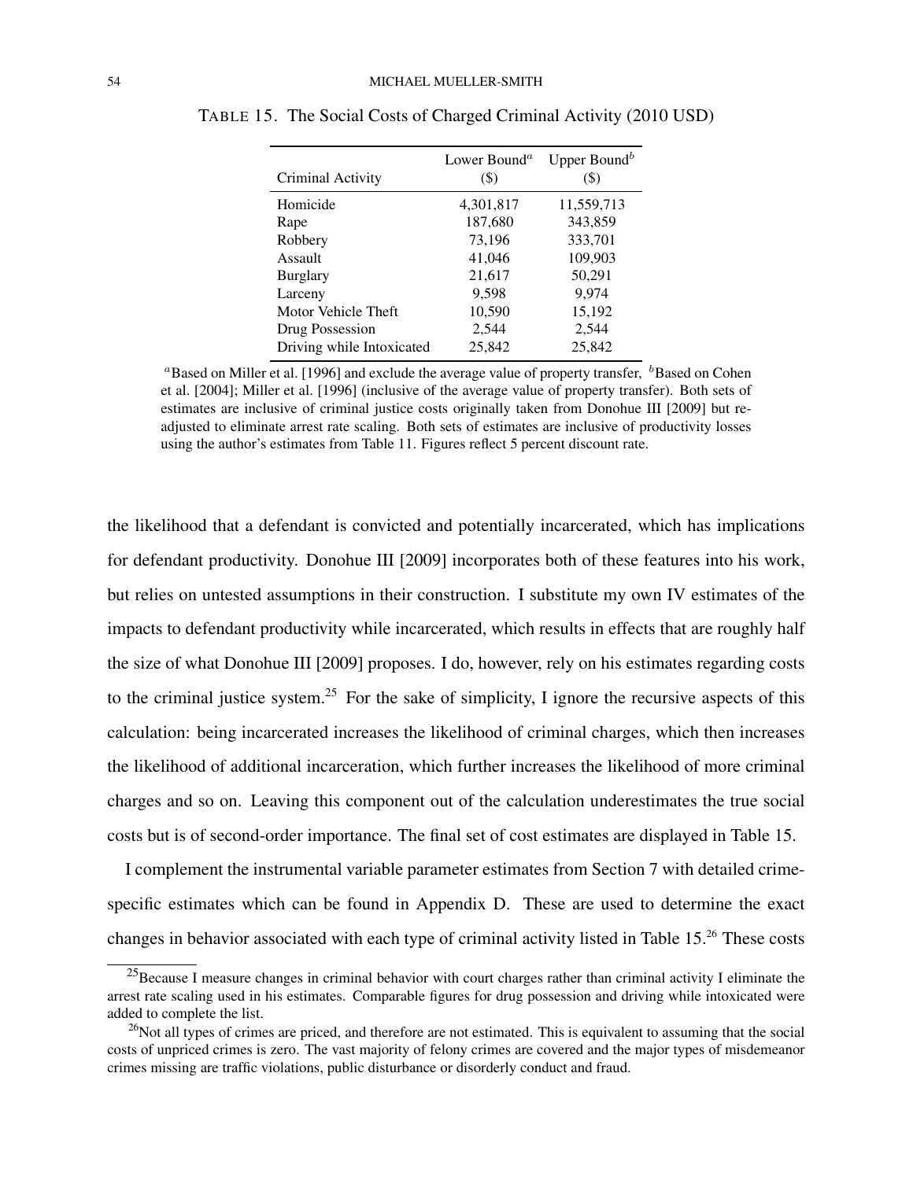TABLE 15. The Social Costs of Charged Criminal Activity (2010 USD)

| Criminal Activity | Lower Bound[a] ($) | Upper Bound[b] ($) |
|---|---|---|
| Homicide | 4,301,817 | 11,559,713 |
| Rape | 187,680 | 343,859 |
| Robbery | 73,196 | 333,701 |
| Assault | 41,046 | 109,903 |
| Burglary | 21,617 | 50,291 |
| Larceny | 9,598 | 9,974 |
| Motor Vehicle Theft | 10,590 | 15,192 |
| Drug Possession | 2,544 | 2,544 |
| Driving while Intoxicated | 25,842 | 25,842 |

[a]Based on Miller et al. [1996] and exclude the average value of property transfer, [b]Based on Cohen et al. [2004]; Miller et al. [1996] (inclusive of the average value of property transfer). Both sets of estimates are inclusive of criminal justice costs originally taken from Donohue III [2009] but re-adjusted to eliminate arrest rate scaling. Both sets of estimates are inclusive of productivity losses using the author's estimates from Table 11. Figures reflect 5 percent discount rate.

the likelihood that a defendant is convicted and potentially incarcerated, which has implications for defendant productivity. Donohue III [2009] incorporates both of these features into his work, but relies on untested assumptions in their construction. I substitute my own IV estimates of the impacts to defendant productivity while incarcerated, which results in effects that are roughly half the size of what Donohue III [2009] proposes. I do, however, rely on his estimates regarding costs to the criminal justice system.[25] For the sake of simplicity, I ignore the recursive aspects of this calculation: being incarcerated increases the likelihood of criminal charges, which then increases the likelihood of additional incarceration, which further increases the likelihood of more criminal charges and so on. Leaving this component out of the calculation underestimates the true social costs but is of second-order importance. The final set of cost estimates are displayed in Table 15.

I complement the instrumental variable parameter estimates from Section 7 with detailed crime-specific estimates which can be found in Appendix D. These are used to determine the exact changes in behavior associated with each type of criminal activity listed in Table 15.[26] These costs

[25]Because I measure changes in criminal behavior with court charges rather than criminal activity I eliminate the arrest rate scaling used in his estimates. Comparable figures for drug possession and driving while intoxicated were added to complete the list.

[26]Not all types of crimes are priced, and therefore are not estimated. This is equivalent to assuming that the social costs of unpriced crimes is zero. The vast majority of felony crimes are covered and the major types of misdemeanor crimes missing are traffic violations, public disturbance or disorderly conduct and fraud.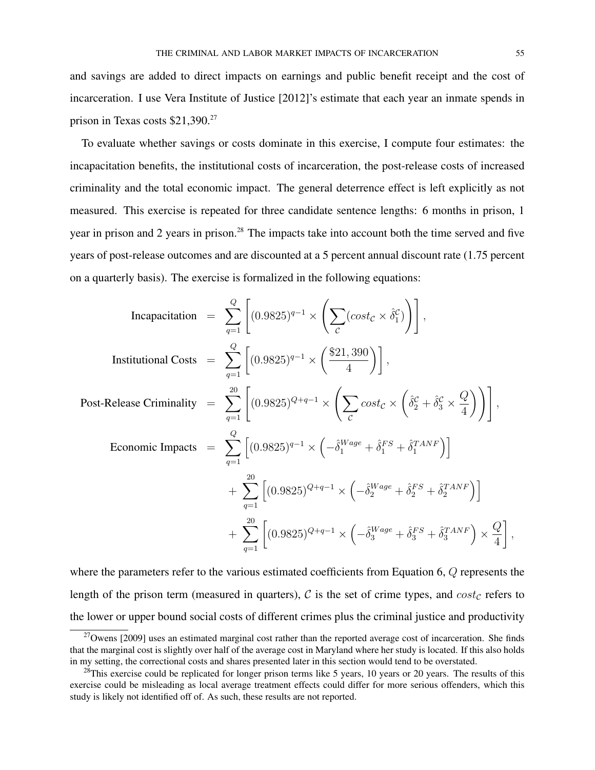and savings are added to direct impacts on earnings and public benefit receipt and the cost of incarceration. I use Vera Institute of Justice [2012]'s estimate that each year an inmate spends in prison in Texas costs \$21,390.[27]

To evaluate whether savings or costs dominate in this exercise, I compute four estimates: the incapacitation benefits, the institutional costs of incarceration, the post-release costs of increased criminality and the total economic impact. The general deterrence effect is left explicitly as not measured. This exercise is repeated for three candidate sentence lengths: 6 months in prison, 1 year in prison and 2 years in prison.[28] The impacts take into account both the time served and five years of post-release outcomes and are discounted at a 5 percent annual discount rate (1.75 percent on a quarterly basis). The exercise is formalized in the following equations:

$$
\begin{aligned}
\text{Incapacitation} &= \sum_{q=1}^{Q} \left[ (0.9825)^{q-1} \times \left( \sum_{\mathcal{C}} (cost_{\mathcal{C}} \times \hat{\delta}_1^{\mathcal{C}}) \right) \right], \\
\text{Institutional Costs} &= \sum_{q=1}^{Q} \left[ (0.9825)^{q-1} \times \left( \frac{\$21,390}{4} \right) \right], \\
\text{Post-Release Criminality} &= \sum_{q=1}^{20} \left[ (0.9825)^{Q+q-1} \times \left( \sum_{\mathcal{C}} cost_{\mathcal{C}} \times \left( \hat{\delta}_2^{\mathcal{C}} + \hat{\delta}_3^{\mathcal{C}} \times \frac{Q}{4} \right) \right) \right], \\
\text{Economic Impacts} &= \sum_{q=1}^{Q} \left[ (0.9825)^{q-1} \times \left( -\hat{\delta}_1^{Wage} + \hat{\delta}_1^{FS} + \hat{\delta}_1^{TANF} \right) \right] \\
&\quad + \sum_{q=1}^{20} \left[ (0.9825)^{Q+q-1} \times \left( -\hat{\delta}_2^{Wage} + \hat{\delta}_2^{FS} + \hat{\delta}_2^{TANF} \right) \right] \\
&\quad + \sum_{q=1}^{20} \left[ (0.9825)^{Q+q-1} \times \left( -\hat{\delta}_3^{Wage} + \hat{\delta}_3^{FS} + \hat{\delta}_3^{TANF} \right) \times \frac{Q}{4} \right],
\end{aligned}
$$

where the parameters refer to the various estimated coefficients from Equation 6, $Q$ represents the length of the prison term (measured in quarters), $\mathcal{C}$ is the set of crime types, and $cost_{\mathcal{C}}$ refers to the lower or upper bound social costs of different crimes plus the criminal justice and productivity

[27] Owens [2009] uses an estimated marginal cost rather than the reported average cost of incarceration. She finds that the marginal cost is slightly over half of the average cost in Maryland where her study is located. If this also holds in my setting, the correctional costs and shares presented later in this section would tend to be overstated.

[28] This exercise could be replicated for longer prison terms like 5 years, 10 years or 20 years. The results of this exercise could be misleading as local average treatment effects could differ for more serious offenders, which this study is likely not identified off of. As such, these results are not reported.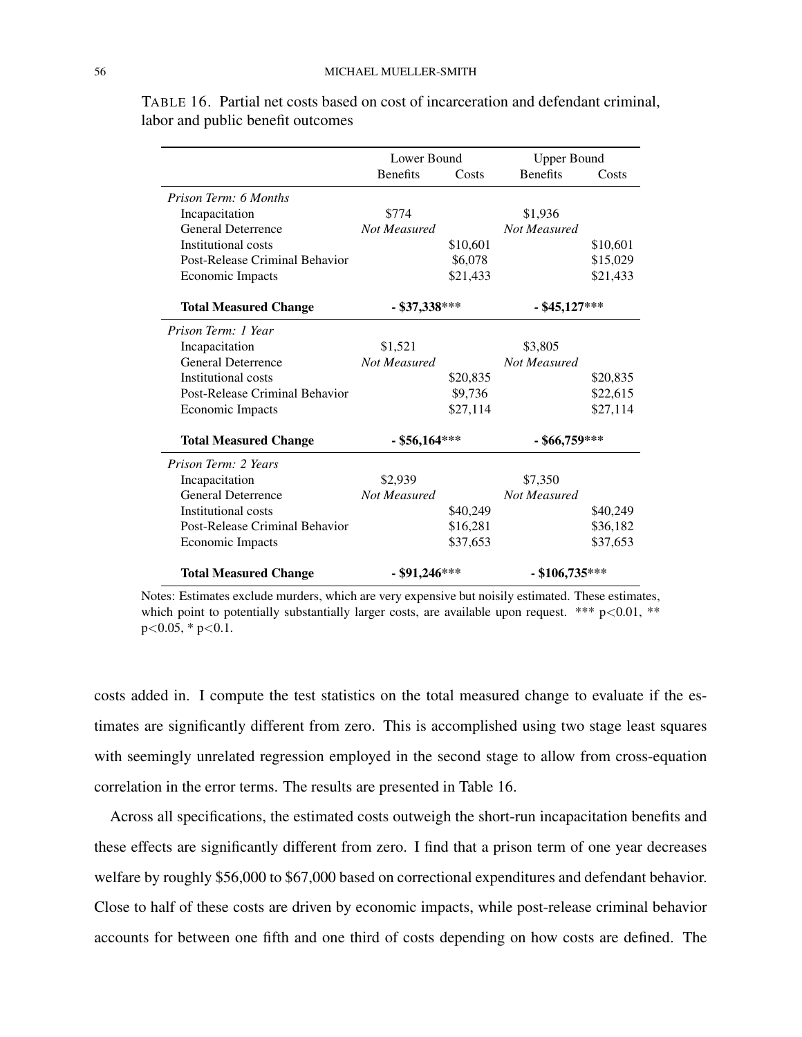TABLE 16. Partial net costs based on cost of incarceration and defendant criminal, labor and public benefit outcomes

| | Lower Bound | | Upper Bound | |
|---|---|---|---|---|
| | Benefits | Costs | Benefits | Costs |
| *Prison Term: 6 Months* | | | | |
| Incapacitation | \$774 | | \$1,936 | |
| General Deterrence | *Not Measured* | | *Not Measured* | |
| Institutional costs | | \$10,601 | | \$10,601 |
| Post-Release Criminal Behavior | | \$6,078 | | \$15,029 |
| Economic Impacts | | \$21,433 | | \$21,433 |
| **Total Measured Change** | **- \$37,338\*\*\*** | | **- \$45,127\*\*\*** | |
| *Prison Term: 1 Year* | | | | |
| Incapacitation | \$1,521 | | \$3,805 | |
| General Deterrence | *Not Measured* | | *Not Measured* | |
| Institutional costs | | \$20,835 | | \$20,835 |
| Post-Release Criminal Behavior | | \$9,736 | | \$22,615 |
| Economic Impacts | | \$27,114 | | \$27,114 |
| **Total Measured Change** | **- \$56,164\*\*\*** | | **- \$66,759\*\*\*** | |
| *Prison Term: 2 Years* | | | | |
| Incapacitation | \$2,939 | | \$7,350 | |
| General Deterrence | *Not Measured* | | *Not Measured* | |
| Institutional costs | | \$40,249 | | \$40,249 |
| Post-Release Criminal Behavior | | \$16,281 | | \$36,182 |
| Economic Impacts | | \$37,653 | | \$37,653 |
| **Total Measured Change** | **- \$91,246\*\*\*** | | **- \$106,735\*\*\*** | |

Notes: Estimates exclude murders, which are very expensive but noisily estimated. These estimates, which point to potentially substantially larger costs, are available upon request. \*\*\* $p<0.01$, \*\* $p<0.05$, \* $p<0.1$.

costs added in. I compute the test statistics on the total measured change to evaluate if the estimates are significantly different from zero. This is accomplished using two stage least squares with seemingly unrelated regression employed in the second stage to allow from cross-equation correlation in the error terms. The results are presented in Table 16.

Across all specifications, the estimated costs outweigh the short-run incapacitation benefits and these effects are significantly different from zero. I find that a prison term of one year decreases welfare by roughly \$56,000 to \$67,000 based on correctional expenditures and defendant behavior. Close to half of these costs are driven by economic impacts, while post-release criminal behavior accounts for between one fifth and one third of costs depending on how costs are defined. The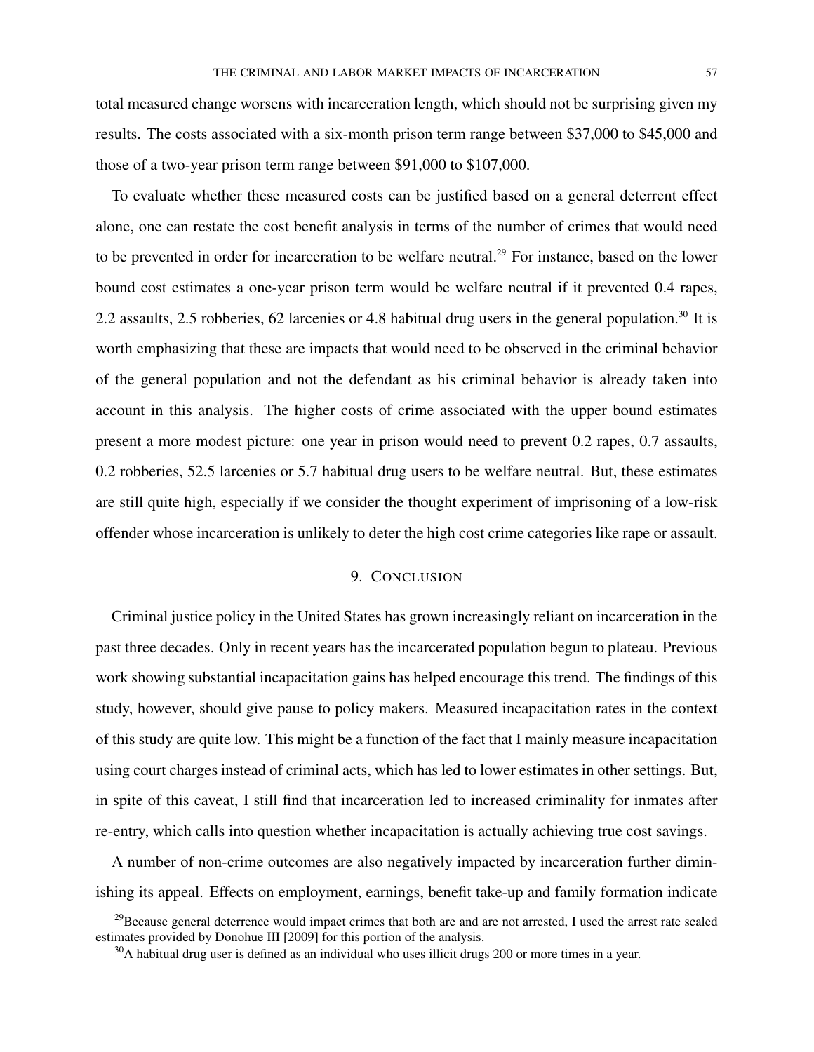total measured change worsens with incarceration length, which should not be surprising given my results. The costs associated with a six-month prison term range between $37,000 to $45,000 and those of a two-year prison term range between $91,000 to $107,000.

To evaluate whether these measured costs can be justified based on a general deterrent effect alone, one can restate the cost benefit analysis in terms of the number of crimes that would need to be prevented in order for incarceration to be welfare neutral.[29] For instance, based on the lower bound cost estimates a one-year prison term would be welfare neutral if it prevented 0.4 rapes, 2.2 assaults, 2.5 robberies, 62 larcenies or 4.8 habitual drug users in the general population.[30] It is worth emphasizing that these are impacts that would need to be observed in the criminal behavior of the general population and not the defendant as his criminal behavior is already taken into account in this analysis. The higher costs of crime associated with the upper bound estimates present a more modest picture: one year in prison would need to prevent 0.2 rapes, 0.7 assaults, 0.2 robberies, 52.5 larcenies or 5.7 habitual drug users to be welfare neutral. But, these estimates are still quite high, especially if we consider the thought experiment of imprisoning of a low-risk offender whose incarceration is unlikely to deter the high cost crime categories like rape or assault.

## 9. Conclusion

Criminal justice policy in the United States has grown increasingly reliant on incarceration in the past three decades. Only in recent years has the incarcerated population begun to plateau. Previous work showing substantial incapacitation gains has helped encourage this trend. The findings of this study, however, should give pause to policy makers. Measured incapacitation rates in the context of this study are quite low. This might be a function of the fact that I mainly measure incapacitation using court charges instead of criminal acts, which has led to lower estimates in other settings. But, in spite of this caveat, I still find that incarceration led to increased criminality for inmates after re-entry, which calls into question whether incapacitation is actually achieving true cost savings.

A number of non-crime outcomes are also negatively impacted by incarceration further diminishing its appeal. Effects on employment, earnings, benefit take-up and family formation indicate

---

[29] Because general deterrence would impact crimes that both are and are not arrested, I used the arrest rate scaled estimates provided by Donohue III [2009] for this portion of the analysis.

[30] A habitual drug user is defined as an individual who uses illicit drugs 200 or more times in a year.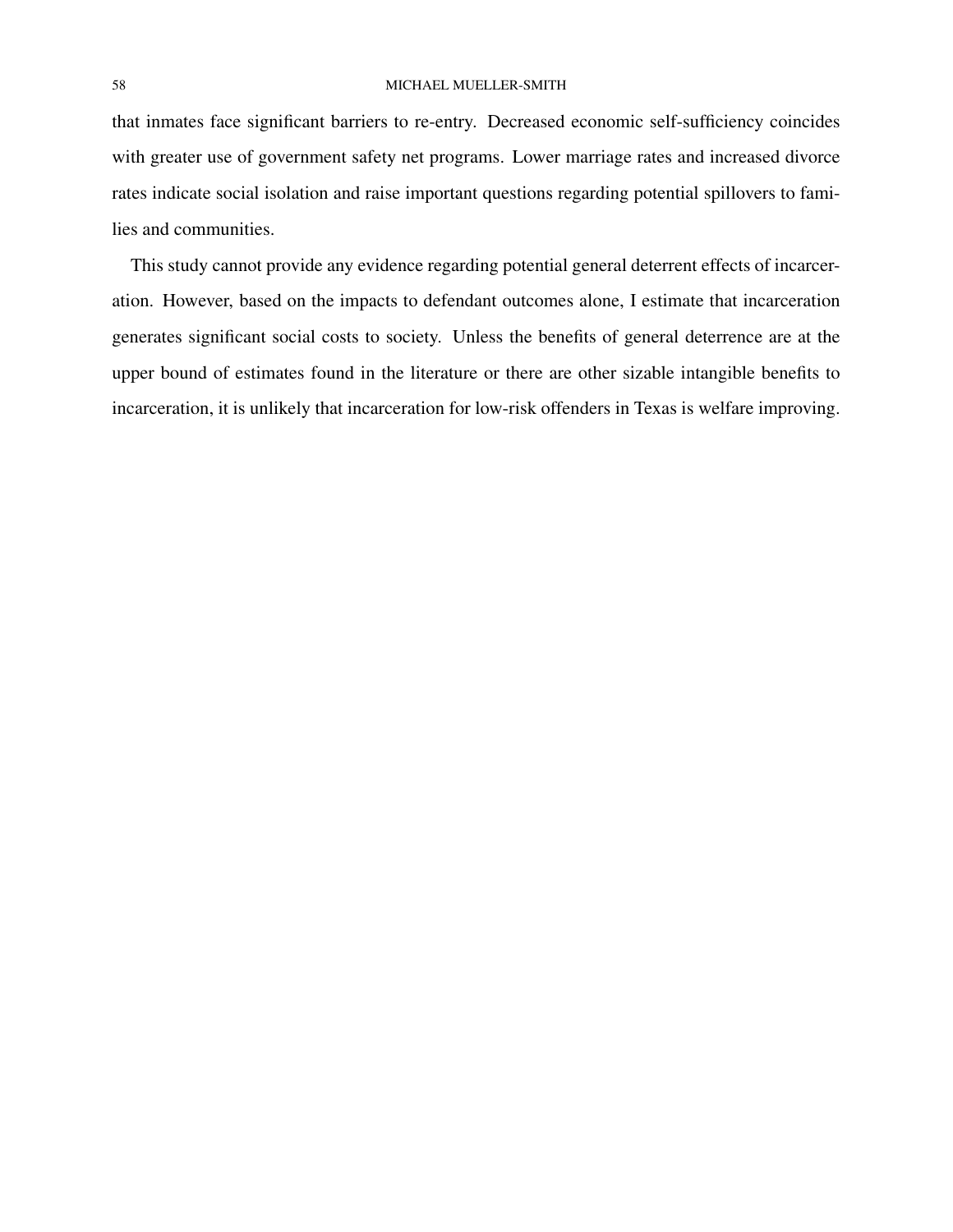that inmates face significant barriers to re-entry. Decreased economic self-sufficiency coincides with greater use of government safety net programs. Lower marriage rates and increased divorce rates indicate social isolation and raise important questions regarding potential spillovers to families and communities.

This study cannot provide any evidence regarding potential general deterrent effects of incarceration. However, based on the impacts to defendant outcomes alone, I estimate that incarceration generates significant social costs to society. Unless the benefits of general deterrence are at the upper bound of estimates found in the literature or there are other sizable intangible benefits to incarceration, it is unlikely that incarceration for low-risk offenders in Texas is welfare improving.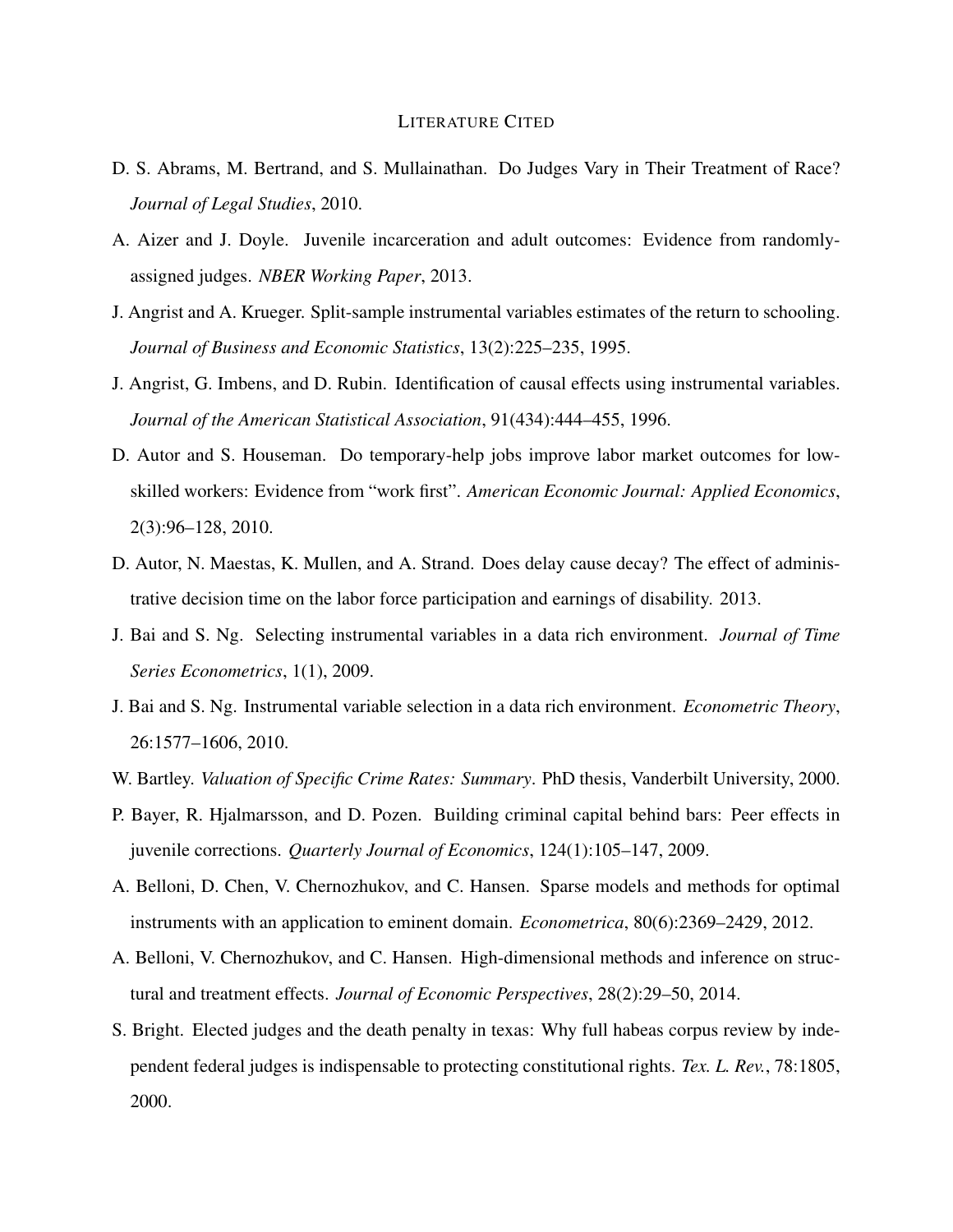## Literature Cited

D. S. Abrams, M. Bertrand, and S. Mullainathan. Do Judges Vary in Their Treatment of Race? *Journal of Legal Studies*, 2010.

A. Aizer and J. Doyle. Juvenile incarceration and adult outcomes: Evidence from randomly-assigned judges. *NBER Working Paper*, 2013.

J. Angrist and A. Krueger. Split-sample instrumental variables estimates of the return to schooling. *Journal of Business and Economic Statistics*, 13(2):225–235, 1995.

J. Angrist, G. Imbens, and D. Rubin. Identification of causal effects using instrumental variables. *Journal of the American Statistical Association*, 91(434):444–455, 1996.

D. Autor and S. Houseman. Do temporary-help jobs improve labor market outcomes for low-skilled workers: Evidence from "work first". *American Economic Journal: Applied Economics*, 2(3):96–128, 2010.

D. Autor, N. Maestas, K. Mullen, and A. Strand. Does delay cause decay? The effect of administrative decision time on the labor force participation and earnings of disability. 2013.

J. Bai and S. Ng. Selecting instrumental variables in a data rich environment. *Journal of Time Series Econometrics*, 1(1), 2009.

J. Bai and S. Ng. Instrumental variable selection in a data rich environment. *Econometric Theory*, 26:1577–1606, 2010.

W. Bartley. *Valuation of Specific Crime Rates: Summary*. PhD thesis, Vanderbilt University, 2000.

P. Bayer, R. Hjalmarsson, and D. Pozen. Building criminal capital behind bars: Peer effects in juvenile corrections. *Quarterly Journal of Economics*, 124(1):105–147, 2009.

A. Belloni, D. Chen, V. Chernozhukov, and C. Hansen. Sparse models and methods for optimal instruments with an application to eminent domain. *Econometrica*, 80(6):2369–2429, 2012.

A. Belloni, V. Chernozhukov, and C. Hansen. High-dimensional methods and inference on structural and treatment effects. *Journal of Economic Perspectives*, 28(2):29–50, 2014.

S. Bright. Elected judges and the death penalty in texas: Why full habeas corpus review by independent federal judges is indispensable to protecting constitutional rights. *Tex. L. Rev.*, 78:1805, 2000.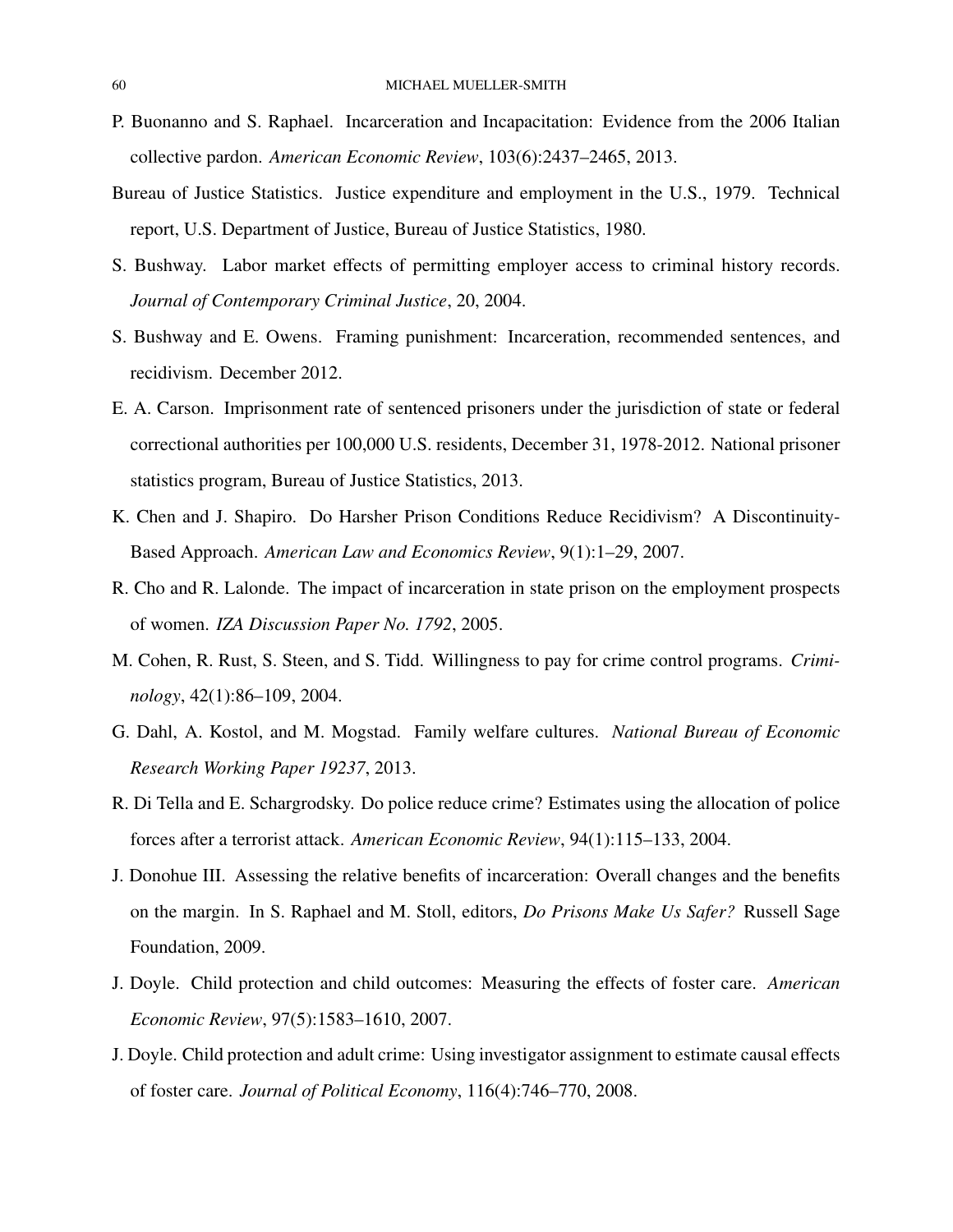P. Buonanno and S. Raphael. Incarceration and Incapacitation: Evidence from the 2006 Italian collective pardon. *American Economic Review*, 103(6):2437–2465, 2013.

Bureau of Justice Statistics. Justice expenditure and employment in the U.S., 1979. Technical report, U.S. Department of Justice, Bureau of Justice Statistics, 1980.

S. Bushway. Labor market effects of permitting employer access to criminal history records. *Journal of Contemporary Criminal Justice*, 20, 2004.

S. Bushway and E. Owens. Framing punishment: Incarceration, recommended sentences, and recidivism. December 2012.

E. A. Carson. Imprisonment rate of sentenced prisoners under the jurisdiction of state or federal correctional authorities per 100,000 U.S. residents, December 31, 1978-2012. National prisoner statistics program, Bureau of Justice Statistics, 2013.

K. Chen and J. Shapiro. Do Harsher Prison Conditions Reduce Recidivism? A Discontinuity-Based Approach. *American Law and Economics Review*, 9(1):1–29, 2007.

R. Cho and R. Lalonde. The impact of incarceration in state prison on the employment prospects of women. *IZA Discussion Paper No. 1792*, 2005.

M. Cohen, R. Rust, S. Steen, and S. Tidd. Willingness to pay for crime control programs. *Criminology*, 42(1):86–109, 2004.

G. Dahl, A. Kostol, and M. Mogstad. Family welfare cultures. *National Bureau of Economic Research Working Paper 19237*, 2013.

R. Di Tella and E. Schargrodsky. Do police reduce crime? Estimates using the allocation of police forces after a terrorist attack. *American Economic Review*, 94(1):115–133, 2004.

J. Donohue III. Assessing the relative benefits of incarceration: Overall changes and the benefits on the margin. In S. Raphael and M. Stoll, editors, *Do Prisons Make Us Safer?* Russell Sage Foundation, 2009.

J. Doyle. Child protection and child outcomes: Measuring the effects of foster care. *American Economic Review*, 97(5):1583–1610, 2007.

J. Doyle. Child protection and adult crime: Using investigator assignment to estimate causal effects of foster care. *Journal of Political Economy*, 116(4):746–770, 2008.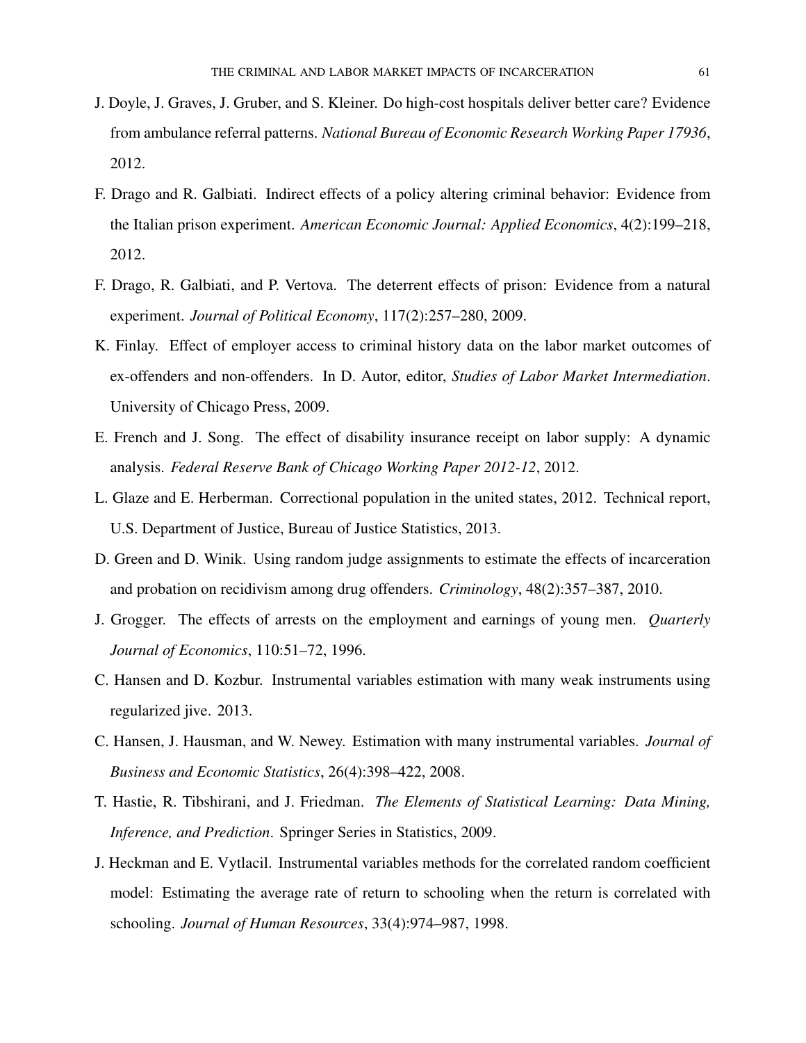J. Doyle, J. Graves, J. Gruber, and S. Kleiner. Do high-cost hospitals deliver better care? Evidence from ambulance referral patterns. *National Bureau of Economic Research Working Paper 17936*, 2012.

F. Drago and R. Galbiati. Indirect effects of a policy altering criminal behavior: Evidence from the Italian prison experiment. *American Economic Journal: Applied Economics*, 4(2):199–218, 2012.

F. Drago, R. Galbiati, and P. Vertova. The deterrent effects of prison: Evidence from a natural experiment. *Journal of Political Economy*, 117(2):257–280, 2009.

K. Finlay. Effect of employer access to criminal history data on the labor market outcomes of ex-offenders and non-offenders. In D. Autor, editor, *Studies of Labor Market Intermediation*. University of Chicago Press, 2009.

E. French and J. Song. The effect of disability insurance receipt on labor supply: A dynamic analysis. *Federal Reserve Bank of Chicago Working Paper 2012-12*, 2012.

L. Glaze and E. Herberman. Correctional population in the united states, 2012. Technical report, U.S. Department of Justice, Bureau of Justice Statistics, 2013.

D. Green and D. Winik. Using random judge assignments to estimate the effects of incarceration and probation on recidivism among drug offenders. *Criminology*, 48(2):357–387, 2010.

J. Grogger. The effects of arrests on the employment and earnings of young men. *Quarterly Journal of Economics*, 110:51–72, 1996.

C. Hansen and D. Kozbur. Instrumental variables estimation with many weak instruments using regularized jive. 2013.

C. Hansen, J. Hausman, and W. Newey. Estimation with many instrumental variables. *Journal of Business and Economic Statistics*, 26(4):398–422, 2008.

T. Hastie, R. Tibshirani, and J. Friedman. *The Elements of Statistical Learning: Data Mining, Inference, and Prediction*. Springer Series in Statistics, 2009.

J. Heckman and E. Vytlacil. Instrumental variables methods for the correlated random coefficient model: Estimating the average rate of return to schooling when the return is correlated with schooling. *Journal of Human Resources*, 33(4):974–987, 1998.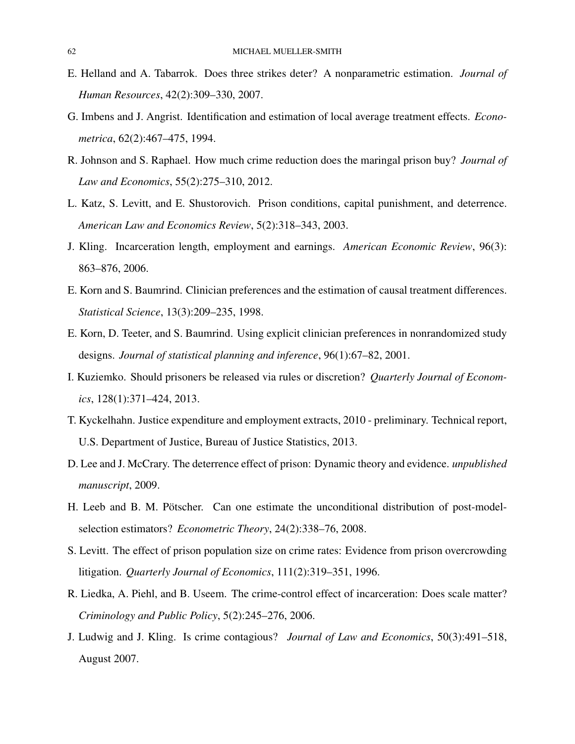E. Helland and A. Tabarrok. Does three strikes deter? A nonparametric estimation. *Journal of Human Resources*, 42(2):309–330, 2007.

G. Imbens and J. Angrist. Identification and estimation of local average treatment effects. *Econometrica*, 62(2):467–475, 1994.

R. Johnson and S. Raphael. How much crime reduction does the maringal prison buy? *Journal of Law and Economics*, 55(2):275–310, 2012.

L. Katz, S. Levitt, and E. Shustorovich. Prison conditions, capital punishment, and deterrence. *American Law and Economics Review*, 5(2):318–343, 2003.

J. Kling. Incarceration length, employment and earnings. *American Economic Review*, 96(3): 863–876, 2006.

E. Korn and S. Baumrind. Clinician preferences and the estimation of causal treatment differences. *Statistical Science*, 13(3):209–235, 1998.

E. Korn, D. Teeter, and S. Baumrind. Using explicit clinician preferences in nonrandomized study designs. *Journal of statistical planning and inference*, 96(1):67–82, 2001.

I. Kuziemko. Should prisoners be released via rules or discretion? *Quarterly Journal of Economics*, 128(1):371–424, 2013.

T. Kyckelhahn. Justice expenditure and employment extracts, 2010 - preliminary. Technical report, U.S. Department of Justice, Bureau of Justice Statistics, 2013.

D. Lee and J. McCrary. The deterrence effect of prison: Dynamic theory and evidence. *unpublished manuscript*, 2009.

H. Leeb and B. M. Pötscher. Can one estimate the unconditional distribution of post-model-selection estimators? *Econometric Theory*, 24(2):338–76, 2008.

S. Levitt. The effect of prison population size on crime rates: Evidence from prison overcrowding litigation. *Quarterly Journal of Economics*, 111(2):319–351, 1996.

R. Liedka, A. Piehl, and B. Useem. The crime-control effect of incarceration: Does scale matter? *Criminology and Public Policy*, 5(2):245–276, 2006.

J. Ludwig and J. Kling. Is crime contagious? *Journal of Law and Economics*, 50(3):491–518, August 2007.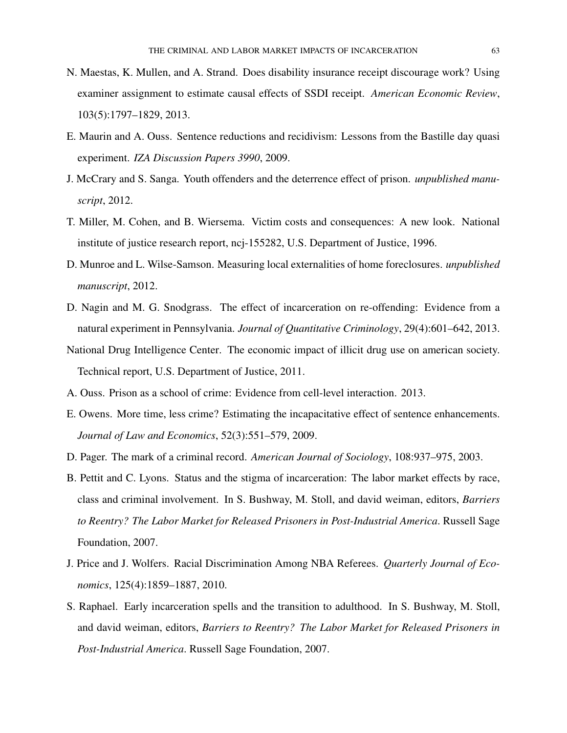N. Maestas, K. Mullen, and A. Strand. Does disability insurance receipt discourage work? Using examiner assignment to estimate causal effects of SSDI receipt. *American Economic Review*, 103(5):1797–1829, 2013.

E. Maurin and A. Ouss. Sentence reductions and recidivism: Lessons from the Bastille day quasi experiment. *IZA Discussion Papers 3990*, 2009.

J. McCrary and S. Sanga. Youth offenders and the deterrence effect of prison. *unpublished manuscript*, 2012.

T. Miller, M. Cohen, and B. Wiersema. Victim costs and consequences: A new look. National institute of justice research report, ncj-155282, U.S. Department of Justice, 1996.

D. Munroe and L. Wilse-Samson. Measuring local externalities of home foreclosures. *unpublished manuscript*, 2012.

D. Nagin and M. G. Snodgrass. The effect of incarceration on re-offending: Evidence from a natural experiment in Pennsylvania. *Journal of Quantitative Criminology*, 29(4):601–642, 2013.

National Drug Intelligence Center. The economic impact of illicit drug use on american society. Technical report, U.S. Department of Justice, 2011.

A. Ouss. Prison as a school of crime: Evidence from cell-level interaction. 2013.

E. Owens. More time, less crime? Estimating the incapacitative effect of sentence enhancements. *Journal of Law and Economics*, 52(3):551–579, 2009.

D. Pager. The mark of a criminal record. *American Journal of Sociology*, 108:937–975, 2003.

B. Pettit and C. Lyons. Status and the stigma of incarceration: The labor market effects by race, class and criminal involvement. In S. Bushway, M. Stoll, and david weiman, editors, *Barriers to Reentry? The Labor Market for Released Prisoners in Post-Industrial America*. Russell Sage Foundation, 2007.

J. Price and J. Wolfers. Racial Discrimination Among NBA Referees. *Quarterly Journal of Economics*, 125(4):1859–1887, 2010.

S. Raphael. Early incarceration spells and the transition to adulthood. In S. Bushway, M. Stoll, and david weiman, editors, *Barriers to Reentry? The Labor Market for Released Prisoners in Post-Industrial America*. Russell Sage Foundation, 2007.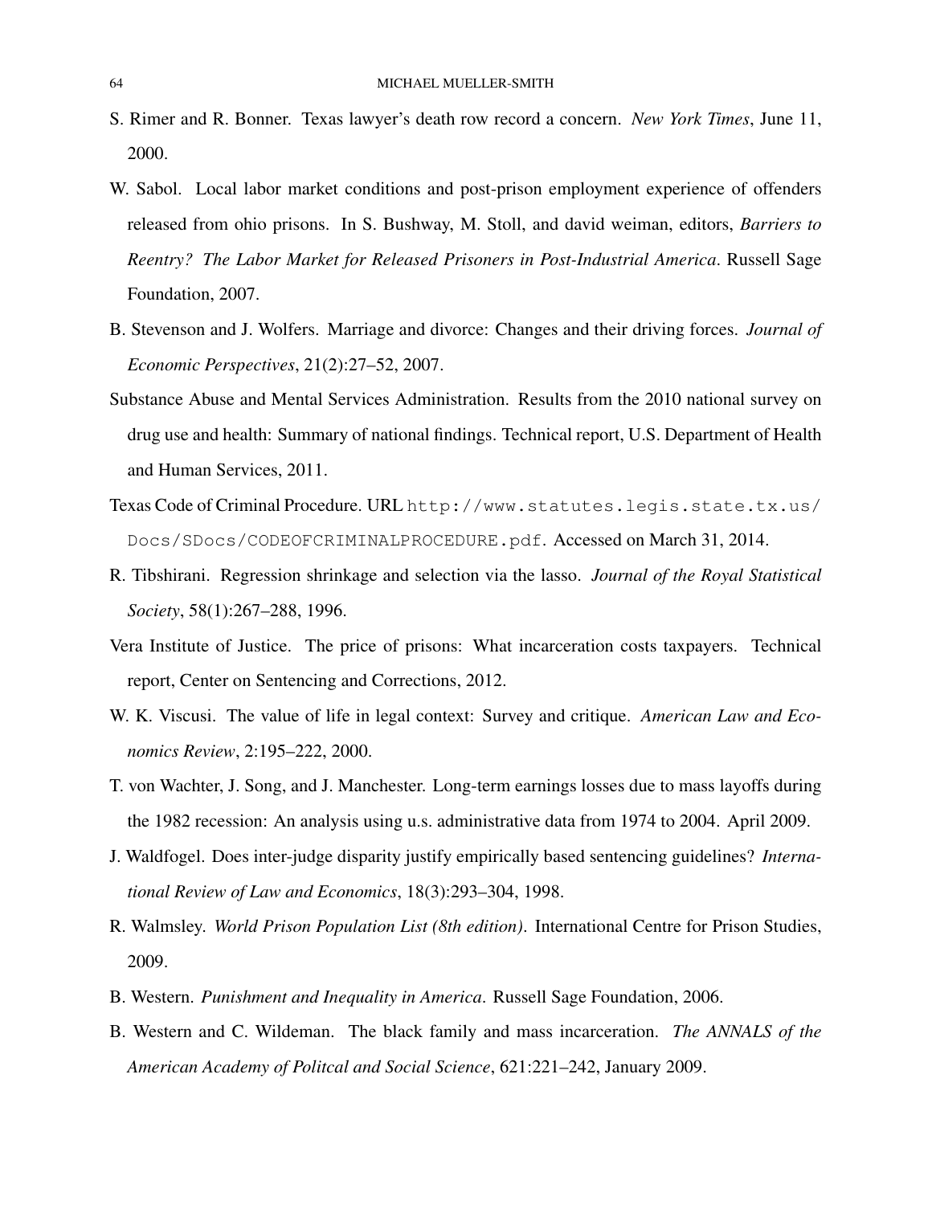S. Rimer and R. Bonner. Texas lawyer's death row record a concern. *New York Times*, June 11, 2000.

W. Sabol. Local labor market conditions and post-prison employment experience of offenders released from ohio prisons. In S. Bushway, M. Stoll, and david weiman, editors, *Barriers to Reentry? The Labor Market for Released Prisoners in Post-Industrial America*. Russell Sage Foundation, 2007.

B. Stevenson and J. Wolfers. Marriage and divorce: Changes and their driving forces. *Journal of Economic Perspectives*, 21(2):27–52, 2007.

Substance Abuse and Mental Services Administration. Results from the 2010 national survey on drug use and health: Summary of national findings. Technical report, U.S. Department of Health and Human Services, 2011.

Texas Code of Criminal Procedure. URL `http://www.statutes.legis.state.tx.us/Docs/SDocs/CODEOFCRIMINALPROCEDURE.pdf`. Accessed on March 31, 2014.

R. Tibshirani. Regression shrinkage and selection via the lasso. *Journal of the Royal Statistical Society*, 58(1):267–288, 1996.

Vera Institute of Justice. The price of prisons: What incarceration costs taxpayers. Technical report, Center on Sentencing and Corrections, 2012.

W. K. Viscusi. The value of life in legal context: Survey and critique. *American Law and Economics Review*, 2:195–222, 2000.

T. von Wachter, J. Song, and J. Manchester. Long-term earnings losses due to mass layoffs during the 1982 recession: An analysis using u.s. administrative data from 1974 to 2004. April 2009.

J. Waldfogel. Does inter-judge disparity justify empirically based sentencing guidelines? *International Review of Law and Economics*, 18(3):293–304, 1998.

R. Walmsley. *World Prison Population List (8th edition)*. International Centre for Prison Studies, 2009.

B. Western. *Punishment and Inequality in America*. Russell Sage Foundation, 2006.

B. Western and C. Wildeman. The black family and mass incarceration. *The ANNALS of the American Academy of Politcal and Social Science*, 621:221–242, January 2009.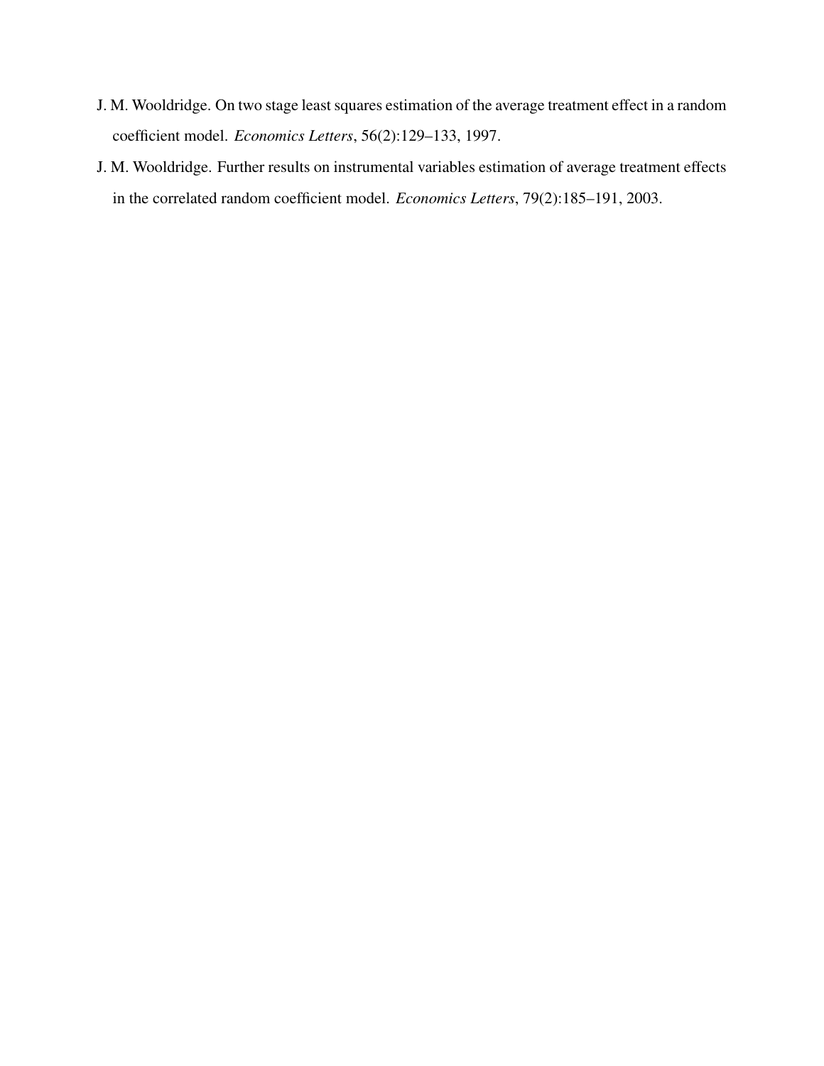J. M. Wooldridge. On two stage least squares estimation of the average treatment effect in a random coefficient model. *Economics Letters*, 56(2):129–133, 1997.

J. M. Wooldridge. Further results on instrumental variables estimation of average treatment effects in the correlated random coefficient model. *Economics Letters*, 79(2):185–191, 2003.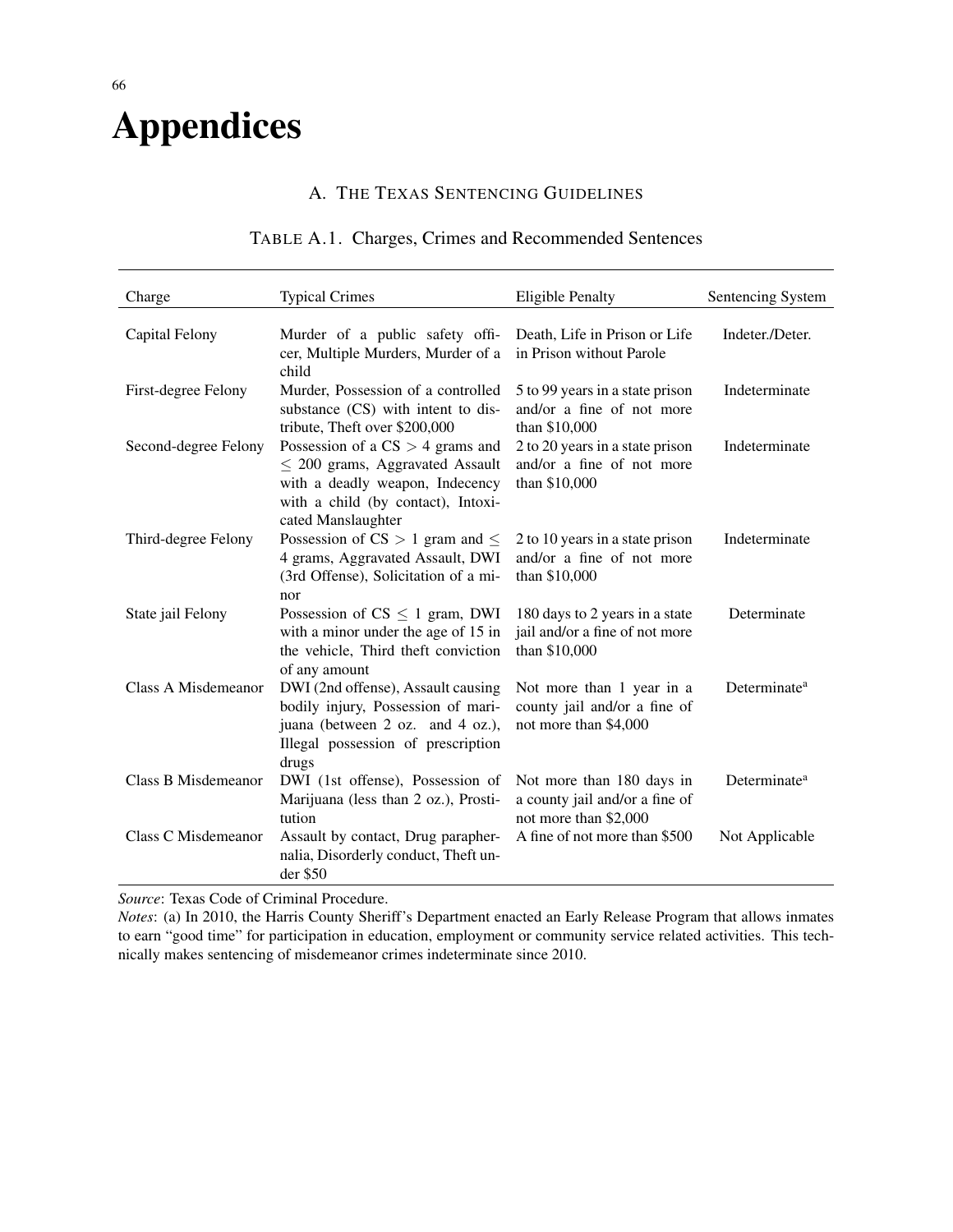# Appendices

## A. The Texas Sentencing Guidelines

Table A.1. Charges, Crimes and Recommended Sentences

| Charge | Typical Crimes | Eligible Penalty | Sentencing System |
|---|---|---|---|
| Capital Felony | Murder of a public safety officer, Multiple Murders, Murder of a child | Death, Life in Prison or Life in Prison without Parole | Indeter./Deter. |
| First-degree Felony | Murder, Possession of a controlled substance (CS) with intent to distribute, Theft over \$200,000 | 5 to 99 years in a state prison and/or a fine of not more than \$10,000 | Indeterminate |
| Second-degree Felony | Possession of a CS $>$ 4 grams and $\leq$ 200 grams, Aggravated Assault with a deadly weapon, Indecency with a child (by contact), Intoxicated Manslaughter | 2 to 20 years in a state prison and/or a fine of not more than \$10,000 | Indeterminate |
| Third-degree Felony | Possession of CS $>$ 1 gram and $\leq$ 4 grams, Aggravated Assault, DWI (3rd Offense), Solicitation of a minor | 2 to 10 years in a state prison and/or a fine of not more than \$10,000 | Indeterminate |
| State jail Felony | Possession of CS $\leq$ 1 gram, DWI with a minor under the age of 15 in the vehicle, Third theft conviction of any amount | 180 days to 2 years in a state jail and/or a fine of not more than \$10,000 | Determinate |
| Class A Misdemeanor | DWI (2nd offense), Assault causing bodily injury, Possession of marijuana (between 2 oz. and 4 oz.), Illegal possession of prescription drugs | Not more than 1 year in a county jail and/or a fine of not more than \$4,000 | Determinate[a] |
| Class B Misdemeanor | DWI (1st offense), Possession of Marijuana (less than 2 oz.), Prostitution | Not more than 180 days in a county jail and/or a fine of not more than \$2,000 | Determinate[a] |
| Class C Misdemeanor | Assault by contact, Drug paraphernalia, Disorderly conduct, Theft under \$50 | A fine of not more than \$500 | Not Applicable |

*Source*: Texas Code of Criminal Procedure.
*Notes*: (a) In 2010, the Harris County Sheriff's Department enacted an Early Release Program that allows inmates to earn "good time" for participation in education, employment or community service related activities. This technically makes sentencing of misdemeanor crimes indeterminate since 2010.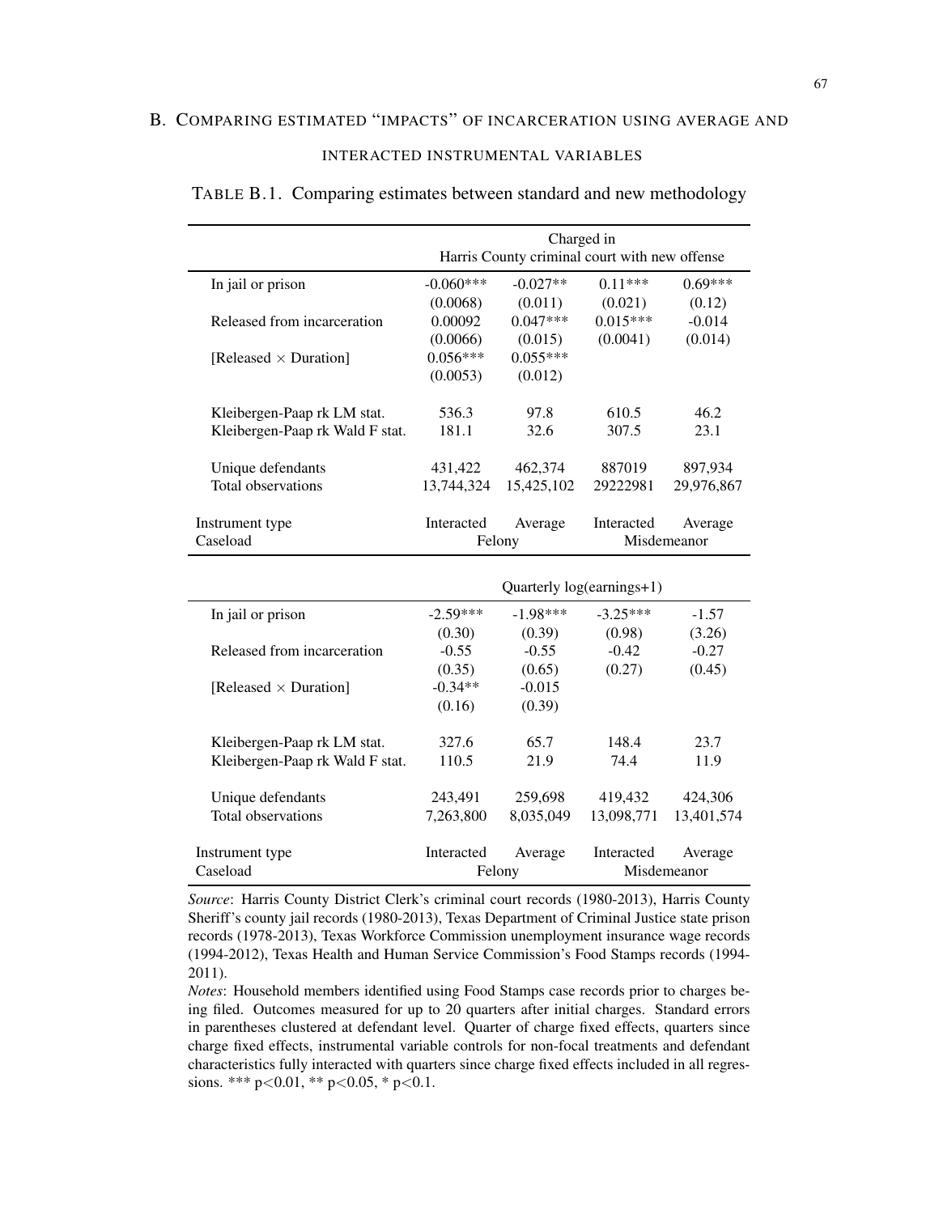## B. Comparing estimated "impacts" of incarceration using average and interacted instrumental variables

TABLE B.1. Comparing estimates between standard and new methodology

| | Charged in Harris County criminal court with new offense | | | |
|---|---|---|---|---|
| In jail or prison | -0.060*** | -0.027** | 0.11*** | 0.69*** |
| | (0.0068) | (0.011) | (0.021) | (0.12) |
| Released from incarceration | 0.00092 | 0.047*** | 0.015*** | -0.014 |
| | (0.0066) | (0.015) | (0.0041) | (0.014) |
| [Released × Duration] | 0.056*** | 0.055*** | | |
| | (0.0053) | (0.012) | | |
| Kleibergen-Paap rk LM stat. | 536.3 | 97.8 | 610.5 | 46.2 |
| Kleibergen-Paap rk Wald F stat. | 181.1 | 32.6 | 307.5 | 23.1 |
| Unique defendants | 431,422 | 462,374 | 887019 | 897,934 |
| Total observations | 13,744,324 | 15,425,102 | 29222981 | 29,976,867 |
| Instrument type | Interacted | Average | Interacted | Average |
| Caseload | Felony | | Misdemeanor | |

| | Quarterly log(earnings+1) | | | |
|---|---|---|---|---|
| In jail or prison | -2.59*** | -1.98*** | -3.25*** | -1.57 |
| | (0.30) | (0.39) | (0.98) | (3.26) |
| Released from incarceration | -0.55 | -0.55 | -0.42 | -0.27 |
| | (0.35) | (0.65) | (0.27) | (0.45) |
| [Released × Duration] | -0.34** | -0.015 | | |
| | (0.16) | (0.39) | | |
| Kleibergen-Paap rk LM stat. | 327.6 | 65.7 | 148.4 | 23.7 |
| Kleibergen-Paap rk Wald F stat. | 110.5 | 21.9 | 74.4 | 11.9 |
| Unique defendants | 243,491 | 259,698 | 419,432 | 424,306 |
| Total observations | 7,263,800 | 8,035,049 | 13,098,771 | 13,401,574 |
| Instrument type | Interacted | Average | Interacted | Average |
| Caseload | Felony | | Misdemeanor | |

*Source*: Harris County District Clerk's criminal court records (1980-2013), Harris County Sheriff's county jail records (1980-2013), Texas Department of Criminal Justice state prison records (1978-2013), Texas Workforce Commission unemployment insurance wage records (1994-2012), Texas Health and Human Service Commission's Food Stamps records (1994-2011).

*Notes*: Household members identified using Food Stamps case records prior to charges being filed. Outcomes measured for up to 20 quarters after initial charges. Standard errors in parentheses clustered at defendant level. Quarter of charge fixed effects, quarters since charge fixed effects, instrumental variable controls for non-focal treatments and defendant characteristics fully interacted with quarters since charge fixed effects included in all regressions. *** p<0.01, ** p<0.05, * p<0.1.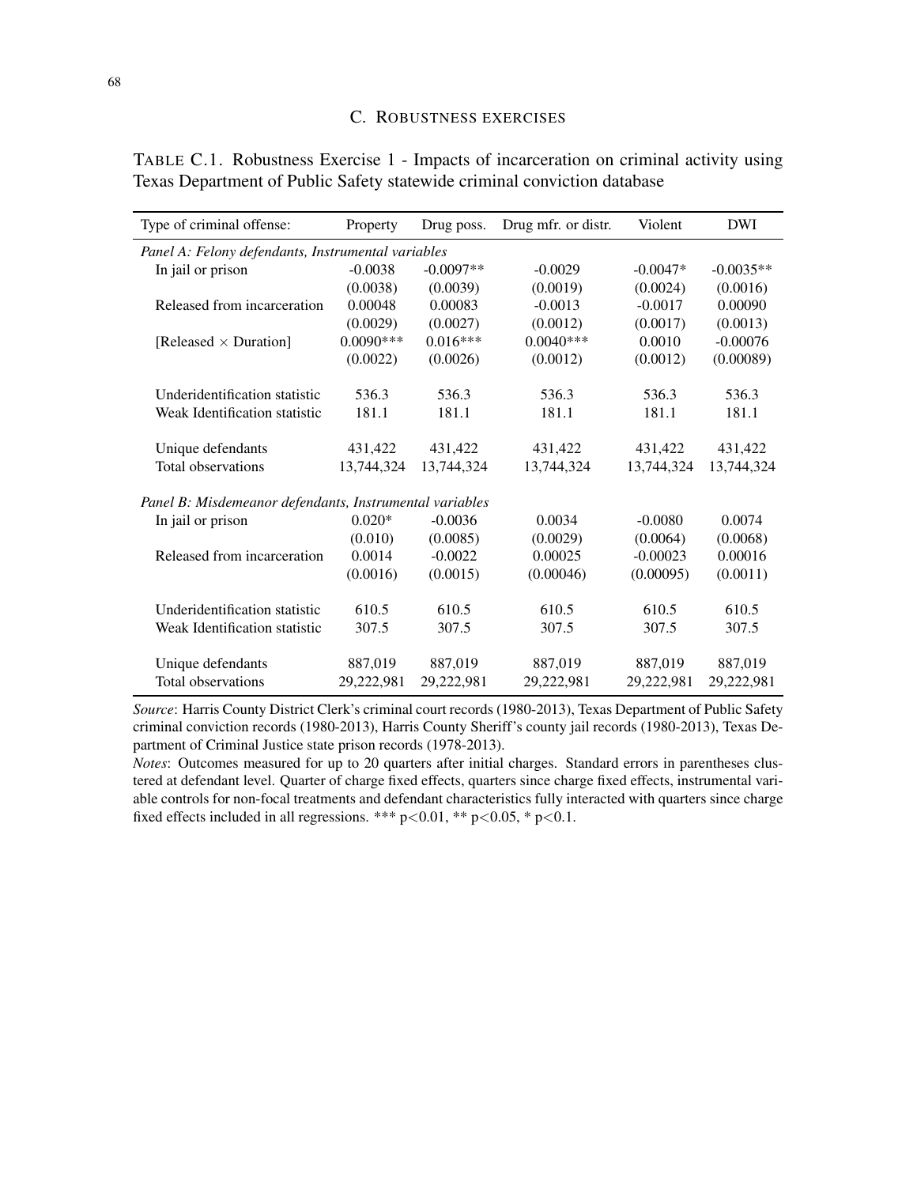## C. Robustness exercises

TABLE C.1. Robustness Exercise 1 - Impacts of incarceration on criminal activity using Texas Department of Public Safety statewide criminal conviction database

| Type of criminal offense: | Property | Drug poss. | Drug mfr. or distr. | Violent | DWI |
|---|---|---|---|---|---|
| *Panel A: Felony defendants, Instrumental variables* | | | | | |
| In jail or prison | -0.0038 | -0.0097** | -0.0029 | -0.0047* | -0.0035** |
| | (0.0038) | (0.0039) | (0.0019) | (0.0024) | (0.0016) |
| Released from incarceration | 0.00048 | 0.00083 | -0.0013 | -0.0017 | 0.00090 |
| | (0.0029) | (0.0027) | (0.0012) | (0.0017) | (0.0013) |
| [Released × Duration] | 0.0090*** | 0.016*** | 0.0040*** | 0.0010 | -0.00076 |
| | (0.0022) | (0.0026) | (0.0012) | (0.0012) | (0.00089) |
| Underidentification statistic | 536.3 | 536.3 | 536.3 | 536.3 | 536.3 |
| Weak Identification statistic | 181.1 | 181.1 | 181.1 | 181.1 | 181.1 |
| Unique defendants | 431,422 | 431,422 | 431,422 | 431,422 | 431,422 |
| Total observations | 13,744,324 | 13,744,324 | 13,744,324 | 13,744,324 | 13,744,324 |
| *Panel B: Misdemeanor defendants, Instrumental variables* | | | | | |
| In jail or prison | 0.020* | -0.0036 | 0.0034 | -0.0080 | 0.0074 |
| | (0.010) | (0.0085) | (0.0029) | (0.0064) | (0.0068) |
| Released from incarceration | 0.0014 | -0.0022 | 0.00025 | -0.00023 | 0.00016 |
| | (0.0016) | (0.0015) | (0.00046) | (0.00095) | (0.0011) |
| Underidentification statistic | 610.5 | 610.5 | 610.5 | 610.5 | 610.5 |
| Weak Identification statistic | 307.5 | 307.5 | 307.5 | 307.5 | 307.5 |
| Unique defendants | 887,019 | 887,019 | 887,019 | 887,019 | 887,019 |
| Total observations | 29,222,981 | 29,222,981 | 29,222,981 | 29,222,981 | 29,222,981 |

*Source*: Harris County District Clerk's criminal court records (1980-2013), Texas Department of Public Safety criminal conviction records (1980-2013), Harris County Sheriff's county jail records (1980-2013), Texas Department of Criminal Justice state prison records (1978-2013).

*Notes*: Outcomes measured for up to 20 quarters after initial charges. Standard errors in parentheses clustered at defendant level. Quarter of charge fixed effects, quarters since charge fixed effects, instrumental variable controls for non-focal treatments and defendant characteristics fully interacted with quarters since charge fixed effects included in all regressions. *** $p<0.01$, ** $p<0.05$, * $p<0.1$.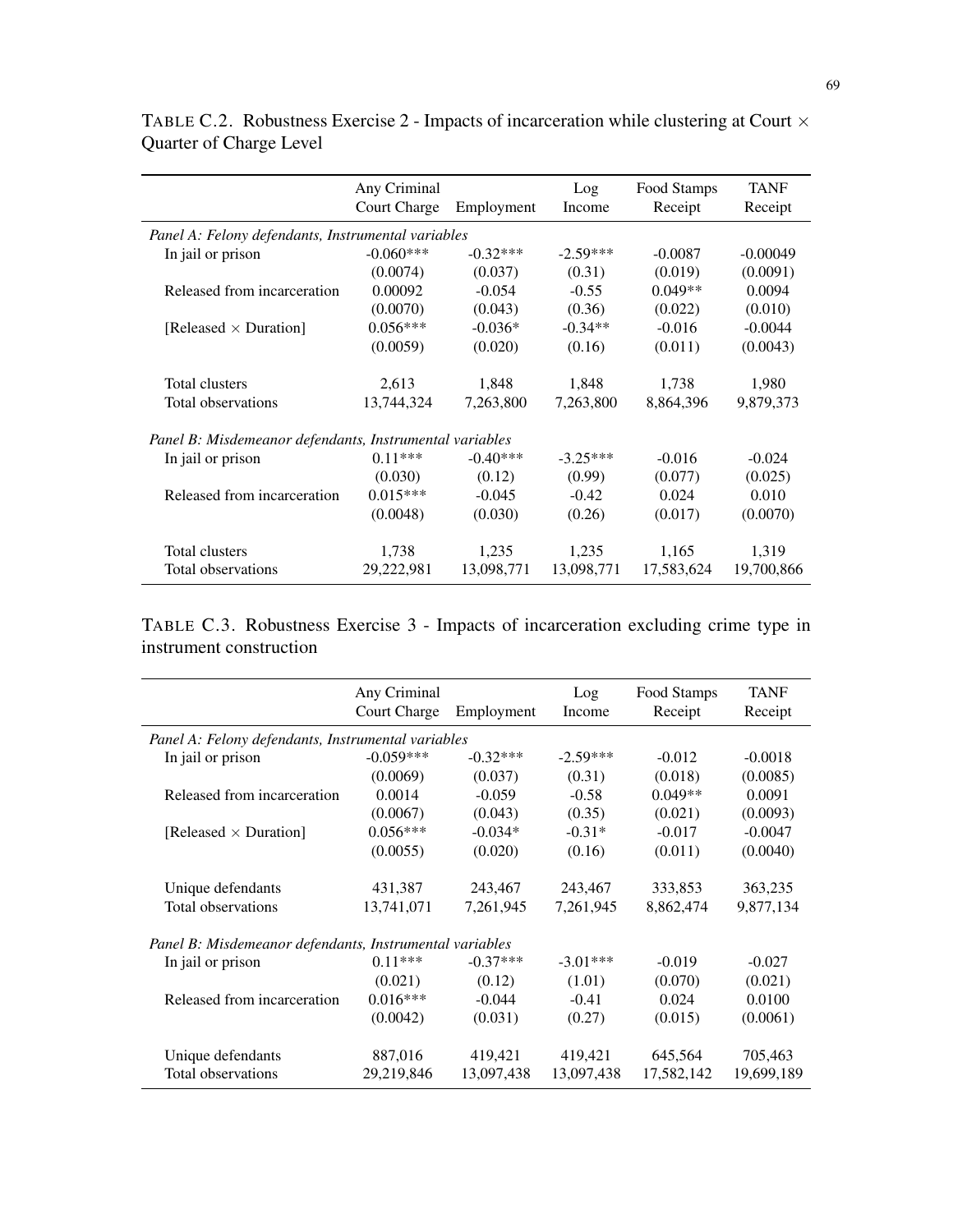TABLE C.2. Robustness Exercise 2 - Impacts of incarceration while clustering at Court × Quarter of Charge Level

| | Any Criminal Court Charge | Employment | Log Income | Food Stamps Receipt | TANF Receipt |
|---|---|---|---|---|---|
| *Panel A: Felony defendants, Instrumental variables* | | | | | |
| In jail or prison | -0.060*** | -0.32*** | -2.59*** | -0.0087 | -0.00049 |
| | (0.0074) | (0.037) | (0.31) | (0.019) | (0.0091) |
| Released from incarceration | 0.00092 | -0.054 | -0.55 | 0.049** | 0.0094 |
| | (0.0070) | (0.043) | (0.36) | (0.022) | (0.010) |
| [Released × Duration] | 0.056*** | -0.036* | -0.34** | -0.016 | -0.0044 |
| | (0.0059) | (0.020) | (0.16) | (0.011) | (0.0043) |
| Total clusters | 2,613 | 1,848 | 1,848 | 1,738 | 1,980 |
| Total observations | 13,744,324 | 7,263,800 | 7,263,800 | 8,864,396 | 9,879,373 |
| *Panel B: Misdemeanor defendants, Instrumental variables* | | | | | |
| In jail or prison | 0.11*** | -0.40*** | -3.25*** | -0.016 | -0.024 |
| | (0.030) | (0.12) | (0.99) | (0.077) | (0.025) |
| Released from incarceration | 0.015*** | -0.045 | -0.42 | 0.024 | 0.010 |
| | (0.0048) | (0.030) | (0.26) | (0.017) | (0.0070) |
| Total clusters | 1,738 | 1,235 | 1,235 | 1,165 | 1,319 |
| Total observations | 29,222,981 | 13,098,771 | 13,098,771 | 17,583,624 | 19,700,866 |

TABLE C.3. Robustness Exercise 3 - Impacts of incarceration excluding crime type in instrument construction

| | Any Criminal Court Charge | Employment | Log Income | Food Stamps Receipt | TANF Receipt |
|---|---|---|---|---|---|
| *Panel A: Felony defendants, Instrumental variables* | | | | | |
| In jail or prison | -0.059*** | -0.32*** | -2.59*** | -0.012 | -0.0018 |
| | (0.0069) | (0.037) | (0.31) | (0.018) | (0.0085) |
| Released from incarceration | 0.0014 | -0.059 | -0.58 | 0.049** | 0.0091 |
| | (0.0067) | (0.043) | (0.35) | (0.021) | (0.0093) |
| [Released × Duration] | 0.056*** | -0.034* | -0.31* | -0.017 | -0.0047 |
| | (0.0055) | (0.020) | (0.16) | (0.011) | (0.0040) |
| Unique defendants | 431,387 | 243,467 | 243,467 | 333,853 | 363,235 |
| Total observations | 13,741,071 | 7,261,945 | 7,261,945 | 8,862,474 | 9,877,134 |
| *Panel B: Misdemeanor defendants, Instrumental variables* | | | | | |
| In jail or prison | 0.11*** | -0.37*** | -3.01*** | -0.019 | -0.027 |
| | (0.021) | (0.12) | (1.01) | (0.070) | (0.021) |
| Released from incarceration | 0.016*** | -0.044 | -0.41 | 0.024 | 0.0100 |
| | (0.0042) | (0.031) | (0.27) | (0.015) | (0.0061) |
| Unique defendants | 887,016 | 419,421 | 419,421 | 645,564 | 705,463 |
| Total observations | 29,219,846 | 13,097,438 | 13,097,438 | 17,582,142 | 19,699,189 |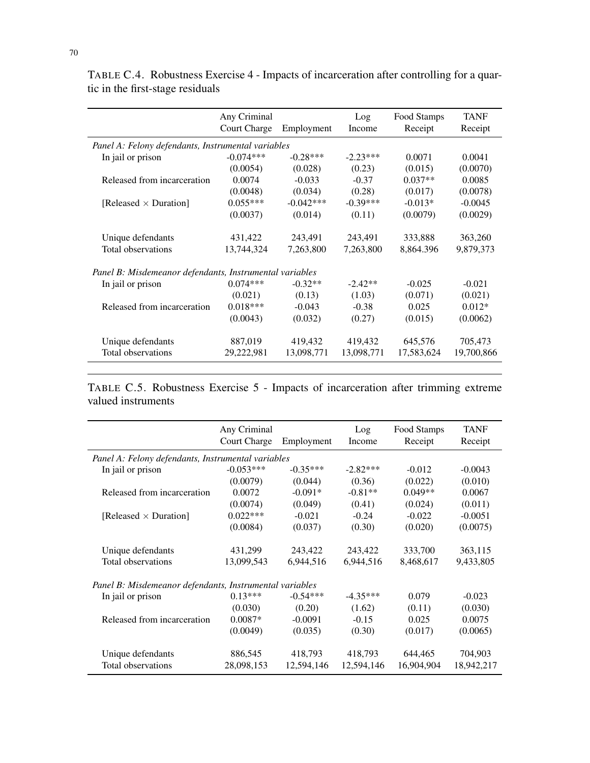TABLE C.4. Robustness Exercise 4 - Impacts of incarceration after controlling for a quartic in the first-stage residuals

| | Any Criminal Court Charge | Employment | Log Income | Food Stamps Receipt | TANF Receipt |
|---|---|---|---|---|---|
| *Panel A: Felony defendants, Instrumental variables* | | | | | |
| In jail or prison | -0.074*** | -0.28*** | -2.23*** | 0.0071 | 0.0041 |
| | (0.0054) | (0.028) | (0.23) | (0.015) | (0.0070) |
| Released from incarceration | 0.0074 | -0.033 | -0.37 | 0.037** | 0.0085 |
| | (0.0048) | (0.034) | (0.28) | (0.017) | (0.0078) |
| [Released × Duration] | 0.055*** | -0.042*** | -0.39*** | -0.013* | -0.0045 |
| | (0.0037) | (0.014) | (0.11) | (0.0079) | (0.0029) |
| Unique defendants | 431,422 | 243,491 | 243,491 | 333,888 | 363,260 |
| Total observations | 13,744,324 | 7,263,800 | 7,263,800 | 8,864.396 | 9,879,373 |
| *Panel B: Misdemeanor defendants, Instrumental variables* | | | | | |
| In jail or prison | 0.074*** | -0.32** | -2.42** | -0.025 | -0.021 |
| | (0.021) | (0.13) | (1.03) | (0.071) | (0.021) |
| Released from incarceration | 0.018*** | -0.043 | -0.38 | 0.025 | 0.012* |
| | (0.0043) | (0.032) | (0.27) | (0.015) | (0.0062) |
| Unique defendants | 887,019 | 419,432 | 419,432 | 645,576 | 705,473 |
| Total observations | 29,222,981 | 13,098,771 | 13,098,771 | 17,583,624 | 19,700,866 |

TABLE C.5. Robustness Exercise 5 - Impacts of incarceration after trimming extreme valued instruments

| | Any Criminal Court Charge | Employment | Log Income | Food Stamps Receipt | TANF Receipt |
|---|---|---|---|---|---|
| *Panel A: Felony defendants, Instrumental variables* | | | | | |
| In jail or prison | -0.053*** | -0.35*** | -2.82*** | -0.012 | -0.0043 |
| | (0.0079) | (0.044) | (0.36) | (0.022) | (0.010) |
| Released from incarceration | 0.0072 | -0.091* | -0.81** | 0.049** | 0.0067 |
| | (0.0074) | (0.049) | (0.41) | (0.024) | (0.011) |
| [Released × Duration] | 0.022*** | -0.021 | -0.24 | -0.022 | -0.0051 |
| | (0.0084) | (0.037) | (0.30) | (0.020) | (0.0075) |
| Unique defendants | 431,299 | 243,422 | 243,422 | 333,700 | 363,115 |
| Total observations | 13,099,543 | 6,944,516 | 6,944,516 | 8,468,617 | 9,433,805 |
| *Panel B: Misdemeanor defendants, Instrumental variables* | | | | | |
| In jail or prison | 0.13*** | -0.54*** | -4.35*** | 0.079 | -0.023 |
| | (0.030) | (0.20) | (1.62) | (0.11) | (0.030) |
| Released from incarceration | 0.0087* | -0.0091 | -0.15 | 0.025 | 0.0075 |
| | (0.0049) | (0.035) | (0.30) | (0.017) | (0.0065) |
| Unique defendants | 886,545 | 418,793 | 418,793 | 644,465 | 704,903 |
| Total observations | 28,098,153 | 12,594,146 | 12,594,146 | 16,904,904 | 18,942,217 |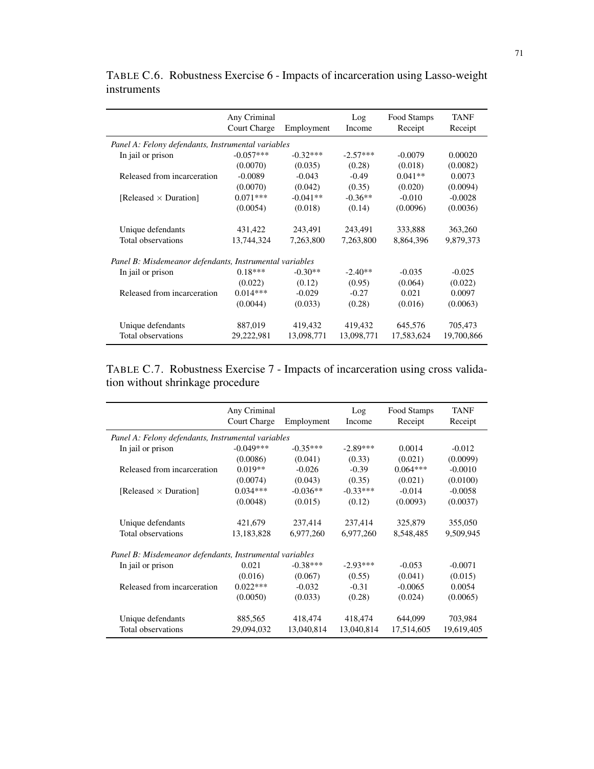TABLE C.6. Robustness Exercise 6 - Impacts of incarceration using Lasso-weight instruments

| | Any Criminal Court Charge | Employment | Log Income | Food Stamps Receipt | TANF Receipt |
|---|---|---|---|---|---|
| *Panel A: Felony defendants, Instrumental variables* | | | | | |
| In jail or prison | -0.057*** | -0.32*** | -2.57*** | -0.0079 | 0.00020 |
| | (0.0070) | (0.035) | (0.28) | (0.018) | (0.0082) |
| Released from incarceration | -0.0089 | -0.043 | -0.49 | 0.041** | 0.0073 |
| | (0.0070) | (0.042) | (0.35) | (0.020) | (0.0094) |
| [Released × Duration] | 0.071*** | -0.041** | -0.36** | -0.010 | -0.0028 |
| | (0.0054) | (0.018) | (0.14) | (0.0096) | (0.0036) |
| Unique defendants | 431,422 | 243,491 | 243,491 | 333,888 | 363,260 |
| Total observations | 13,744,324 | 7,263,800 | 7,263,800 | 8,864,396 | 9,879,373 |
| *Panel B: Misdemeanor defendants, Instrumental variables* | | | | | |
| In jail or prison | 0.18*** | -0.30** | -2.40** | -0.035 | -0.025 |
| | (0.022) | (0.12) | (0.95) | (0.064) | (0.022) |
| Released from incarceration | 0.014*** | -0.029 | -0.27 | 0.021 | 0.0097 |
| | (0.0044) | (0.033) | (0.28) | (0.016) | (0.0063) |
| Unique defendants | 887,019 | 419,432 | 419,432 | 645,576 | 705,473 |
| Total observations | 29,222,981 | 13,098,771 | 13,098,771 | 17,583,624 | 19,700,866 |

TABLE C.7. Robustness Exercise 7 - Impacts of incarceration using cross validation without shrinkage procedure

| | Any Criminal Court Charge | Employment | Log Income | Food Stamps Receipt | TANF Receipt |
|---|---|---|---|---|---|
| *Panel A: Felony defendants, Instrumental variables* | | | | | |
| In jail or prison | -0.049*** | -0.35*** | -2.89*** | 0.0014 | -0.012 |
| | (0.0086) | (0.041) | (0.33) | (0.021) | (0.0099) |
| Released from incarceration | 0.019** | -0.026 | -0.39 | 0.064*** | -0.0010 |
| | (0.0074) | (0.043) | (0.35) | (0.021) | (0.0100) |
| [Released × Duration] | 0.034*** | -0.036** | -0.33*** | -0.014 | -0.0058 |
| | (0.0048) | (0.015) | (0.12) | (0.0093) | (0.0037) |
| Unique defendants | 421,679 | 237,414 | 237,414 | 325,879 | 355,050 |
| Total observations | 13,183,828 | 6,977,260 | 6,977,260 | 8,548,485 | 9,509,945 |
| *Panel B: Misdemeanor defendants, Instrumental variables* | | | | | |
| In jail or prison | 0.021 | -0.38*** | -2.93*** | -0.053 | -0.0071 |
| | (0.016) | (0.067) | (0.55) | (0.041) | (0.015) |
| Released from incarceration | 0.022*** | -0.032 | -0.31 | -0.0065 | 0.0054 |
| | (0.0050) | (0.033) | (0.28) | (0.024) | (0.0065) |
| Unique defendants | 885,565 | 418,474 | 418,474 | 644,099 | 703,984 |
| Total observations | 29,094,032 | 13,040,814 | 13,040,814 | 17,514,605 | 19,619,405 |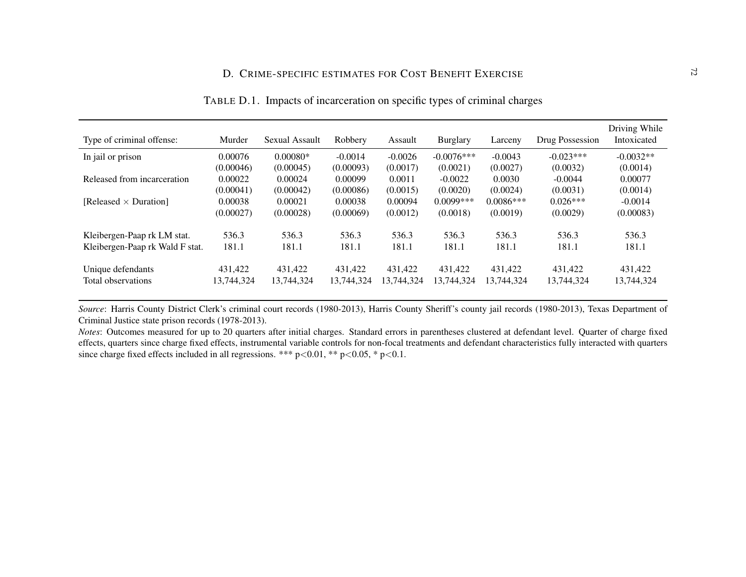## D. Crime-specific estimates for Cost Benefit Exercise

Table D.1. Impacts of incarceration on specific types of criminal charges

| Type of criminal offense: | Murder | Sexual Assault | Robbery | Assault | Burglary | Larceny | Drug Possession | Driving While Intoxicated |
|---|---|---|---|---|---|---|---|---|
| In jail or prison | 0.00076 | 0.00080* | -0.0014 | -0.0026 | -0.0076*** | -0.0043 | -0.023*** | -0.0032** |
| | (0.00046) | (0.00045) | (0.00093) | (0.0017) | (0.0021) | (0.0027) | (0.0032) | (0.0014) |
| Released from incarceration | 0.00022 | 0.00024 | 0.00099 | 0.0011 | -0.0022 | 0.0030 | -0.0044 | 0.00077 |
| | (0.00041) | (0.00042) | (0.00086) | (0.0015) | (0.0020) | (0.0024) | (0.0031) | (0.0014) |
| [Released × Duration] | 0.00038 | 0.00021 | 0.00038 | 0.00094 | 0.0099*** | 0.0086*** | 0.026*** | -0.0014 |
| | (0.00027) | (0.00028) | (0.00069) | (0.0012) | (0.0018) | (0.0019) | (0.0029) | (0.00083) |
| Kleibergen-Paap rk LM stat. | 536.3 | 536.3 | 536.3 | 536.3 | 536.3 | 536.3 | 536.3 | 536.3 |
| Kleibergen-Paap rk Wald F stat. | 181.1 | 181.1 | 181.1 | 181.1 | 181.1 | 181.1 | 181.1 | 181.1 |
| Unique defendants | 431,422 | 431,422 | 431,422 | 431,422 | 431,422 | 431,422 | 431,422 | 431,422 |
| Total observations | 13,744,324 | 13,744,324 | 13,744,324 | 13,744,324 | 13,744,324 | 13,744,324 | 13,744,324 | 13,744,324 |

*Source*: Harris County District Clerk's criminal court records (1980-2013), Harris County Sheriff's county jail records (1980-2013), Texas Department of Criminal Justice state prison records (1978-2013).

*Notes*: Outcomes measured for up to 20 quarters after initial charges. Standard errors in parentheses clustered at defendant level. Quarter of charge fixed effects, quarters since charge fixed effects, instrumental variable controls for non-focal treatments and defendant characteristics fully interacted with quarters since charge fixed effects included in all regressions. *** $p<0.01$, ** $p<0.05$, * $p<0.1$.